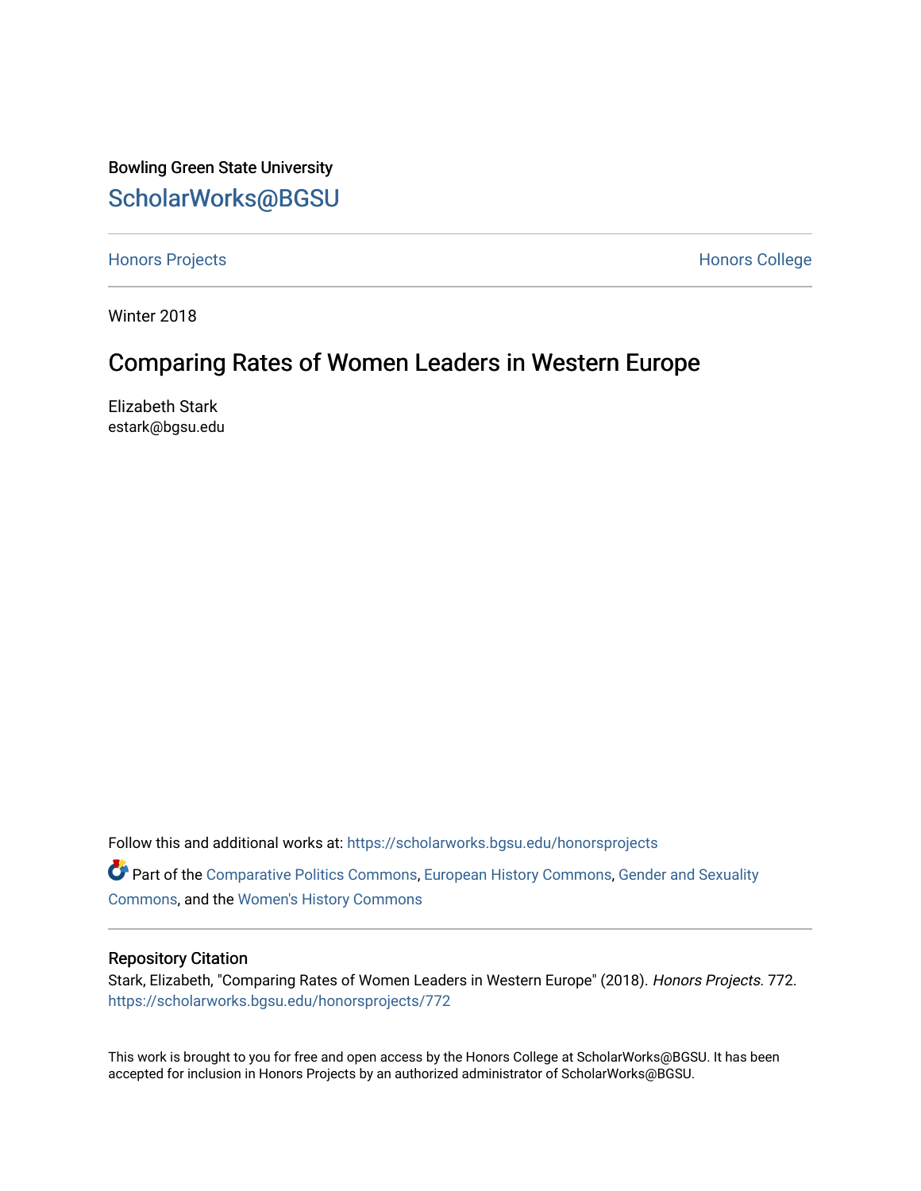Bowling Green State University

# ScholarWorks@BGSU

Honors Projects

Honors College

Winter 2018

## Comparing Rates of Women Leaders in Western Europe

Elizabeth Stark
estark@bgsu.edu

Follow this and additional works at: https://scholarworks.bgsu.edu/honorsprojects

Part of the Comparative Politics Commons, European History Commons, Gender and Sexuality Commons, and the Women's History Commons

### Repository Citation

Stark, Elizabeth, "Comparing Rates of Women Leaders in Western Europe" (2018). *Honors Projects*. 772.
https://scholarworks.bgsu.edu/honorsprojects/772

This work is brought to you for free and open access by the Honors College at ScholarWorks@BGSU. It has been accepted for inclusion in Honors Projects by an authorized administrator of ScholarWorks@BGSU.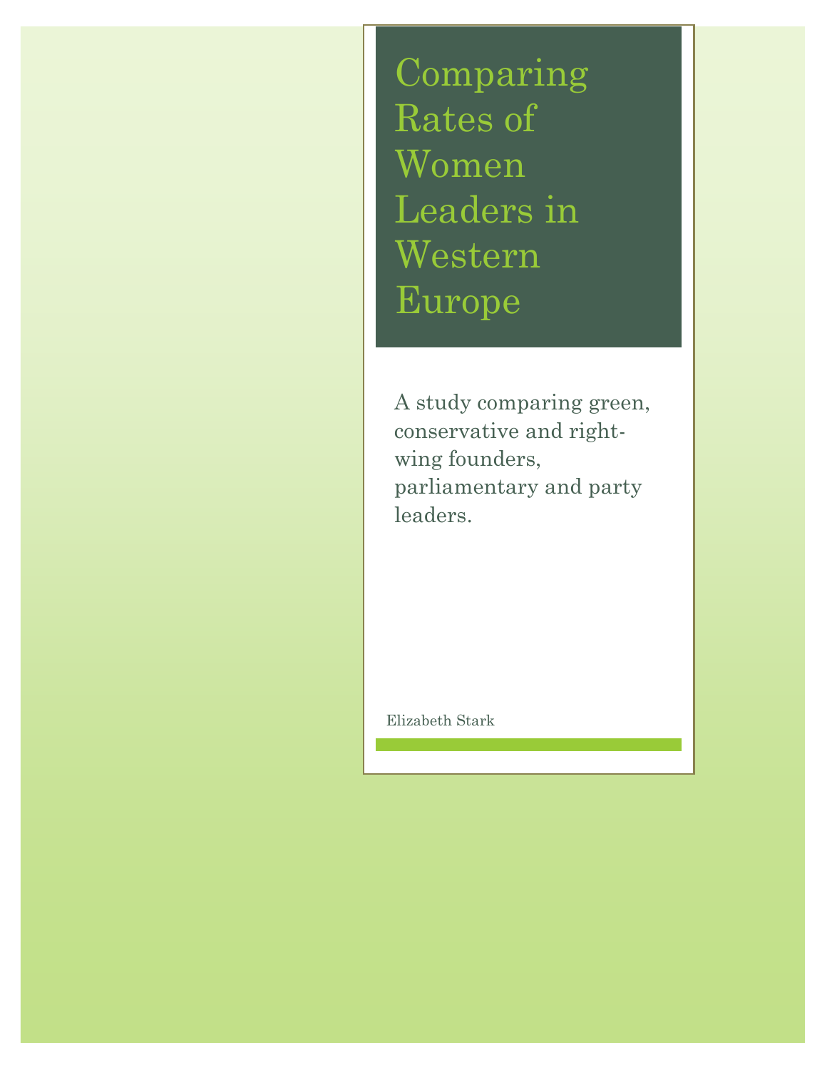# Comparing Rates of Women Leaders in Western Europe

A study comparing green, conservative and right-wing founders, parliamentary and party leaders.

Elizabeth Stark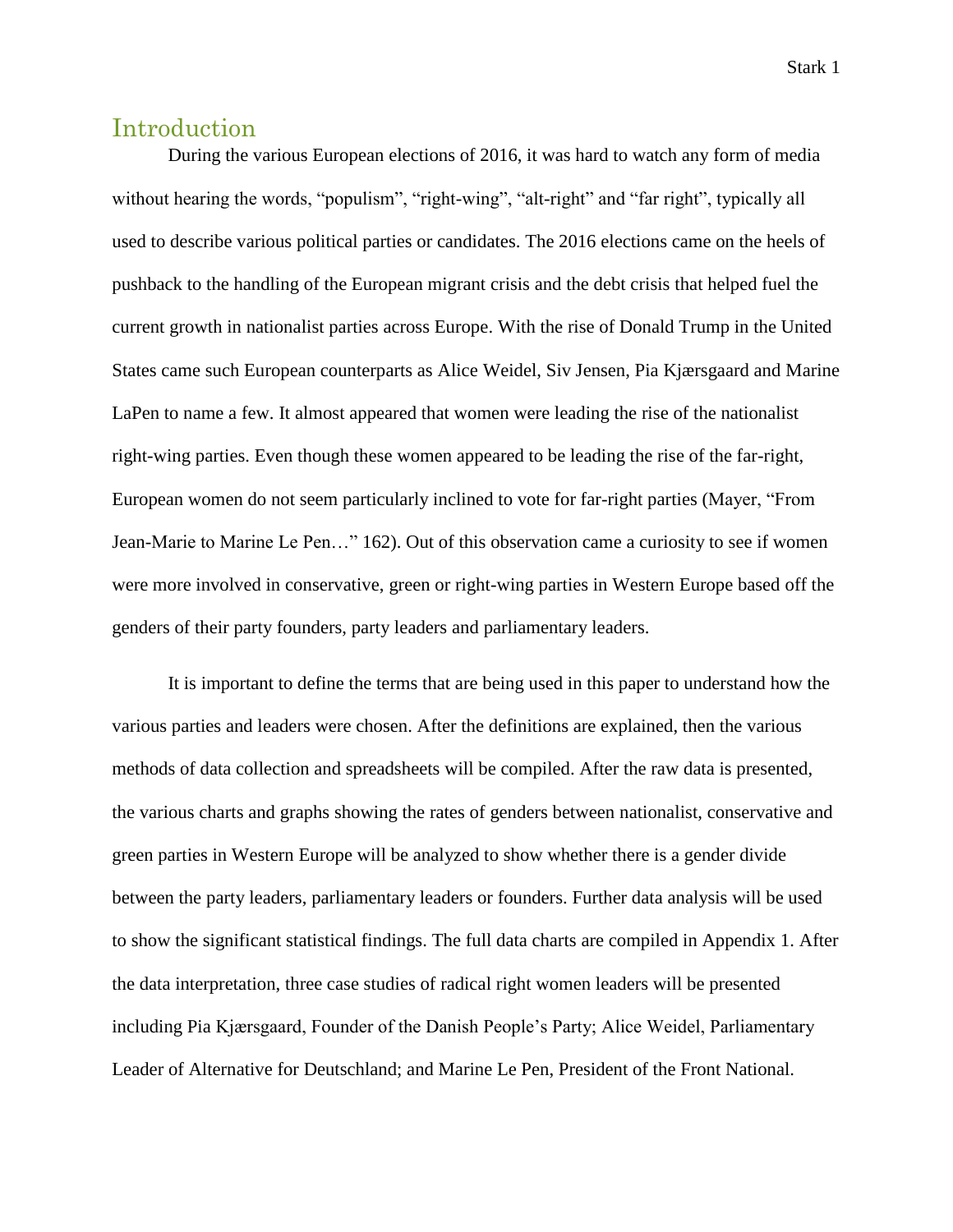## Introduction

During the various European elections of 2016, it was hard to watch any form of media without hearing the words, "populism", "right-wing", "alt-right" and "far right", typically all used to describe various political parties or candidates. The 2016 elections came on the heels of pushback to the handling of the European migrant crisis and the debt crisis that helped fuel the current growth in nationalist parties across Europe. With the rise of Donald Trump in the United States came such European counterparts as Alice Weidel, Siv Jensen, Pia Kjærsgaard and Marine LaPen to name a few. It almost appeared that women were leading the rise of the nationalist right-wing parties. Even though these women appeared to be leading the rise of the far-right, European women do not seem particularly inclined to vote for far-right parties (Mayer, "From Jean-Marie to Marine Le Pen…" 162). Out of this observation came a curiosity to see if women were more involved in conservative, green or right-wing parties in Western Europe based off the genders of their party founders, party leaders and parliamentary leaders.

It is important to define the terms that are being used in this paper to understand how the various parties and leaders were chosen. After the definitions are explained, then the various methods of data collection and spreadsheets will be compiled. After the raw data is presented, the various charts and graphs showing the rates of genders between nationalist, conservative and green parties in Western Europe will be analyzed to show whether there is a gender divide between the party leaders, parliamentary leaders or founders. Further data analysis will be used to show the significant statistical findings. The full data charts are compiled in Appendix 1. After the data interpretation, three case studies of radical right women leaders will be presented including Pia Kjærsgaard, Founder of the Danish People's Party; Alice Weidel, Parliamentary Leader of Alternative for Deutschland; and Marine Le Pen, President of the Front National.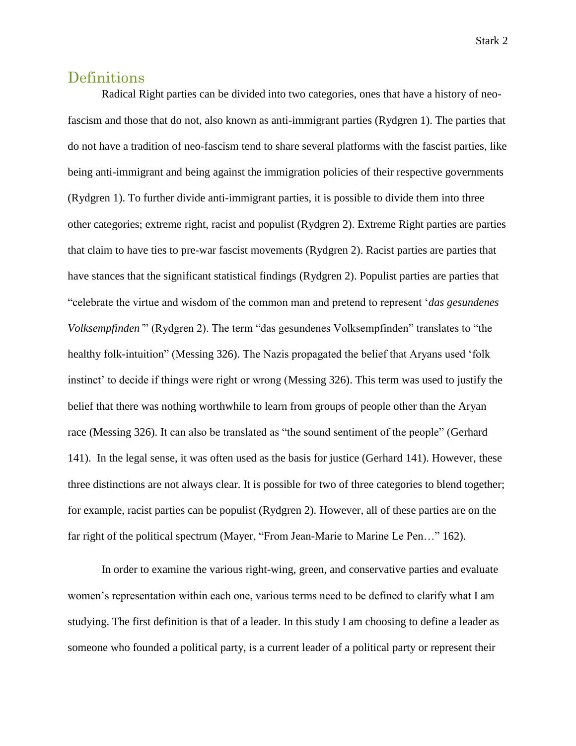## Definitions

Radical Right parties can be divided into two categories, ones that have a history of neo-fascism and those that do not, also known as anti-immigrant parties (Rydgren 1). The parties that do not have a tradition of neo-fascism tend to share several platforms with the fascist parties, like being anti-immigrant and being against the immigration policies of their respective governments (Rydgren 1). To further divide anti-immigrant parties, it is possible to divide them into three other categories; extreme right, racist and populist (Rydgren 2). Extreme Right parties are parties that claim to have ties to pre-war fascist movements (Rydgren 2). Racist parties are parties that have stances that the significant statistical findings (Rydgren 2). Populist parties are parties that "celebrate the virtue and wisdom of the common man and pretend to represent '*das gesundenes Volksempfinden'*" (Rydgren 2). The term "das gesundenes Volksempfinden" translates to "the healthy folk-intuition" (Messing 326). The Nazis propagated the belief that Aryans used 'folk instinct' to decide if things were right or wrong (Messing 326). This term was used to justify the belief that there was nothing worthwhile to learn from groups of people other than the Aryan race (Messing 326). It can also be translated as "the sound sentiment of the people" (Gerhard 141). In the legal sense, it was often used as the basis for justice (Gerhard 141). However, these three distinctions are not always clear. It is possible for two of three categories to blend together; for example, racist parties can be populist (Rydgren 2). However, all of these parties are on the far right of the political spectrum (Mayer, "From Jean-Marie to Marine Le Pen…" 162).

In order to examine the various right-wing, green, and conservative parties and evaluate women's representation within each one, various terms need to be defined to clarify what I am studying. The first definition is that of a leader. In this study I am choosing to define a leader as someone who founded a political party, is a current leader of a political party or represent their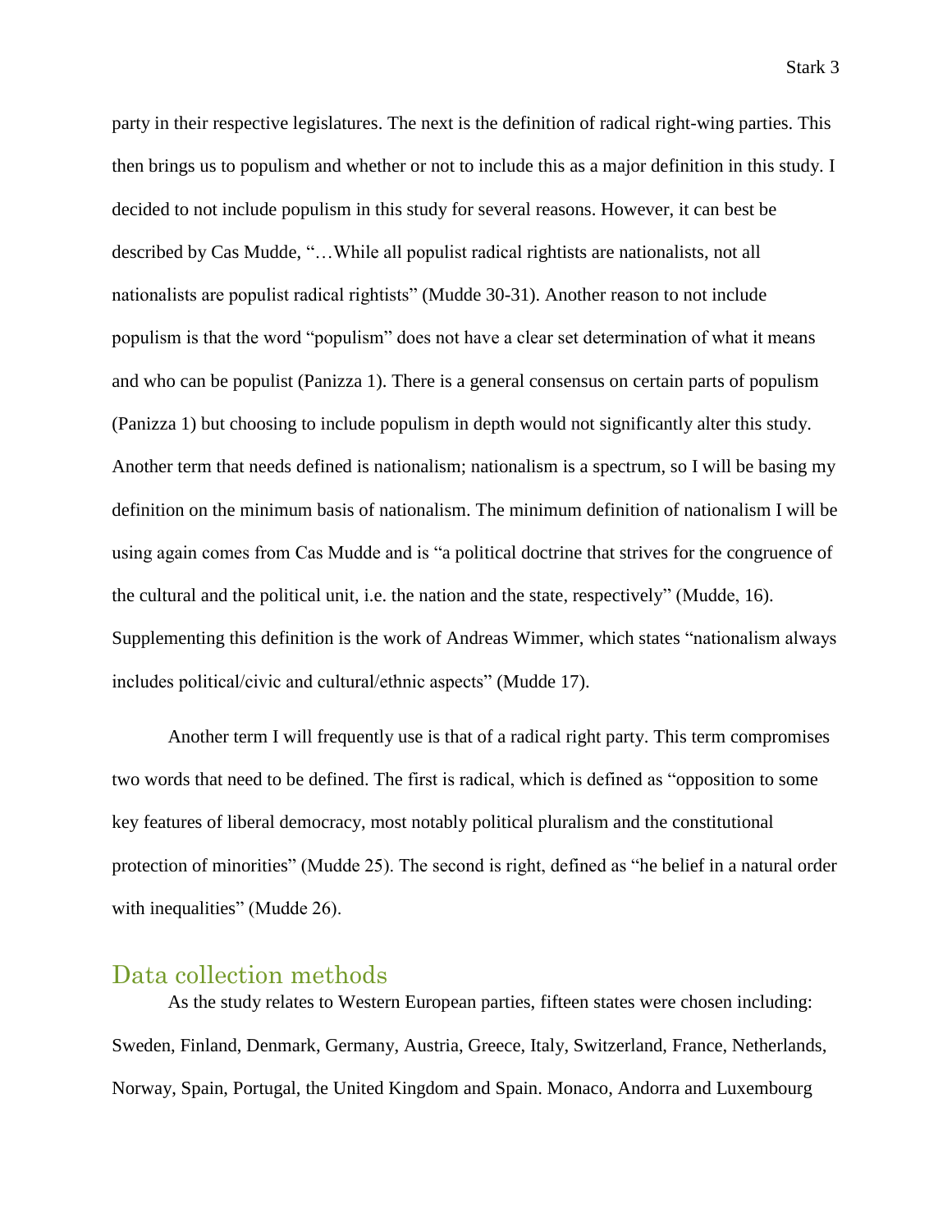party in their respective legislatures. The next is the definition of radical right-wing parties. This then brings us to populism and whether or not to include this as a major definition in this study. I decided to not include populism in this study for several reasons. However, it can best be described by Cas Mudde, "…While all populist radical rightists are nationalists, not all nationalists are populist radical rightists" (Mudde 30-31). Another reason to not include populism is that the word "populism" does not have a clear set determination of what it means and who can be populist (Panizza 1). There is a general consensus on certain parts of populism (Panizza 1) but choosing to include populism in depth would not significantly alter this study. Another term that needs defined is nationalism; nationalism is a spectrum, so I will be basing my definition on the minimum basis of nationalism. The minimum definition of nationalism I will be using again comes from Cas Mudde and is "a political doctrine that strives for the congruence of the cultural and the political unit, i.e. the nation and the state, respectively" (Mudde, 16). Supplementing this definition is the work of Andreas Wimmer, which states "nationalism always includes political/civic and cultural/ethnic aspects" (Mudde 17).

Another term I will frequently use is that of a radical right party. This term compromises two words that need to be defined. The first is radical, which is defined as "opposition to some key features of liberal democracy, most notably political pluralism and the constitutional protection of minorities" (Mudde 25). The second is right, defined as "he belief in a natural order with inequalities" (Mudde 26).

## Data collection methods

As the study relates to Western European parties, fifteen states were chosen including: Sweden, Finland, Denmark, Germany, Austria, Greece, Italy, Switzerland, France, Netherlands, Norway, Spain, Portugal, the United Kingdom and Spain. Monaco, Andorra and Luxembourg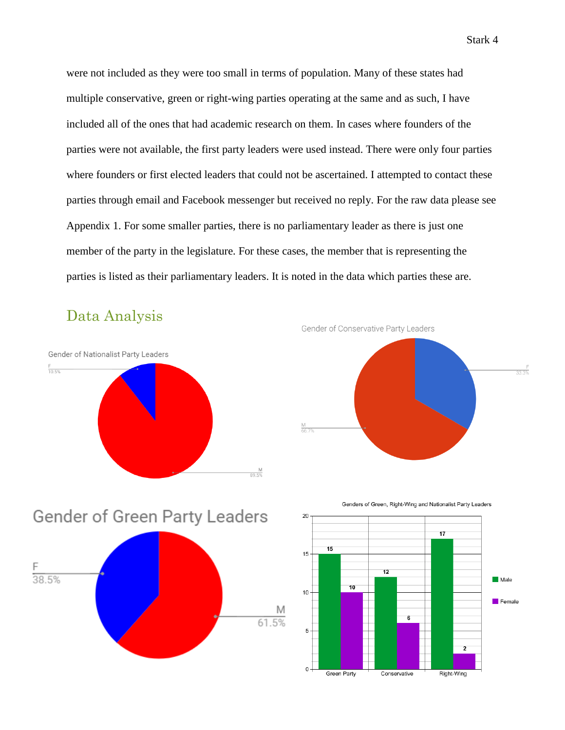were not included as they were too small in terms of population. Many of these states had multiple conservative, green or right-wing parties operating at the same and as such, I have included all of the ones that had academic research on them. In cases where founders of the parties were not available, the first party leaders were used instead. There were only four parties where founders or first elected leaders that could not be ascertained. I attempted to contact these parties through email and Facebook messenger but received no reply. For the raw data please see Appendix 1. For some smaller parties, there is no parliamentary leader as there is just one member of the party in the legislature. For these cases, the member that is representing the parties is listed as their parliamentary leaders. It is noted in the data which parties these are.

## Data Analysis

Gender of Nationalist Party Leaders

F 10.5%

M 89.5%

Gender of Conservative Party Leaders

F 33.3%

M 66.7%

Gender of Green Party Leaders

F 38.5%

M 61.5%

Genders of Green, Right-Wing and Nationalist Party Leaders

| | Male | Female |
|---|---|---|
| Green Party | 15 | 10 |
| Conservative | 12 | 6 |
| Right-Wing | 17 | 2 |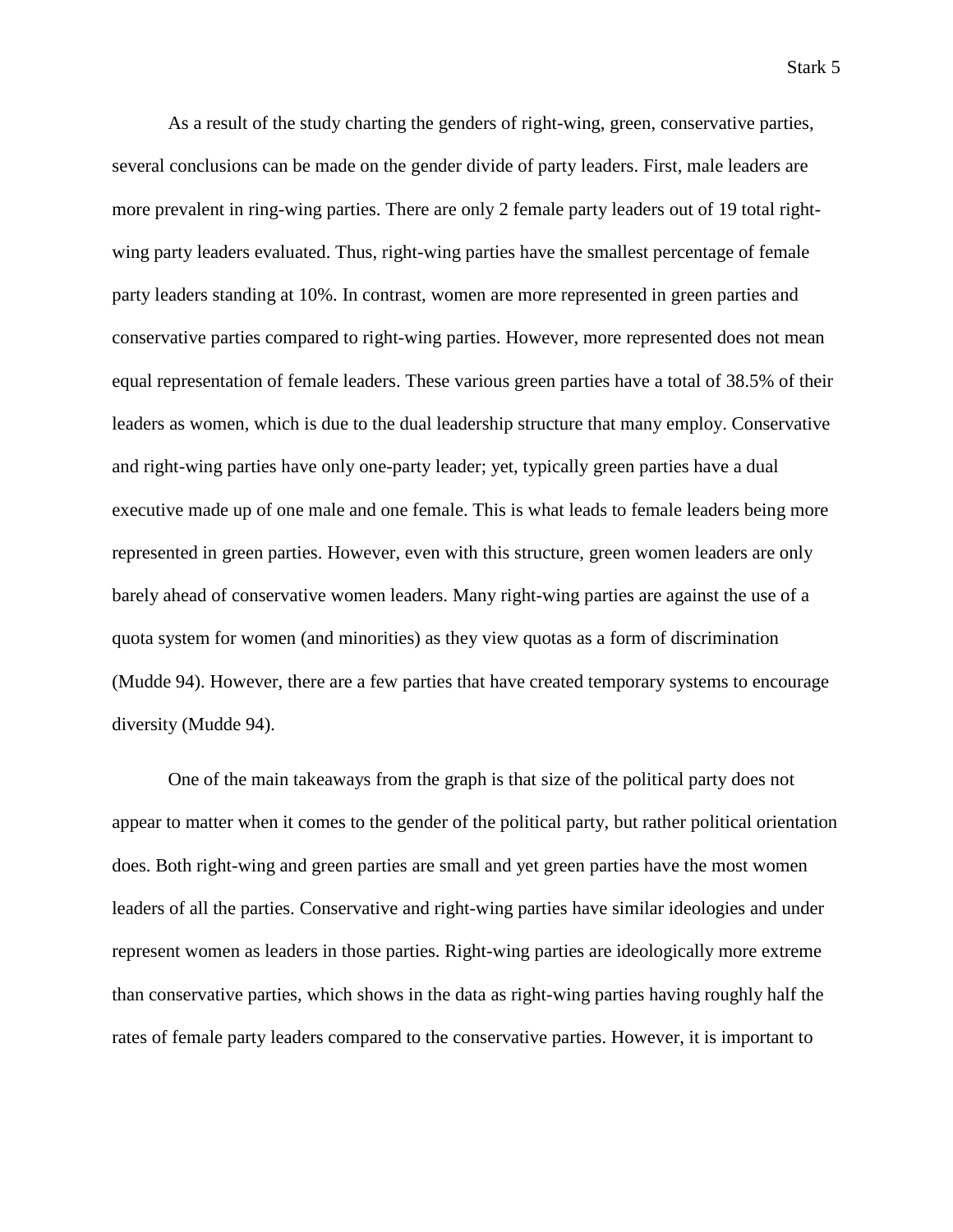As a result of the study charting the genders of right-wing, green, conservative parties, several conclusions can be made on the gender divide of party leaders. First, male leaders are more prevalent in ring-wing parties. There are only 2 female party leaders out of 19 total right-wing party leaders evaluated. Thus, right-wing parties have the smallest percentage of female party leaders standing at 10%. In contrast, women are more represented in green parties and conservative parties compared to right-wing parties. However, more represented does not mean equal representation of female leaders. These various green parties have a total of 38.5% of their leaders as women, which is due to the dual leadership structure that many employ. Conservative and right-wing parties have only one-party leader; yet, typically green parties have a dual executive made up of one male and one female. This is what leads to female leaders being more represented in green parties. However, even with this structure, green women leaders are only barely ahead of conservative women leaders. Many right-wing parties are against the use of a quota system for women (and minorities) as they view quotas as a form of discrimination (Mudde 94). However, there are a few parties that have created temporary systems to encourage diversity (Mudde 94).

One of the main takeaways from the graph is that size of the political party does not appear to matter when it comes to the gender of the political party, but rather political orientation does. Both right-wing and green parties are small and yet green parties have the most women leaders of all the parties. Conservative and right-wing parties have similar ideologies and under represent women as leaders in those parties. Right-wing parties are ideologically more extreme than conservative parties, which shows in the data as right-wing parties having roughly half the rates of female party leaders compared to the conservative parties. However, it is important to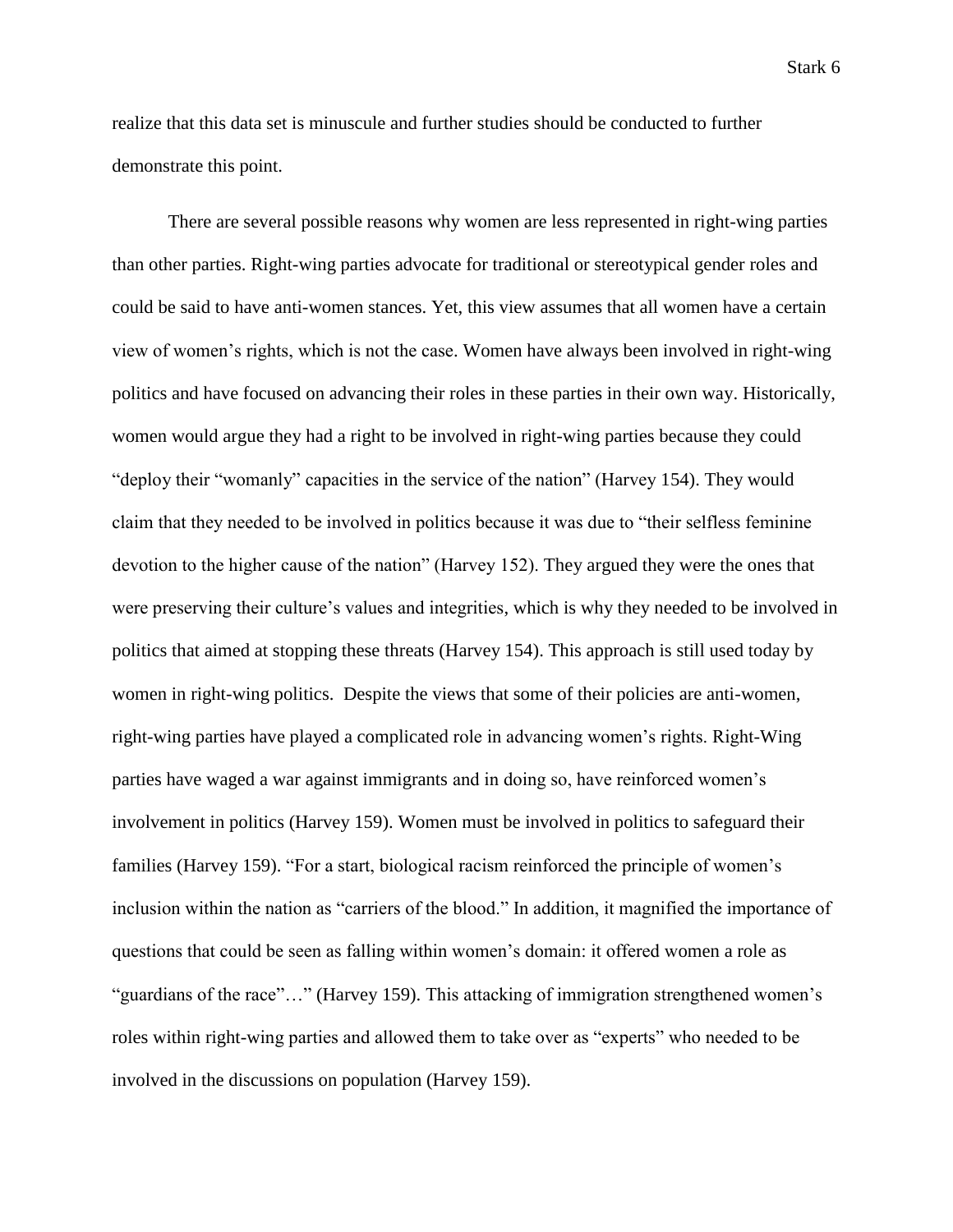realize that this data set is minuscule and further studies should be conducted to further demonstrate this point.

There are several possible reasons why women are less represented in right-wing parties than other parties. Right-wing parties advocate for traditional or stereotypical gender roles and could be said to have anti-women stances. Yet, this view assumes that all women have a certain view of women's rights, which is not the case. Women have always been involved in right-wing politics and have focused on advancing their roles in these parties in their own way. Historically, women would argue they had a right to be involved in right-wing parties because they could "deploy their "womanly" capacities in the service of the nation" (Harvey 154). They would claim that they needed to be involved in politics because it was due to "their selfless feminine devotion to the higher cause of the nation" (Harvey 152). They argued they were the ones that were preserving their culture's values and integrities, which is why they needed to be involved in politics that aimed at stopping these threats (Harvey 154). This approach is still used today by women in right-wing politics. Despite the views that some of their policies are anti-women, right-wing parties have played a complicated role in advancing women's rights. Right-Wing parties have waged a war against immigrants and in doing so, have reinforced women's involvement in politics (Harvey 159). Women must be involved in politics to safeguard their families (Harvey 159). "For a start, biological racism reinforced the principle of women's inclusion within the nation as "carriers of the blood." In addition, it magnified the importance of questions that could be seen as falling within women's domain: it offered women a role as "guardians of the race"…" (Harvey 159). This attacking of immigration strengthened women's roles within right-wing parties and allowed them to take over as "experts" who needed to be involved in the discussions on population (Harvey 159).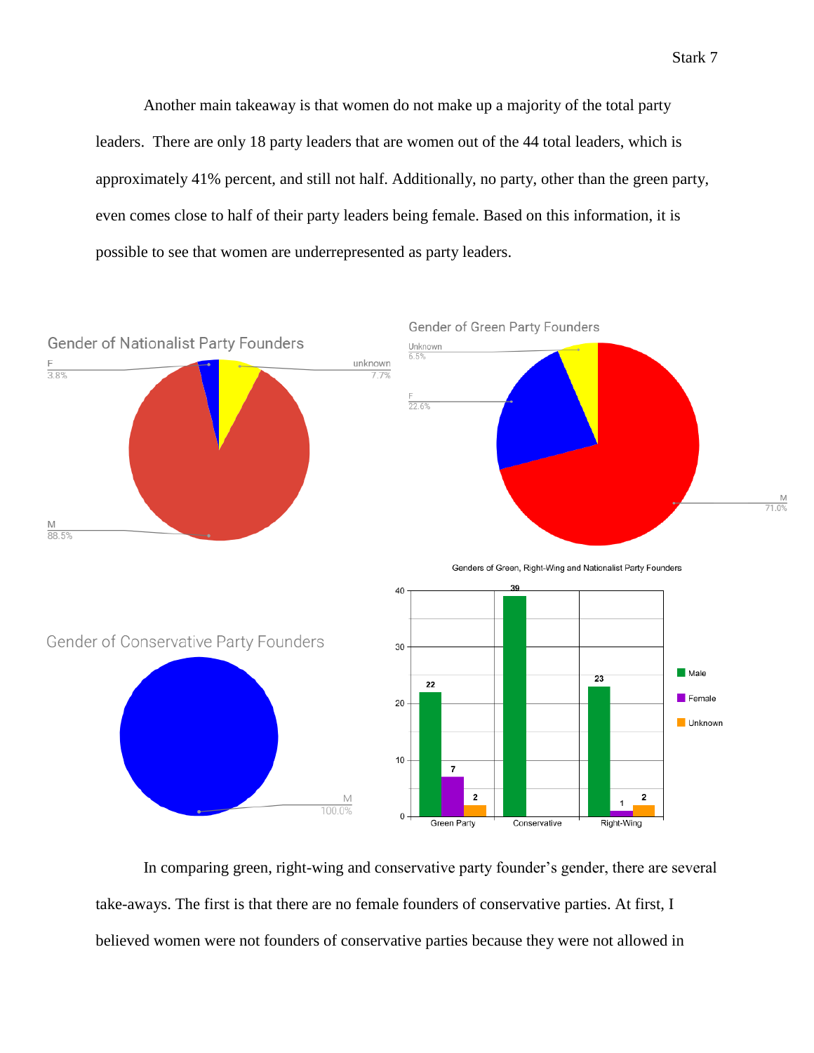Another main takeaway is that women do not make up a majority of the total party leaders. There are only 18 party leaders that are women out of the 44 total leaders, which is approximately 41% percent, and still not half. Additionally, no party, other than the green party, even comes close to half of their party leaders being female. Based on this information, it is possible to see that women are underrepresented as party leaders.

In comparing green, right-wing and conservative party founder's gender, there are several take-aways. The first is that there are no female founders of conservative parties. At first, I believed women were not founders of conservative parties because they were not allowed in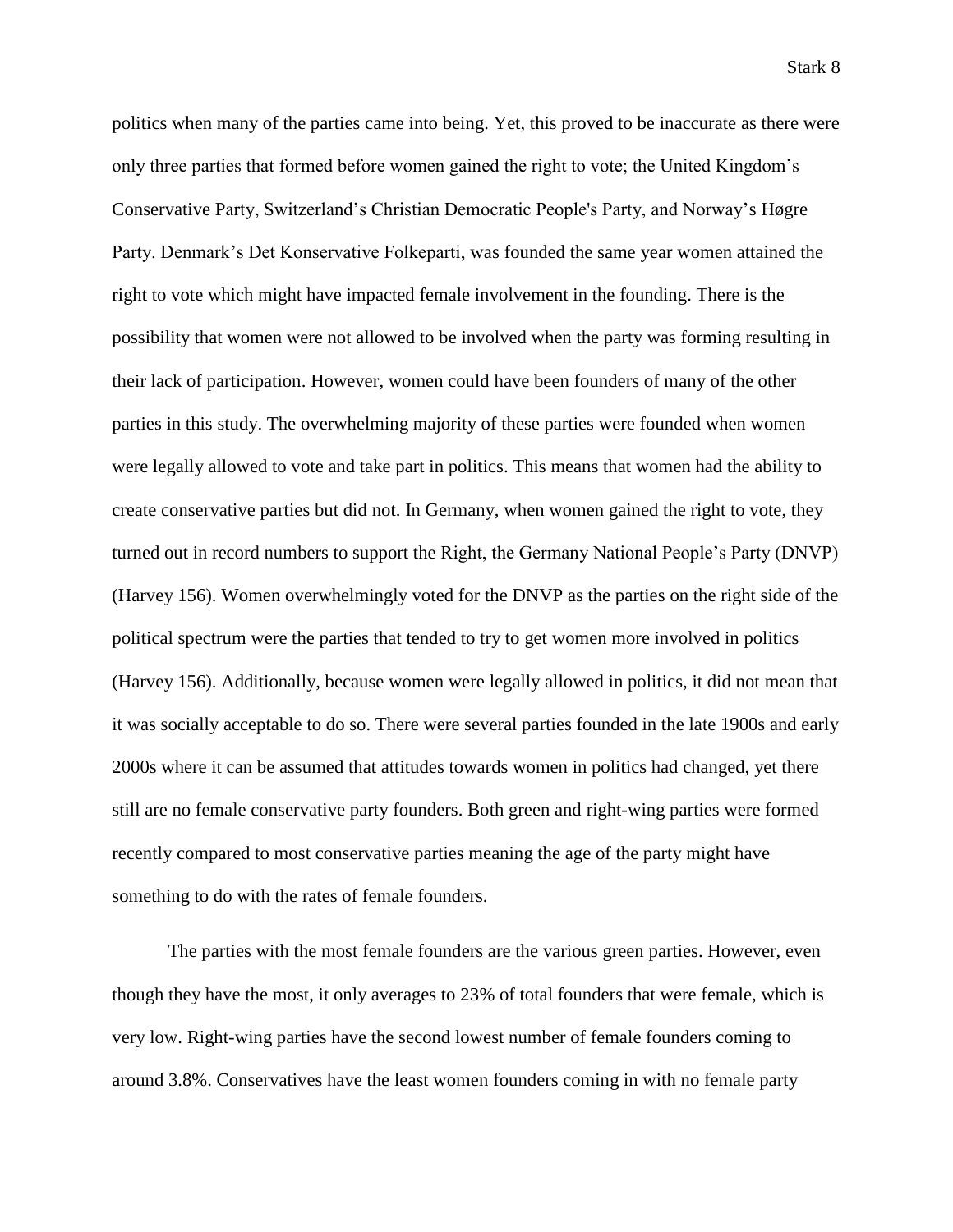politics when many of the parties came into being. Yet, this proved to be inaccurate as there were only three parties that formed before women gained the right to vote; the United Kingdom's Conservative Party, Switzerland's Christian Democratic People's Party, and Norway's Høgre Party. Denmark's Det Konservative Folkeparti, was founded the same year women attained the right to vote which might have impacted female involvement in the founding. There is the possibility that women were not allowed to be involved when the party was forming resulting in their lack of participation. However, women could have been founders of many of the other parties in this study. The overwhelming majority of these parties were founded when women were legally allowed to vote and take part in politics. This means that women had the ability to create conservative parties but did not. In Germany, when women gained the right to vote, they turned out in record numbers to support the Right, the Germany National People's Party (DNVP) (Harvey 156). Women overwhelmingly voted for the DNVP as the parties on the right side of the political spectrum were the parties that tended to try to get women more involved in politics (Harvey 156). Additionally, because women were legally allowed in politics, it did not mean that it was socially acceptable to do so. There were several parties founded in the late 1900s and early 2000s where it can be assumed that attitudes towards women in politics had changed, yet there still are no female conservative party founders. Both green and right-wing parties were formed recently compared to most conservative parties meaning the age of the party might have something to do with the rates of female founders.

The parties with the most female founders are the various green parties. However, even though they have the most, it only averages to 23% of total founders that were female, which is very low. Right-wing parties have the second lowest number of female founders coming to around 3.8%. Conservatives have the least women founders coming in with no female party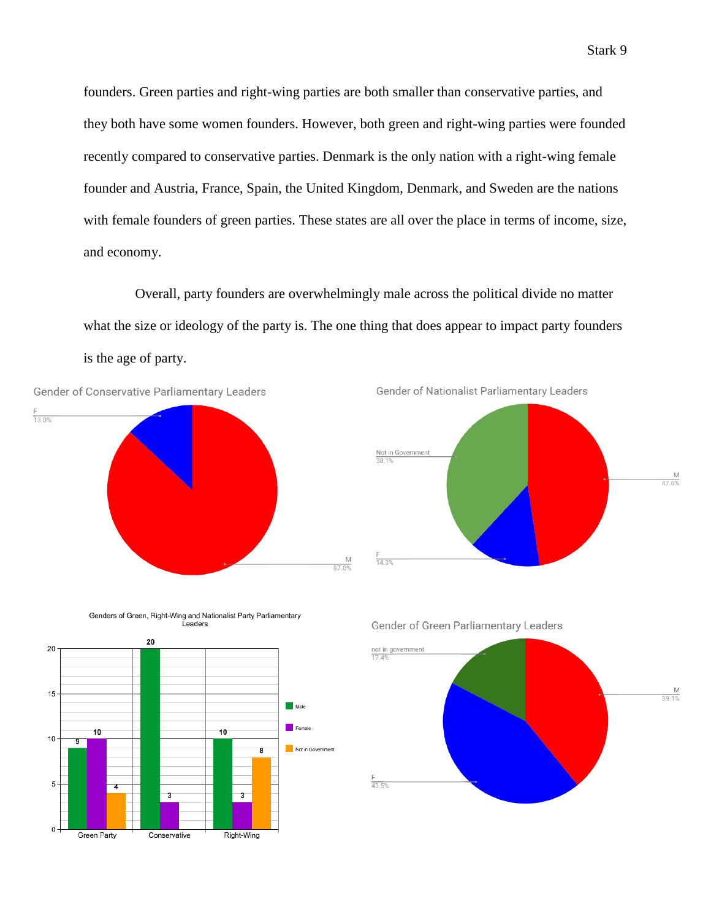founders. Green parties and right-wing parties are both smaller than conservative parties, and they both have some women founders. However, both green and right-wing parties were founded recently compared to conservative parties. Denmark is the only nation with a right-wing female founder and Austria, France, Spain, the United Kingdom, Denmark, and Sweden are the nations with female founders of green parties. These states are all over the place in terms of income, size, and economy.

Overall, party founders are overwhelmingly male across the political divide no matter what the size or ideology of the party is. The one thing that does appear to impact party founders is the age of party.

Gender of Conservative Parliamentary Leaders

| Gender | Share |
| --- | --- |
| F | 13.0% |
| M | 87.0% |

Gender of Nationalist Parliamentary Leaders

| Gender | Share |
| --- | --- |
| Not in Government | 38.1% |
| F | 14.3% |
| M | 47.6% |

Genders of Green, Right-Wing and Nationalist Party Parliamentary Leaders

| | Male | Female | Not in Government |
| --- | --- | --- | --- |
| Green Party | 9 | 10 | 4 |
| Conservative | 20 | 3 | |
| Right-Wing | 10 | 3 | 8 |

Gender of Green Parliamentary Leaders

| Gender | Share |
| --- | --- |
| not in government | 17.4% |
| F | 43.5% |
| M | 39.1% |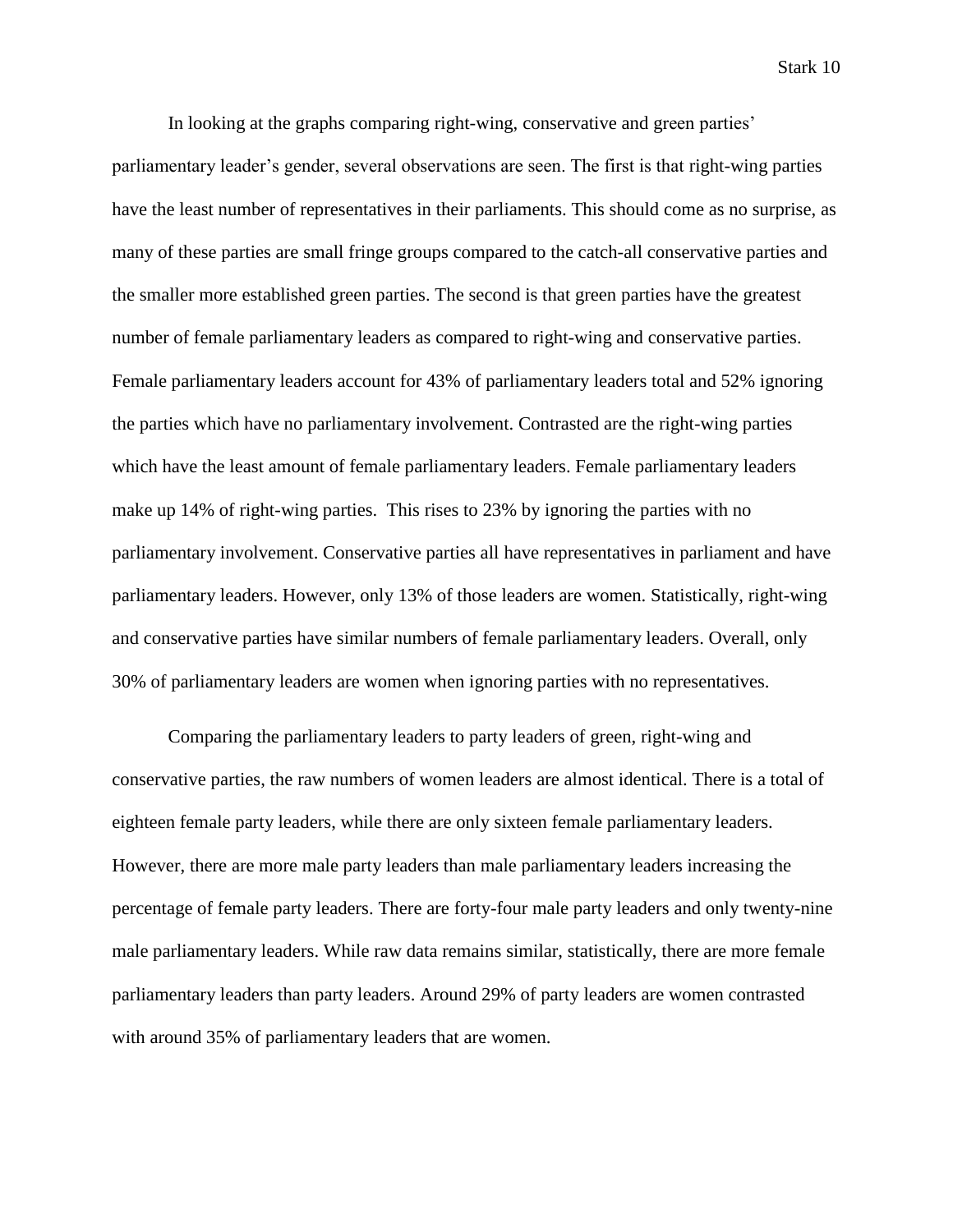In looking at the graphs comparing right-wing, conservative and green parties' parliamentary leader's gender, several observations are seen. The first is that right-wing parties have the least number of representatives in their parliaments. This should come as no surprise, as many of these parties are small fringe groups compared to the catch-all conservative parties and the smaller more established green parties. The second is that green parties have the greatest number of female parliamentary leaders as compared to right-wing and conservative parties. Female parliamentary leaders account for 43% of parliamentary leaders total and 52% ignoring the parties which have no parliamentary involvement. Contrasted are the right-wing parties which have the least amount of female parliamentary leaders. Female parliamentary leaders make up 14% of right-wing parties.  This rises to 23% by ignoring the parties with no parliamentary involvement. Conservative parties all have representatives in parliament and have parliamentary leaders. However, only 13% of those leaders are women. Statistically, right-wing and conservative parties have similar numbers of female parliamentary leaders. Overall, only 30% of parliamentary leaders are women when ignoring parties with no representatives.

Comparing the parliamentary leaders to party leaders of green, right-wing and conservative parties, the raw numbers of women leaders are almost identical. There is a total of eighteen female party leaders, while there are only sixteen female parliamentary leaders. However, there are more male party leaders than male parliamentary leaders increasing the percentage of female party leaders. There are forty-four male party leaders and only twenty-nine male parliamentary leaders. While raw data remains similar, statistically, there are more female parliamentary leaders than party leaders. Around 29% of party leaders are women contrasted with around 35% of parliamentary leaders that are women.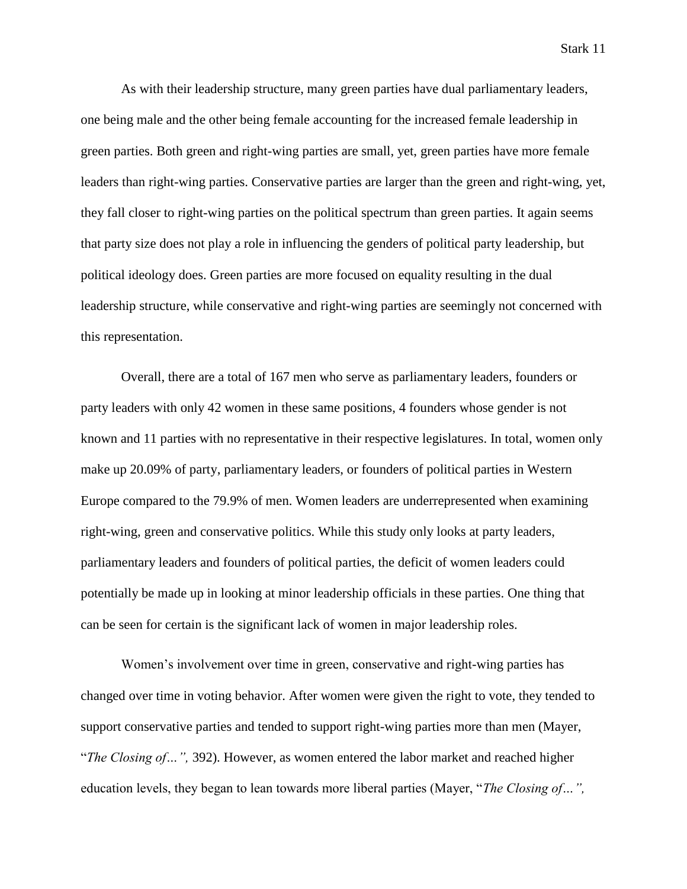As with their leadership structure, many green parties have dual parliamentary leaders, one being male and the other being female accounting for the increased female leadership in green parties. Both green and right-wing parties are small, yet, green parties have more female leaders than right-wing parties. Conservative parties are larger than the green and right-wing, yet, they fall closer to right-wing parties on the political spectrum than green parties. It again seems that party size does not play a role in influencing the genders of political party leadership, but political ideology does. Green parties are more focused on equality resulting in the dual leadership structure, while conservative and right-wing parties are seemingly not concerned with this representation.

Overall, there are a total of 167 men who serve as parliamentary leaders, founders or party leaders with only 42 women in these same positions, 4 founders whose gender is not known and 11 parties with no representative in their respective legislatures. In total, women only make up 20.09% of party, parliamentary leaders, or founders of political parties in Western Europe compared to the 79.9% of men. Women leaders are underrepresented when examining right-wing, green and conservative politics. While this study only looks at party leaders, parliamentary leaders and founders of political parties, the deficit of women leaders could potentially be made up in looking at minor leadership officials in these parties. One thing that can be seen for certain is the significant lack of women in major leadership roles.

Women's involvement over time in green, conservative and right-wing parties has changed over time in voting behavior. After women were given the right to vote, they tended to support conservative parties and tended to support right-wing parties more than men (Mayer, "*The Closing of…",* 392). However, as women entered the labor market and reached higher education levels, they began to lean towards more liberal parties (Mayer, "*The Closing of…",*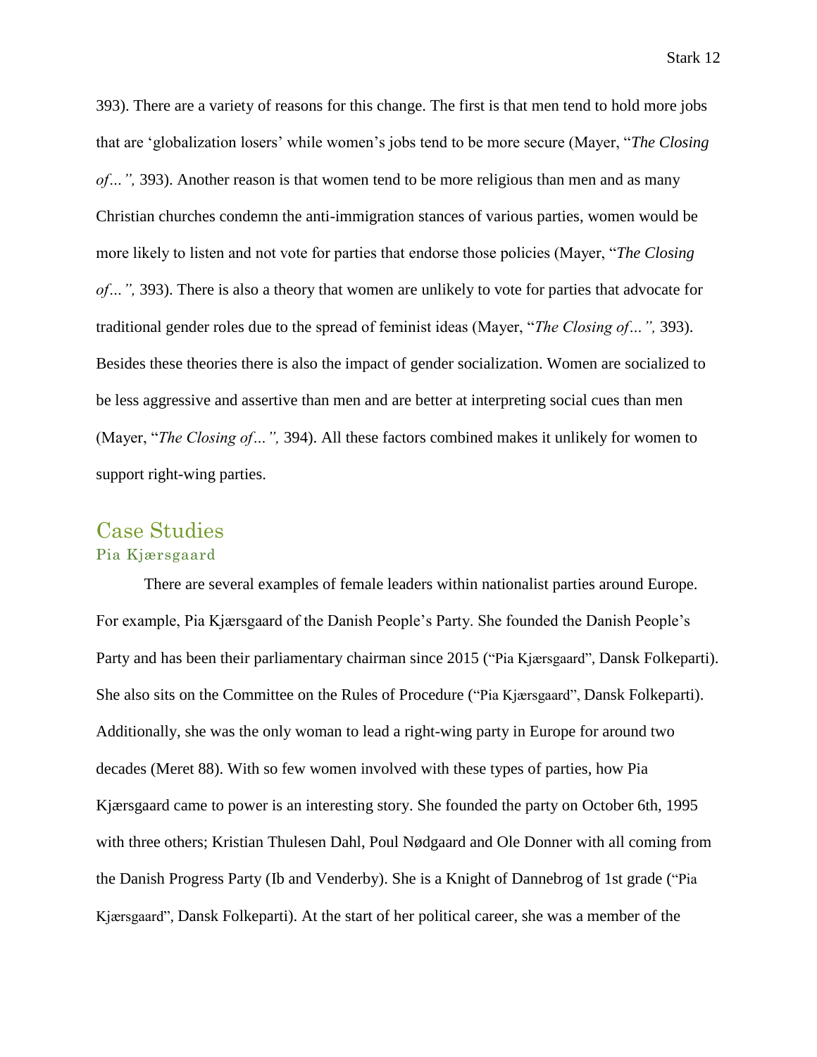393). There are a variety of reasons for this change. The first is that men tend to hold more jobs that are 'globalization losers' while women's jobs tend to be more secure (Mayer, "*The Closing of…",* 393). Another reason is that women tend to be more religious than men and as many Christian churches condemn the anti-immigration stances of various parties, women would be more likely to listen and not vote for parties that endorse those policies (Mayer, "*The Closing of…",* 393). There is also a theory that women are unlikely to vote for parties that advocate for traditional gender roles due to the spread of feminist ideas (Mayer, "*The Closing of…",* 393). Besides these theories there is also the impact of gender socialization. Women are socialized to be less aggressive and assertive than men and are better at interpreting social cues than men (Mayer, "*The Closing of…",* 394). All these factors combined makes it unlikely for women to support right-wing parties.

## Case Studies

### Pia Kjærsgaard

There are several examples of female leaders within nationalist parties around Europe. For example, Pia Kjærsgaard of the Danish People's Party. She founded the Danish People's Party and has been their parliamentary chairman since 2015 ("Pia Kjærsgaard", Dansk Folkeparti). She also sits on the Committee on the Rules of Procedure ("Pia Kjærsgaard", Dansk Folkeparti). Additionally, she was the only woman to lead a right-wing party in Europe for around two decades (Meret 88). With so few women involved with these types of parties, how Pia Kjærsgaard came to power is an interesting story. She founded the party on October 6th, 1995 with three others; Kristian Thulesen Dahl, Poul Nødgaard and Ole Donner with all coming from the Danish Progress Party (Ib and Venderby). She is a Knight of Dannebrog of 1st grade ("Pia Kjærsgaard", Dansk Folkeparti). At the start of her political career, she was a member of the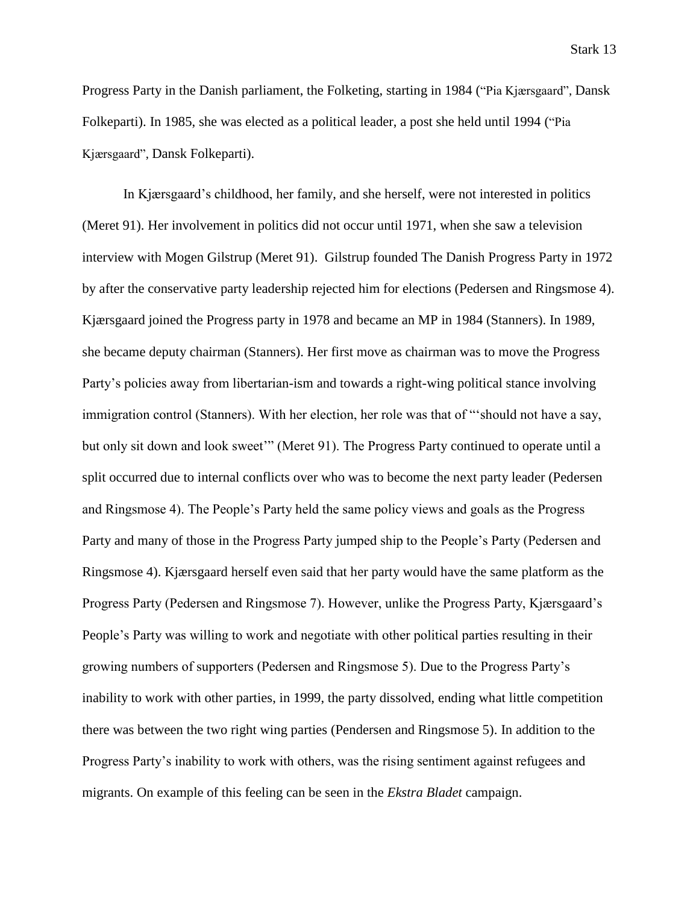Progress Party in the Danish parliament, the Folketing, starting in 1984 ("Pia Kjærsgaard", Dansk Folkeparti). In 1985, she was elected as a political leader, a post she held until 1994 ("Pia Kjærsgaard", Dansk Folkeparti).

In Kjærsgaard's childhood, her family, and she herself, were not interested in politics (Meret 91). Her involvement in politics did not occur until 1971, when she saw a television interview with Mogen Gilstrup (Meret 91). Gilstrup founded The Danish Progress Party in 1972 by after the conservative party leadership rejected him for elections (Pedersen and Ringsmose 4). Kjærsgaard joined the Progress party in 1978 and became an MP in 1984 (Stanners). In 1989, she became deputy chairman (Stanners). Her first move as chairman was to move the Progress Party's policies away from libertarian-ism and towards a right-wing political stance involving immigration control (Stanners). With her election, her role was that of "'should not have a say, but only sit down and look sweet'" (Meret 91). The Progress Party continued to operate until a split occurred due to internal conflicts over who was to become the next party leader (Pedersen and Ringsmose 4). The People's Party held the same policy views and goals as the Progress Party and many of those in the Progress Party jumped ship to the People's Party (Pedersen and Ringsmose 4). Kjærsgaard herself even said that her party would have the same platform as the Progress Party (Pedersen and Ringsmose 7). However, unlike the Progress Party, Kjærsgaard's People's Party was willing to work and negotiate with other political parties resulting in their growing numbers of supporters (Pedersen and Ringsmose 5). Due to the Progress Party's inability to work with other parties, in 1999, the party dissolved, ending what little competition there was between the two right wing parties (Pendersen and Ringsmose 5). In addition to the Progress Party's inability to work with others, was the rising sentiment against refugees and migrants. On example of this feeling can be seen in the *Ekstra Bladet* campaign.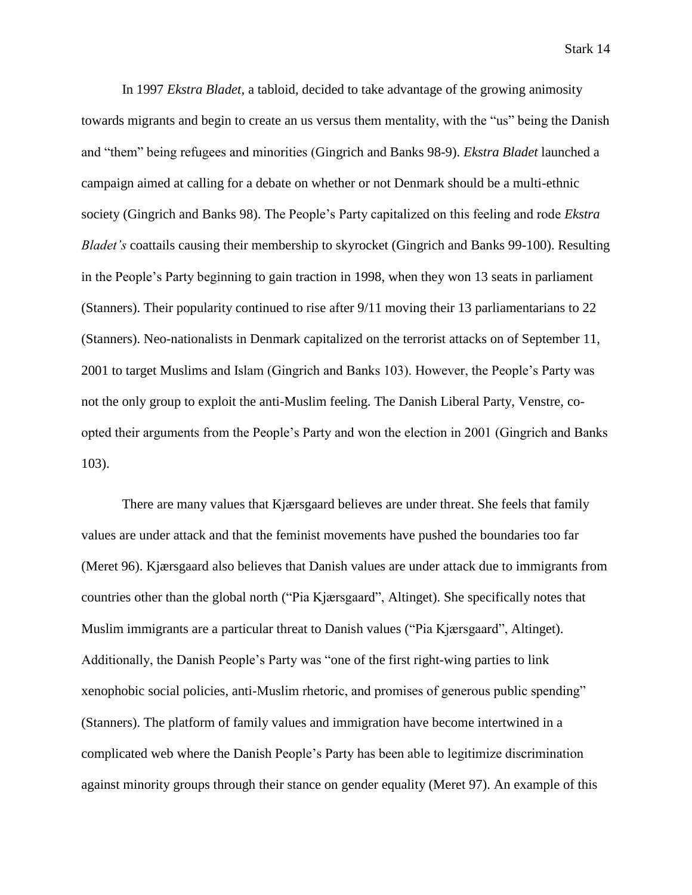In 1997 *Ekstra Bladet,* a tabloid, decided to take advantage of the growing animosity towards migrants and begin to create an us versus them mentality, with the "us" being the Danish and "them" being refugees and minorities (Gingrich and Banks 98-9). *Ekstra Bladet* launched a campaign aimed at calling for a debate on whether or not Denmark should be a multi-ethnic society (Gingrich and Banks 98). The People's Party capitalized on this feeling and rode *Ekstra Bladet's* coattails causing their membership to skyrocket (Gingrich and Banks 99-100). Resulting in the People's Party beginning to gain traction in 1998, when they won 13 seats in parliament (Stanners). Their popularity continued to rise after 9/11 moving their 13 parliamentarians to 22 (Stanners). Neo-nationalists in Denmark capitalized on the terrorist attacks on of September 11, 2001 to target Muslims and Islam (Gingrich and Banks 103). However, the People's Party was not the only group to exploit the anti-Muslim feeling. The Danish Liberal Party, Venstre, co-opted their arguments from the People's Party and won the election in 2001 (Gingrich and Banks 103).

There are many values that Kjærsgaard believes are under threat. She feels that family values are under attack and that the feminist movements have pushed the boundaries too far (Meret 96). Kjærsgaard also believes that Danish values are under attack due to immigrants from countries other than the global north ("Pia Kjærsgaard", Altinget). She specifically notes that Muslim immigrants are a particular threat to Danish values ("Pia Kjærsgaard", Altinget). Additionally, the Danish People's Party was "one of the first right-wing parties to link xenophobic social policies, anti-Muslim rhetoric, and promises of generous public spending" (Stanners). The platform of family values and immigration have become intertwined in a complicated web where the Danish People's Party has been able to legitimize discrimination against minority groups through their stance on gender equality (Meret 97). An example of this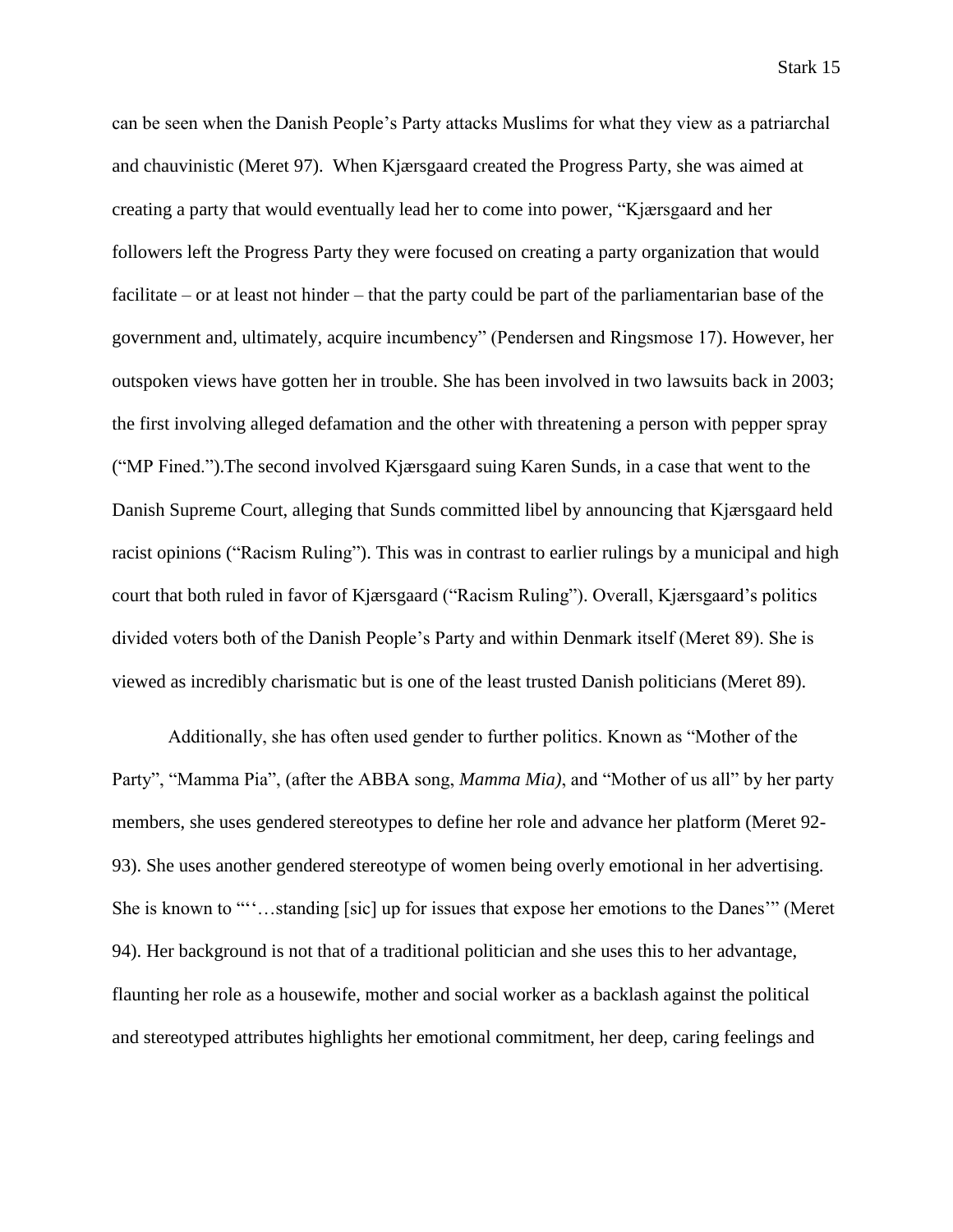can be seen when the Danish People's Party attacks Muslims for what they view as a patriarchal and chauvinistic (Meret 97). When Kjærsgaard created the Progress Party, she was aimed at creating a party that would eventually lead her to come into power, "Kjærsgaard and her followers left the Progress Party they were focused on creating a party organization that would facilitate – or at least not hinder – that the party could be part of the parliamentarian base of the government and, ultimately, acquire incumbency" (Pendersen and Ringsmose 17). However, her outspoken views have gotten her in trouble. She has been involved in two lawsuits back in 2003; the first involving alleged defamation and the other with threatening a person with pepper spray ("MP Fined.").The second involved Kjærsgaard suing Karen Sunds, in a case that went to the Danish Supreme Court, alleging that Sunds committed libel by announcing that Kjærsgaard held racist opinions ("Racism Ruling"). This was in contrast to earlier rulings by a municipal and high court that both ruled in favor of Kjærsgaard ("Racism Ruling"). Overall, Kjærsgaard's politics divided voters both of the Danish People's Party and within Denmark itself (Meret 89). She is viewed as incredibly charismatic but is one of the least trusted Danish politicians (Meret 89).

Additionally, she has often used gender to further politics. Known as "Mother of the Party", "Mamma Pia", (after the ABBA song, *Mamma Mia)*, and "Mother of us all" by her party members, she uses gendered stereotypes to define her role and advance her platform (Meret 92-93). She uses another gendered stereotype of women being overly emotional in her advertising. She is known to "'…standing [sic] up for issues that expose her emotions to the Danes'" (Meret 94). Her background is not that of a traditional politician and she uses this to her advantage, flaunting her role as a housewife, mother and social worker as a backlash against the political and stereotyped attributes highlights her emotional commitment, her deep, caring feelings and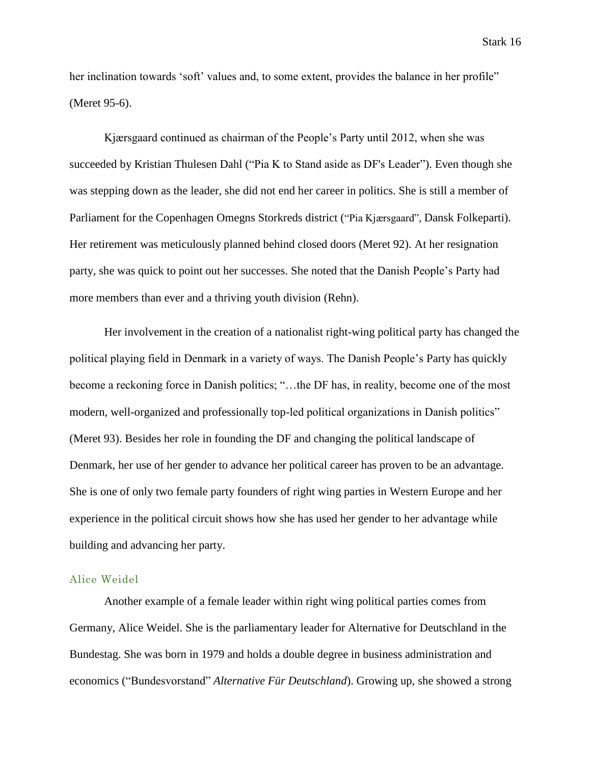her inclination towards 'soft' values and, to some extent, provides the balance in her profile" (Meret 95-6).

Kjærsgaard continued as chairman of the People's Party until 2012, when she was succeeded by Kristian Thulesen Dahl ("Pia K to Stand aside as DF's Leader"). Even though she was stepping down as the leader, she did not end her career in politics. She is still a member of Parliament for the Copenhagen Omegns Storkreds district ("Pia Kjærsgaard", Dansk Folkeparti). Her retirement was meticulously planned behind closed doors (Meret 92). At her resignation party, she was quick to point out her successes. She noted that the Danish People's Party had more members than ever and a thriving youth division (Rehn).

Her involvement in the creation of a nationalist right-wing political party has changed the political playing field in Denmark in a variety of ways. The Danish People's Party has quickly become a reckoning force in Danish politics; "…the DF has, in reality, become one of the most modern, well-organized and professionally top-led political organizations in Danish politics" (Meret 93). Besides her role in founding the DF and changing the political landscape of Denmark, her use of her gender to advance her political career has proven to be an advantage. She is one of only two female party founders of right wing parties in Western Europe and her experience in the political circuit shows how she has used her gender to her advantage while building and advancing her party.

### Alice Weidel

Another example of a female leader within right wing political parties comes from Germany, Alice Weidel. She is the parliamentary leader for Alternative for Deutschland in the Bundestag. She was born in 1979 and holds a double degree in business administration and economics ("Bundesvorstand" *Alternative Für Deutschland*). Growing up, she showed a strong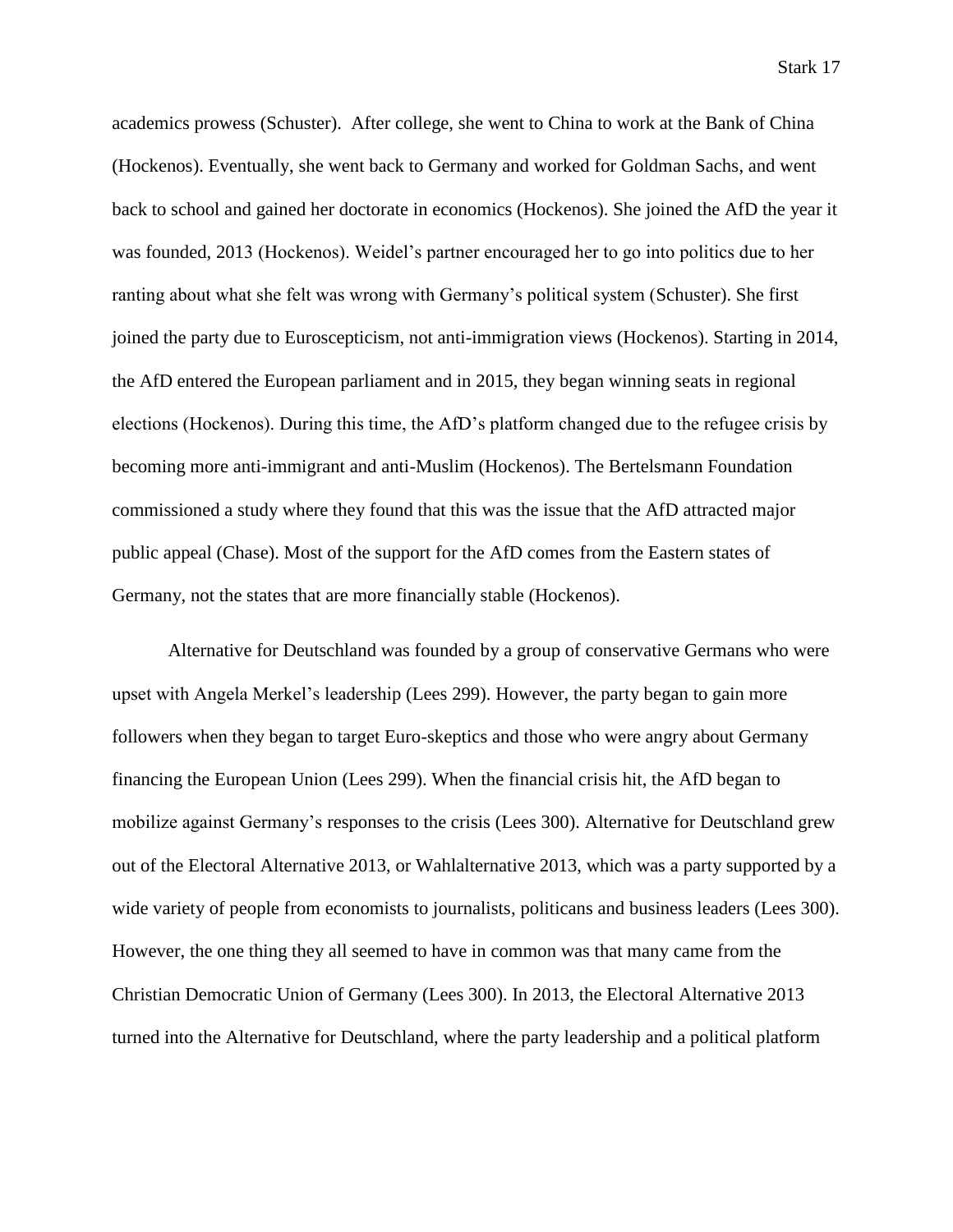academics prowess (Schuster). After college, she went to China to work at the Bank of China (Hockenos). Eventually, she went back to Germany and worked for Goldman Sachs, and went back to school and gained her doctorate in economics (Hockenos). She joined the AfD the year it was founded, 2013 (Hockenos). Weidel's partner encouraged her to go into politics due to her ranting about what she felt was wrong with Germany's political system (Schuster). She first joined the party due to Euroscepticism, not anti-immigration views (Hockenos). Starting in 2014, the AfD entered the European parliament and in 2015, they began winning seats in regional elections (Hockenos). During this time, the AfD's platform changed due to the refugee crisis by becoming more anti-immigrant and anti-Muslim (Hockenos). The Bertelsmann Foundation commissioned a study where they found that this was the issue that the AfD attracted major public appeal (Chase). Most of the support for the AfD comes from the Eastern states of Germany, not the states that are more financially stable (Hockenos).

Alternative for Deutschland was founded by a group of conservative Germans who were upset with Angela Merkel's leadership (Lees 299). However, the party began to gain more followers when they began to target Euro-skeptics and those who were angry about Germany financing the European Union (Lees 299). When the financial crisis hit, the AfD began to mobilize against Germany's responses to the crisis (Lees 300). Alternative for Deutschland grew out of the Electoral Alternative 2013, or Wahlalternative 2013, which was a party supported by a wide variety of people from economists to journalists, politicans and business leaders (Lees 300). However, the one thing they all seemed to have in common was that many came from the Christian Democratic Union of Germany (Lees 300). In 2013, the Electoral Alternative 2013 turned into the Alternative for Deutschland, where the party leadership and a political platform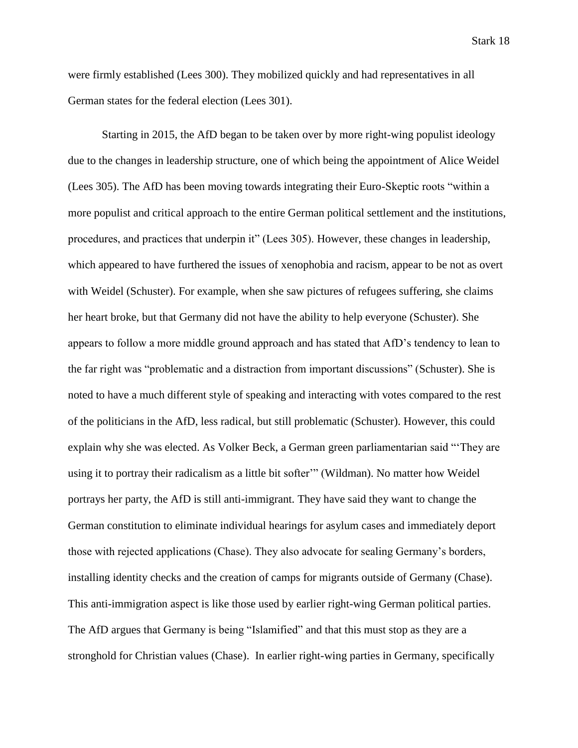were firmly established (Lees 300). They mobilized quickly and had representatives in all German states for the federal election (Lees 301).

Starting in 2015, the AfD began to be taken over by more right-wing populist ideology due to the changes in leadership structure, one of which being the appointment of Alice Weidel (Lees 305). The AfD has been moving towards integrating their Euro-Skeptic roots "within a more populist and critical approach to the entire German political settlement and the institutions, procedures, and practices that underpin it" (Lees 305). However, these changes in leadership, which appeared to have furthered the issues of xenophobia and racism, appear to be not as overt with Weidel (Schuster). For example, when she saw pictures of refugees suffering, she claims her heart broke, but that Germany did not have the ability to help everyone (Schuster). She appears to follow a more middle ground approach and has stated that AfD's tendency to lean to the far right was "problematic and a distraction from important discussions" (Schuster). She is noted to have a much different style of speaking and interacting with votes compared to the rest of the politicians in the AfD, less radical, but still problematic (Schuster). However, this could explain why she was elected. As Volker Beck, a German green parliamentarian said "'They are using it to portray their radicalism as a little bit softer'" (Wildman). No matter how Weidel portrays her party, the AfD is still anti-immigrant. They have said they want to change the German constitution to eliminate individual hearings for asylum cases and immediately deport those with rejected applications (Chase). They also advocate for sealing Germany's borders, installing identity checks and the creation of camps for migrants outside of Germany (Chase). This anti-immigration aspect is like those used by earlier right-wing German political parties. The AfD argues that Germany is being "Islamified" and that this must stop as they are a stronghold for Christian values (Chase). In earlier right-wing parties in Germany, specifically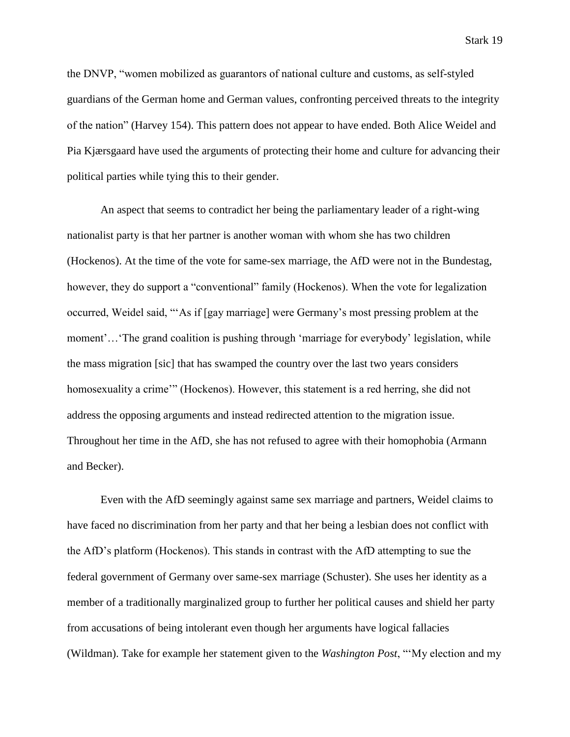the DNVP, "women mobilized as guarantors of national culture and customs, as self-styled guardians of the German home and German values, confronting perceived threats to the integrity of the nation" (Harvey 154). This pattern does not appear to have ended. Both Alice Weidel and Pia Kjærsgaard have used the arguments of protecting their home and culture for advancing their political parties while tying this to their gender.

An aspect that seems to contradict her being the parliamentary leader of a right-wing nationalist party is that her partner is another woman with whom she has two children (Hockenos). At the time of the vote for same-sex marriage, the AfD were not in the Bundestag, however, they do support a "conventional" family (Hockenos). When the vote for legalization occurred, Weidel said, "'As if [gay marriage] were Germany's most pressing problem at the moment'…'The grand coalition is pushing through 'marriage for everybody' legislation, while the mass migration [sic] that has swamped the country over the last two years considers homosexuality a crime'" (Hockenos). However, this statement is a red herring, she did not address the opposing arguments and instead redirected attention to the migration issue. Throughout her time in the AfD, she has not refused to agree with their homophobia (Armann and Becker).

Even with the AfD seemingly against same sex marriage and partners, Weidel claims to have faced no discrimination from her party and that her being a lesbian does not conflict with the AfD's platform (Hockenos). This stands in contrast with the AfD attempting to sue the federal government of Germany over same-sex marriage (Schuster). She uses her identity as a member of a traditionally marginalized group to further her political causes and shield her party from accusations of being intolerant even though her arguments have logical fallacies (Wildman). Take for example her statement given to the *Washington Post*, "'My election and my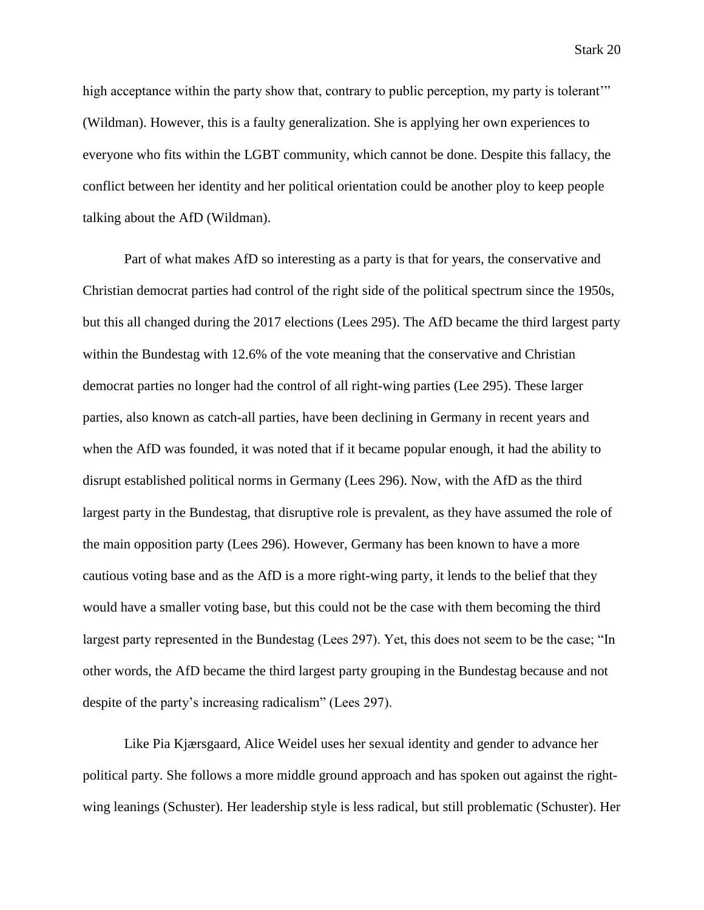high acceptance within the party show that, contrary to public perception, my party is tolerant'" (Wildman). However, this is a faulty generalization. She is applying her own experiences to everyone who fits within the LGBT community, which cannot be done. Despite this fallacy, the conflict between her identity and her political orientation could be another ploy to keep people talking about the AfD (Wildman).

Part of what makes AfD so interesting as a party is that for years, the conservative and Christian democrat parties had control of the right side of the political spectrum since the 1950s, but this all changed during the 2017 elections (Lees 295). The AfD became the third largest party within the Bundestag with 12.6% of the vote meaning that the conservative and Christian democrat parties no longer had the control of all right-wing parties (Lee 295). These larger parties, also known as catch-all parties, have been declining in Germany in recent years and when the AfD was founded, it was noted that if it became popular enough, it had the ability to disrupt established political norms in Germany (Lees 296). Now, with the AfD as the third largest party in the Bundestag, that disruptive role is prevalent, as they have assumed the role of the main opposition party (Lees 296). However, Germany has been known to have a more cautious voting base and as the AfD is a more right-wing party, it lends to the belief that they would have a smaller voting base, but this could not be the case with them becoming the third largest party represented in the Bundestag (Lees 297). Yet, this does not seem to be the case; "In other words, the AfD became the third largest party grouping in the Bundestag because and not despite of the party's increasing radicalism" (Lees 297).

Like Pia Kjærsgaard, Alice Weidel uses her sexual identity and gender to advance her political party. She follows a more middle ground approach and has spoken out against the right-wing leanings (Schuster). Her leadership style is less radical, but still problematic (Schuster). Her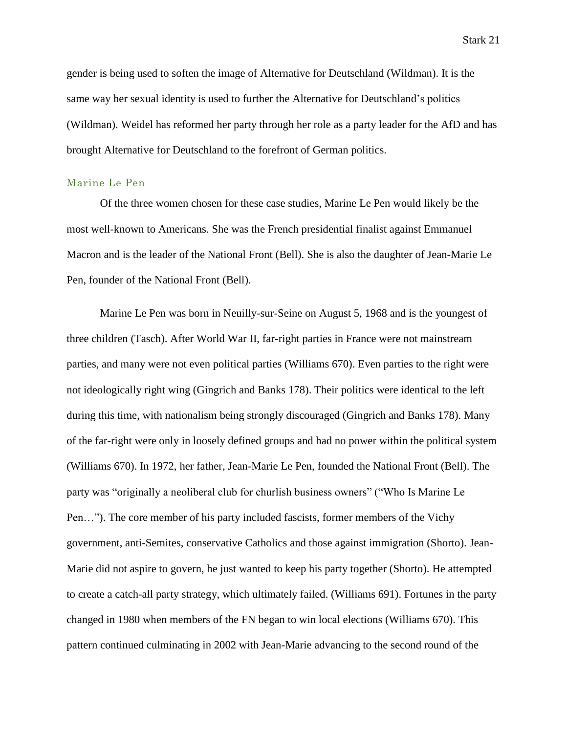gender is being used to soften the image of Alternative for Deutschland (Wildman). It is the same way her sexual identity is used to further the Alternative for Deutschland's politics (Wildman). Weidel has reformed her party through her role as a party leader for the AfD and has brought Alternative for Deutschland to the forefront of German politics.

### Marine Le Pen

Of the three women chosen for these case studies, Marine Le Pen would likely be the most well-known to Americans. She was the French presidential finalist against Emmanuel Macron and is the leader of the National Front (Bell). She is also the daughter of Jean-Marie Le Pen, founder of the National Front (Bell).

Marine Le Pen was born in Neuilly-sur-Seine on August 5, 1968 and is the youngest of three children (Tasch). After World War II, far-right parties in France were not mainstream parties, and many were not even political parties (Williams 670). Even parties to the right were not ideologically right wing (Gingrich and Banks 178). Their politics were identical to the left during this time, with nationalism being strongly discouraged (Gingrich and Banks 178). Many of the far-right were only in loosely defined groups and had no power within the political system (Williams 670). In 1972, her father, Jean-Marie Le Pen, founded the National Front (Bell). The party was "originally a neoliberal club for churlish business owners" ("Who Is Marine Le Pen…"). The core member of his party included fascists, former members of the Vichy government, anti-Semites, conservative Catholics and those against immigration (Shorto). Jean-Marie did not aspire to govern, he just wanted to keep his party together (Shorto). He attempted to create a catch-all party strategy, which ultimately failed. (Williams 691). Fortunes in the party changed in 1980 when members of the FN began to win local elections (Williams 670). This pattern continued culminating in 2002 with Jean-Marie advancing to the second round of the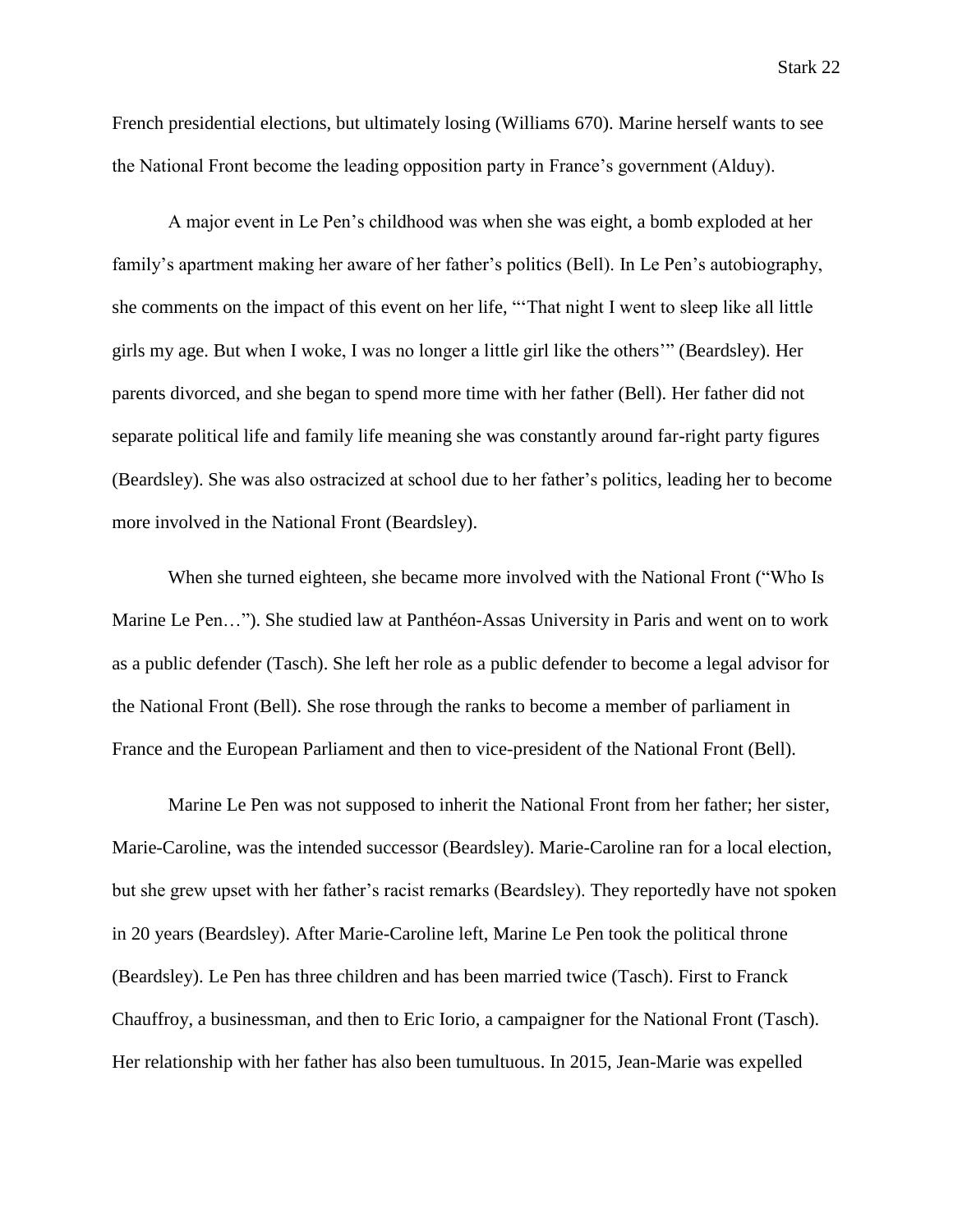French presidential elections, but ultimately losing (Williams 670). Marine herself wants to see the National Front become the leading opposition party in France's government (Alduy).

A major event in Le Pen's childhood was when she was eight, a bomb exploded at her family's apartment making her aware of her father's politics (Bell). In Le Pen's autobiography, she comments on the impact of this event on her life, "'That night I went to sleep like all little girls my age. But when I woke, I was no longer a little girl like the others'" (Beardsley). Her parents divorced, and she began to spend more time with her father (Bell). Her father did not separate political life and family life meaning she was constantly around far-right party figures (Beardsley). She was also ostracized at school due to her father's politics, leading her to become more involved in the National Front (Beardsley).

When she turned eighteen, she became more involved with the National Front ("Who Is Marine Le Pen…"). She studied law at Panthéon-Assas University in Paris and went on to work as a public defender (Tasch). She left her role as a public defender to become a legal advisor for the National Front (Bell). She rose through the ranks to become a member of parliament in France and the European Parliament and then to vice-president of the National Front (Bell).

Marine Le Pen was not supposed to inherit the National Front from her father; her sister, Marie-Caroline, was the intended successor (Beardsley). Marie-Caroline ran for a local election, but she grew upset with her father's racist remarks (Beardsley). They reportedly have not spoken in 20 years (Beardsley). After Marie-Caroline left, Marine Le Pen took the political throne (Beardsley). Le Pen has three children and has been married twice (Tasch). First to Franck Chauffroy, a businessman, and then to Eric Iorio, a campaigner for the National Front (Tasch). Her relationship with her father has also been tumultuous. In 2015, Jean-Marie was expelled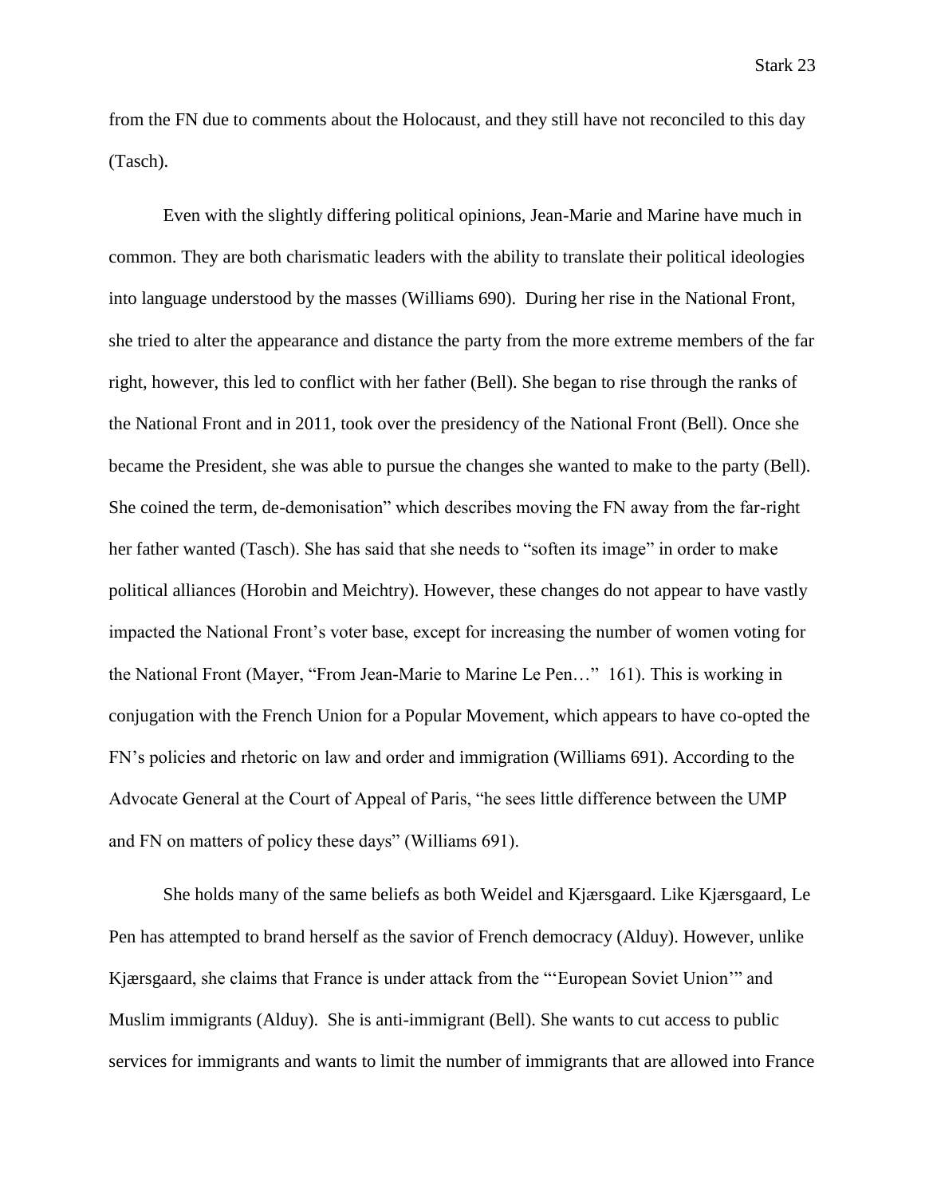from the FN due to comments about the Holocaust, and they still have not reconciled to this day (Tasch).

Even with the slightly differing political opinions, Jean-Marie and Marine have much in common. They are both charismatic leaders with the ability to translate their political ideologies into language understood by the masses (Williams 690). During her rise in the National Front, she tried to alter the appearance and distance the party from the more extreme members of the far right, however, this led to conflict with her father (Bell). She began to rise through the ranks of the National Front and in 2011, took over the presidency of the National Front (Bell). Once she became the President, she was able to pursue the changes she wanted to make to the party (Bell). She coined the term, de-demonisation" which describes moving the FN away from the far-right her father wanted (Tasch). She has said that she needs to "soften its image" in order to make political alliances (Horobin and Meichtry). However, these changes do not appear to have vastly impacted the National Front's voter base, except for increasing the number of women voting for the National Front (Mayer, "From Jean-Marie to Marine Le Pen…" 161). This is working in conjugation with the French Union for a Popular Movement, which appears to have co-opted the FN's policies and rhetoric on law and order and immigration (Williams 691). According to the Advocate General at the Court of Appeal of Paris, "he sees little difference between the UMP and FN on matters of policy these days" (Williams 691).

She holds many of the same beliefs as both Weidel and Kjærsgaard. Like Kjærsgaard, Le Pen has attempted to brand herself as the savior of French democracy (Alduy). However, unlike Kjærsgaard, she claims that France is under attack from the "'European Soviet Union'" and Muslim immigrants (Alduy). She is anti-immigrant (Bell). She wants to cut access to public services for immigrants and wants to limit the number of immigrants that are allowed into France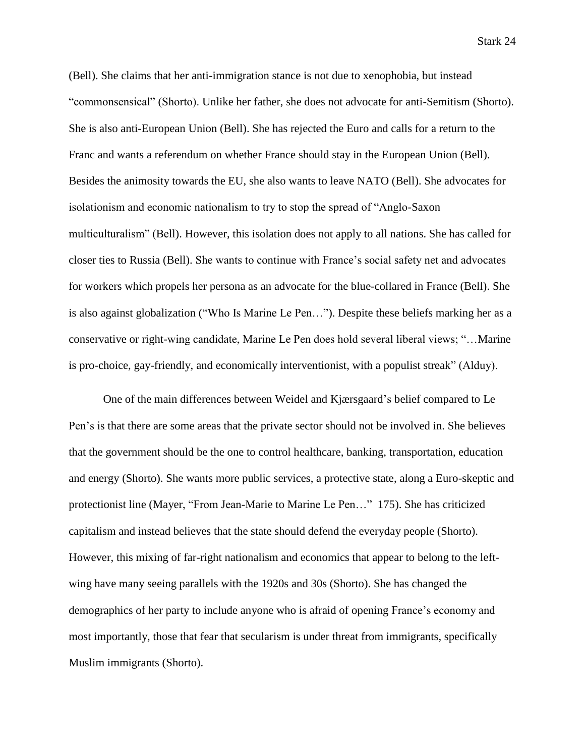(Bell). She claims that her anti-immigration stance is not due to xenophobia, but instead "commonsensical" (Shorto). Unlike her father, she does not advocate for anti-Semitism (Shorto). She is also anti-European Union (Bell). She has rejected the Euro and calls for a return to the Franc and wants a referendum on whether France should stay in the European Union (Bell). Besides the animosity towards the EU, she also wants to leave NATO (Bell). She advocates for isolationism and economic nationalism to try to stop the spread of "Anglo-Saxon multiculturalism" (Bell). However, this isolation does not apply to all nations. She has called for closer ties to Russia (Bell). She wants to continue with France's social safety net and advocates for workers which propels her persona as an advocate for the blue-collared in France (Bell). She is also against globalization ("Who Is Marine Le Pen…"). Despite these beliefs marking her as a conservative or right-wing candidate, Marine Le Pen does hold several liberal views; "…Marine is pro-choice, gay-friendly, and economically interventionist, with a populist streak" (Alduy).

One of the main differences between Weidel and Kjærsgaard's belief compared to Le Pen's is that there are some areas that the private sector should not be involved in. She believes that the government should be the one to control healthcare, banking, transportation, education and energy (Shorto). She wants more public services, a protective state, along a Euro-skeptic and protectionist line (Mayer, "From Jean-Marie to Marine Le Pen…" 175). She has criticized capitalism and instead believes that the state should defend the everyday people (Shorto). However, this mixing of far-right nationalism and economics that appear to belong to the left-wing have many seeing parallels with the 1920s and 30s (Shorto). She has changed the demographics of her party to include anyone who is afraid of opening France's economy and most importantly, those that fear that secularism is under threat from immigrants, specifically Muslim immigrants (Shorto).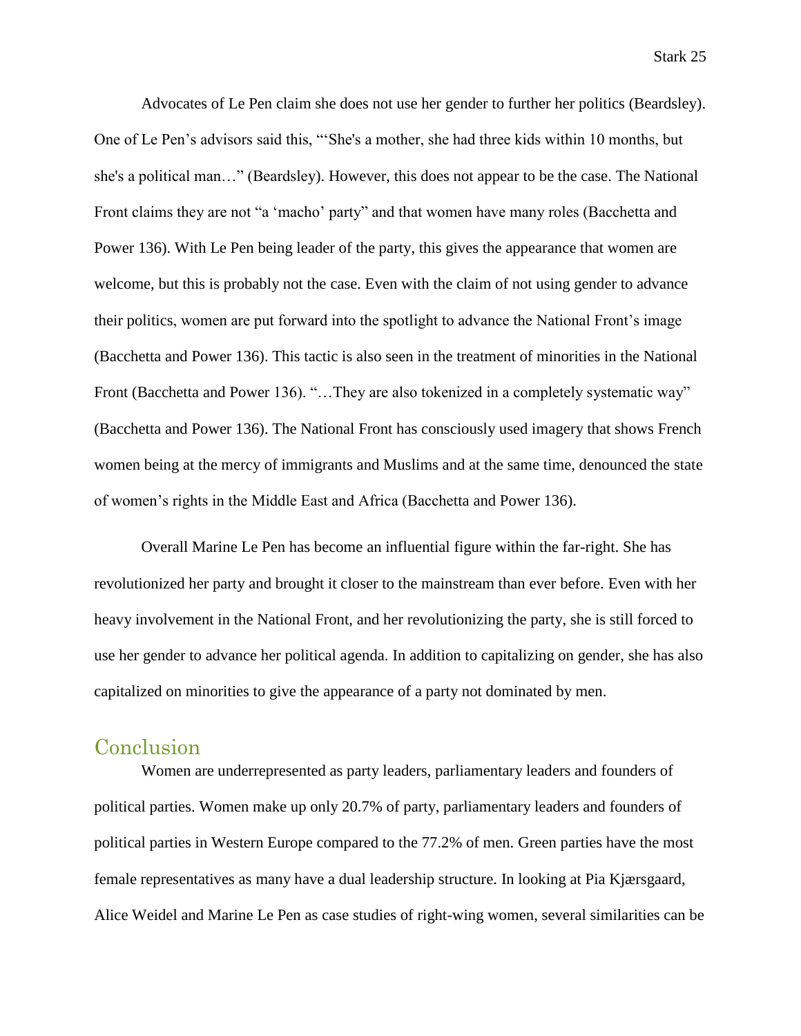Advocates of Le Pen claim she does not use her gender to further her politics (Beardsley). One of Le Pen's advisors said this, "'She's a mother, she had three kids within 10 months, but she's a political man…" (Beardsley). However, this does not appear to be the case. The National Front claims they are not "a 'macho' party" and that women have many roles (Bacchetta and Power 136). With Le Pen being leader of the party, this gives the appearance that women are welcome, but this is probably not the case. Even with the claim of not using gender to advance their politics, women are put forward into the spotlight to advance the National Front's image (Bacchetta and Power 136). This tactic is also seen in the treatment of minorities in the National Front (Bacchetta and Power 136). "…They are also tokenized in a completely systematic way" (Bacchetta and Power 136). The National Front has consciously used imagery that shows French women being at the mercy of immigrants and Muslims and at the same time, denounced the state of women's rights in the Middle East and Africa (Bacchetta and Power 136).

Overall Marine Le Pen has become an influential figure within the far-right. She has revolutionized her party and brought it closer to the mainstream than ever before. Even with her heavy involvement in the National Front, and her revolutionizing the party, she is still forced to use her gender to advance her political agenda. In addition to capitalizing on gender, she has also capitalized on minorities to give the appearance of a party not dominated by men.

## Conclusion

Women are underrepresented as party leaders, parliamentary leaders and founders of political parties. Women make up only 20.7% of party, parliamentary leaders and founders of political parties in Western Europe compared to the 77.2% of men. Green parties have the most female representatives as many have a dual leadership structure. In looking at Pia Kjærsgaard, Alice Weidel and Marine Le Pen as case studies of right-wing women, several similarities can be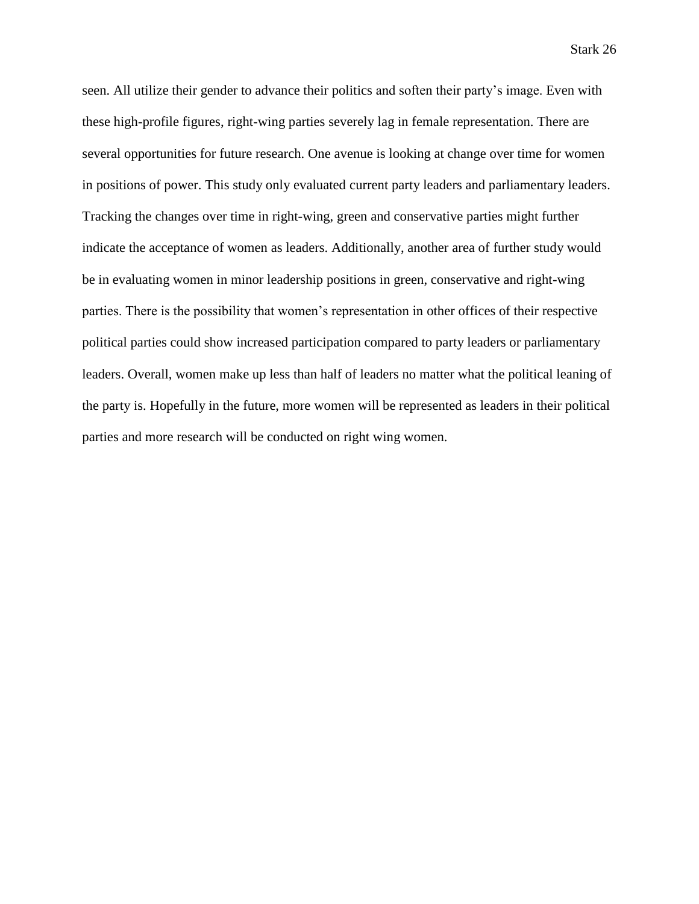seen. All utilize their gender to advance their politics and soften their party's image. Even with these high-profile figures, right-wing parties severely lag in female representation. There are several opportunities for future research. One avenue is looking at change over time for women in positions of power. This study only evaluated current party leaders and parliamentary leaders. Tracking the changes over time in right-wing, green and conservative parties might further indicate the acceptance of women as leaders. Additionally, another area of further study would be in evaluating women in minor leadership positions in green, conservative and right-wing parties. There is the possibility that women's representation in other offices of their respective political parties could show increased participation compared to party leaders or parliamentary leaders. Overall, women make up less than half of leaders no matter what the political leaning of the party is. Hopefully in the future, more women will be represented as leaders in their political parties and more research will be conducted on right wing women.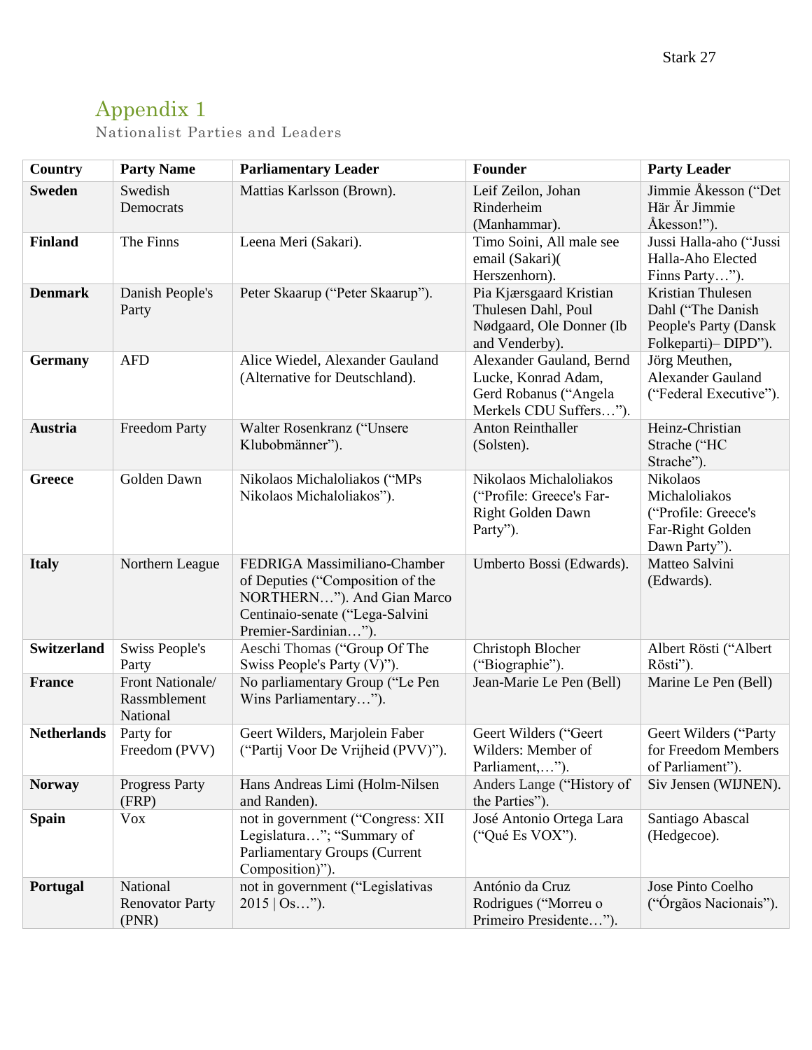# Appendix 1

Nationalist Parties and Leaders

| Country | Party Name | Parliamentary Leader | Founder | Party Leader |
| --- | --- | --- | --- | --- |
| **Sweden** | Swedish Democrats | Mattias Karlsson (Brown). | Leif Zeilon, Johan Rinderheim (Manhammar). | Jimmie Åkesson ("Det Här Är Jimmie Åkesson!"). |
| **Finland** | The Finns | Leena Meri (Sakari). | Timo Soini, All male see email (Sakari)( Herszenhorn). | Jussi Halla-aho ("Jussi Halla-Aho Elected Finns Party…"). |
| **Denmark** | Danish People's Party | Peter Skaarup ("Peter Skaarup"). | Pia Kjærsgaard Kristian Thulesen Dahl, Poul Nødgaard, Ole Donner (Ib and Venderby). | Kristian Thulesen Dahl ("The Danish People's Party (Dansk Folkeparti)– DIPD"). |
| **Germany** | AFD | Alice Wiedel, Alexander Gauland (Alternative for Deutschland). | Alexander Gauland, Bernd Lucke, Konrad Adam, Gerd Robanus ("Angela Merkels CDU Suffers…"). | Jörg Meuthen, Alexander Gauland ("Federal Executive"). |
| **Austria** | Freedom Party | Walter Rosenkranz ("Unsere Klubobmänner"). | Anton Reinthaller (Solsten). | Heinz-Christian Strache ("HC Strache"). |
| **Greece** | Golden Dawn | Nikolaos Michaloliakos ("MPs Nikolaos Michaloliakos"). | Nikolaos Michaloliakos ("Profile: Greece's Far-Right Golden Dawn Party"). | Nikolaos Michaloliakos ("Profile: Greece's Far-Right Golden Dawn Party"). |
| **Italy** | Northern League | FEDRIGA Massimiliano-Chamber of Deputies ("Composition of the NORTHERN…"). And Gian Marco Centinaio-senate ("Lega-Salvini Premier-Sardinian…"). | Umberto Bossi (Edwards). | Matteo Salvini (Edwards). |
| **Switzerland** | Swiss People's Party | Aeschi Thomas ("Group Of The Swiss People's Party (V)"). | Christoph Blocher ("Biographie"). | Albert Rösti ("Albert Rösti"). |
| **France** | Front Nationale/ Rassmblement National | No parliamentary Group ("Le Pen Wins Parliamentary…"). | Jean-Marie Le Pen (Bell) | Marine Le Pen (Bell) |
| **Netherlands** | Party for Freedom (PVV) | Geert Wilders, Marjolein Faber ("Partij Voor De Vrijheid (PVV)"). | Geert Wilders ("Geert Wilders: Member of Parliament,…"). | Geert Wilders ("Party for Freedom Members of Parliament"). |
| **Norway** | Progress Party (FRP) | Hans Andreas Limi (Holm-Nilsen and Randen). | Anders Lange ("History of the Parties"). | Siv Jensen (WIJNEN). |
| **Spain** | Vox | not in government ("Congress: XII Legislatura…"; "Summary of Parliamentary Groups (Current Composition)"). | José Antonio Ortega Lara ("Qué Es VOX"). | Santiago Abascal (Hedgecoe). |
| **Portugal** | National Renovator Party (PNR) | not in government ("Legislativas 2015 \| Os…"). | António da Cruz Rodrigues ("Morreu o Primeiro Presidente…"). | Jose Pinto Coelho ("Órgãos Nacionais"). |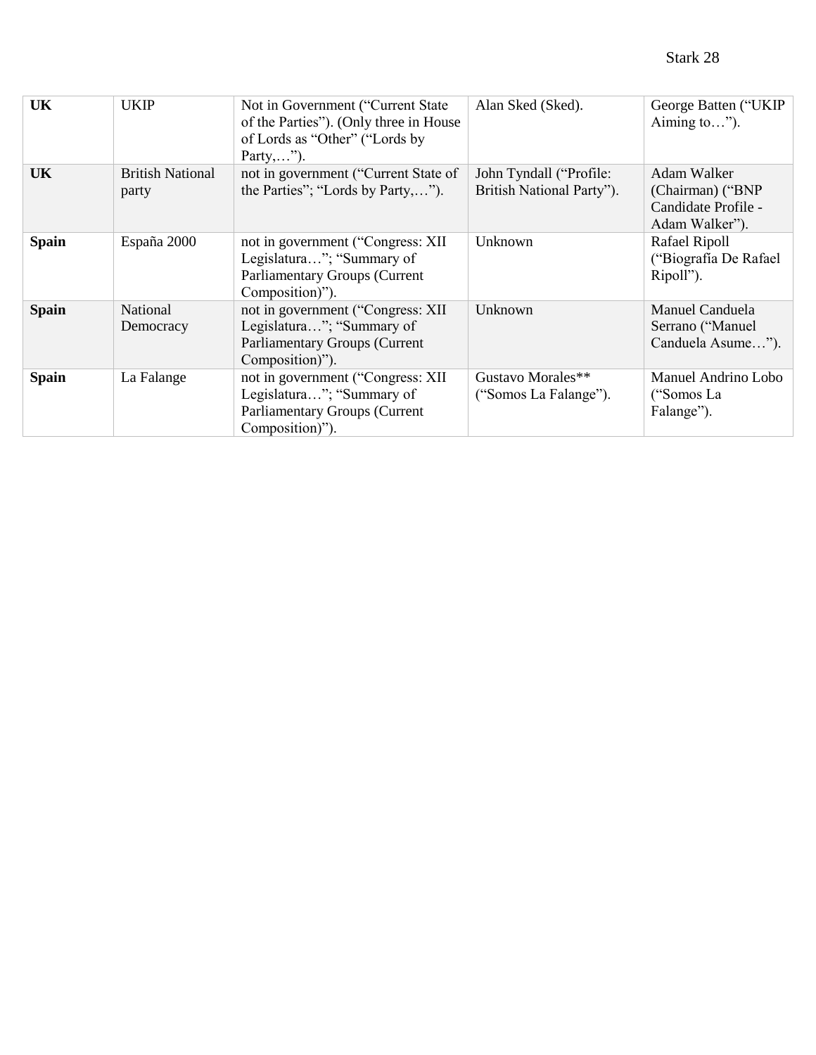| **UK** | UKIP | Not in Government (“Current State of the Parties”). (Only three in House of Lords as “Other” (“Lords by Party,…”). | Alan Sked (Sked). | George Batten (“UKIP Aiming to…”). |
|---|---|---|---|---|
| **UK** | British National party | not in government (“Current State of the Parties”; “Lords by Party,…”). | John Tyndall (“Profile: British National Party”). | Adam Walker (Chairman) (“BNP Candidate Profile - Adam Walker”). |
| **Spain** | España 2000 | not in government (“Congress: XII Legislatura…”; “Summary of Parliamentary Groups (Current Composition)”). | Unknown | Rafael Ripoll (“Biografía De Rafael Ripoll”). |
| **Spain** | National Democracy | not in government (“Congress: XII Legislatura…”; “Summary of Parliamentary Groups (Current Composition)”). | Unknown | Manuel Canduela Serrano (“Manuel Canduela Asume…”). |
| **Spain** | La Falange | not in government (“Congress: XII Legislatura…”; “Summary of Parliamentary Groups (Current Composition)”). | Gustavo Morales** (“Somos La Falange”). | Manuel Andrino Lobo (“Somos La Falange”). |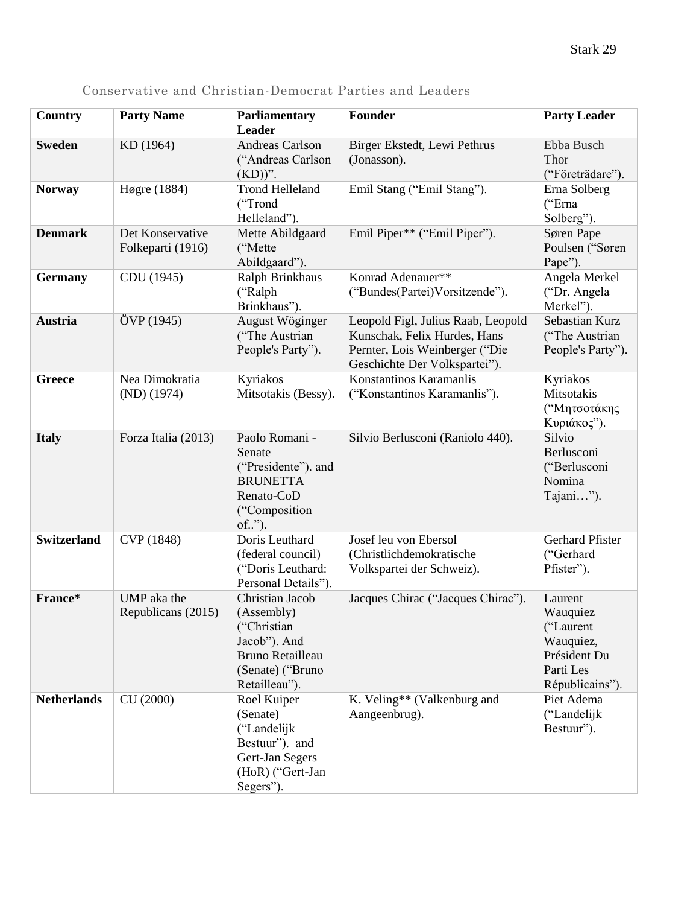Conservative and Christian-Democrat Parties and Leaders

| Country | Party Name | Parliamentary Leader | Founder | Party Leader |
|---|---|---|---|---|
| **Sweden** | KD (1964) | Andreas Carlson (“Andreas Carlson (KD))”. | Birger Ekstedt, Lewi Pethrus (Jonasson). | Ebba Busch Thor (“Företrädare”). |
| **Norway** | Høgre (1884) | Trond Helleland (“Trond Helleland”). | Emil Stang (“Emil Stang”). | Erna Solberg (“Erna Solberg”). |
| **Denmark** | Det Konservative Folkeparti (1916) | Mette Abildgaard (“Mette Abildgaard”). | Emil Piper** (“Emil Piper”). | Søren Pape Poulsen (“Søren Pape”). |
| **Germany** | CDU (1945) | Ralph Brinkhaus (“Ralph Brinkhaus”). | Konrad Adenauer** (“Bundes(Partei)Vorsitzende”). | Angela Merkel (“Dr. Angela Merkel”). |
| **Austria** | ÖVP (1945) | August Wöginger (“The Austrian People's Party”). | Leopold Figl, Julius Raab, Leopold Kunschak, Felix Hurdes, Hans Pernter, Lois Weinberger (“Die Geschichte Der Volkspartei”). | Sebastian Kurz (“The Austrian People's Party”). |
| **Greece** | Nea Dimokratia (ND) (1974) | Kyriakos Mitsotakis (Bessy). | Konstantinos Karamanlis (“Konstantinos Karamanlis”). | Kyriakos Mitsotakis (“Μητσοτάκης Κυριάκος”). |
| **Italy** | Forza Italia (2013) | Paolo Romani - Senate (“Presidente”). and BRUNETTA Renato-CoD (“Composition of..”). | Silvio Berlusconi (Raniolo 440). | Silvio Berlusconi (“Berlusconi Nomina Tajani…”). |
| **Switzerland** | CVP (1848) | Doris Leuthard (federal council) (“Doris Leuthard: Personal Details”). | Josef leu von Ebersol (Christlichdemokratische Volkspartei der Schweiz). | Gerhard Pfister (“Gerhard Pfister”). |
| **France*** | UMP aka the Republicans (2015) | Christian Jacob (Assembly) (“Christian Jacob”). And Bruno Retailleau (Senate) (“Bruno Retailleau”). | Jacques Chirac (“Jacques Chirac”). | Laurent Wauquiez (“Laurent Wauquiez, Président Du Parti Les Républicains”). |
| **Netherlands** | CU (2000) | Roel Kuiper (Senate) (“Landelijk Bestuur”). and Gert-Jan Segers (HoR) (“Gert-Jan Segers”). | K. Veling** (Valkenburg and Aangeenbrug). | Piet Adema (“Landelijk Bestuur”). |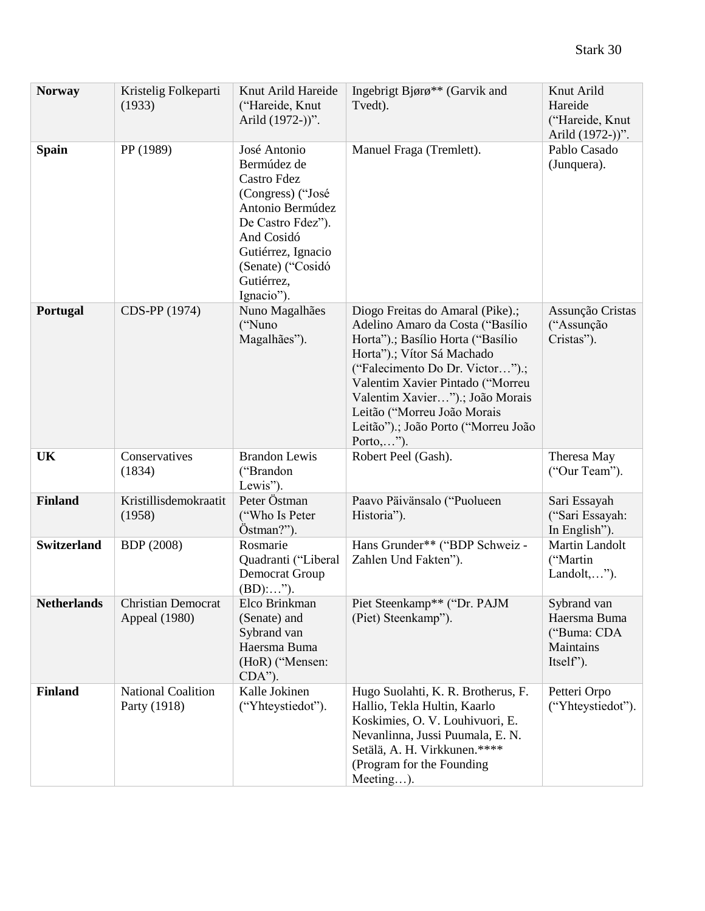| **Norway** | Kristelig Folkeparti (1933) | Knut Arild Hareide (“Hareide, Knut Arild (1972-))”. | Ingebrigt Bjørø** (Garvik and Tvedt). | Knut Arild Hareide (“Hareide, Knut Arild (1972-))”. |
|---|---|---|---|---|
| **Spain** | PP (1989) | José Antonio Bermúdez de Castro Fdez (Congress) (“José Antonio Bermúdez De Castro Fdez”). And Cosidó Gutiérrez, Ignacio (Senate) (“Cosidó Gutiérrez, Ignacio”). | Manuel Fraga (Tremlett). | Pablo Casado (Junquera). |
| **Portugal** | CDS-PP (1974) | Nuno Magalhães (“Nuno Magalhães”). | Diogo Freitas do Amaral (Pike).; Adelino Amaro da Costa (“Basílio Horta”).; Basílio Horta (“Basílio Horta”).; Vítor Sá Machado (“Falecimento Do Dr. Victor…”).; Valentim Xavier Pintado (“Morreu Valentim Xavier…”).; João Morais Leitão (“Morreu João Morais Leitão”).; João Porto (“Morreu João Porto,…”). | Assunção Cristas (“Assunção Cristas”). |
| **UK** | Conservatives (1834) | Brandon Lewis (“Brandon Lewis”). | Robert Peel (Gash). | Theresa May (“Our Team”). |
| **Finland** | Kristillisdemokraatit (1958) | Peter Östman (“Who Is Peter Östman?”). | Paavo Päivänsalo (“Puolueen Historia”). | Sari Essayah (“Sari Essayah: In English”). |
| **Switzerland** | BDP (2008) | Rosmarie Quadranti (“Liberal Democrat Group (BD):…”). | Hans Grunder** (“BDP Schweiz - Zahlen Und Fakten”). | Martin Landolt (“Martin Landolt,…”). |
| **Netherlands** | Christian Democrat Appeal (1980) | Elco Brinkman (Senate) and Sybrand van Haersma Buma (HoR) (“Mensen: CDA”). | Piet Steenkamp** (“Dr. PAJM (Piet) Steenkamp”). | Sybrand van Haersma Buma (“Buma: CDA Maintains Itself”). |
| **Finland** | National Coalition Party (1918) | Kalle Jokinen (“Yhteystiedot”). | Hugo Suolahti, K. R. Brotherus, F. Hallio, Tekla Hultin, Kaarlo Koskimies, O. V. Louhivuori, E. Nevanlinna, Jussi Puumala, E. N. Setälä, A. H. Virkkunen.**** (Program for the Founding Meeting…). | Petteri Orpo (“Yhteystiedot”). |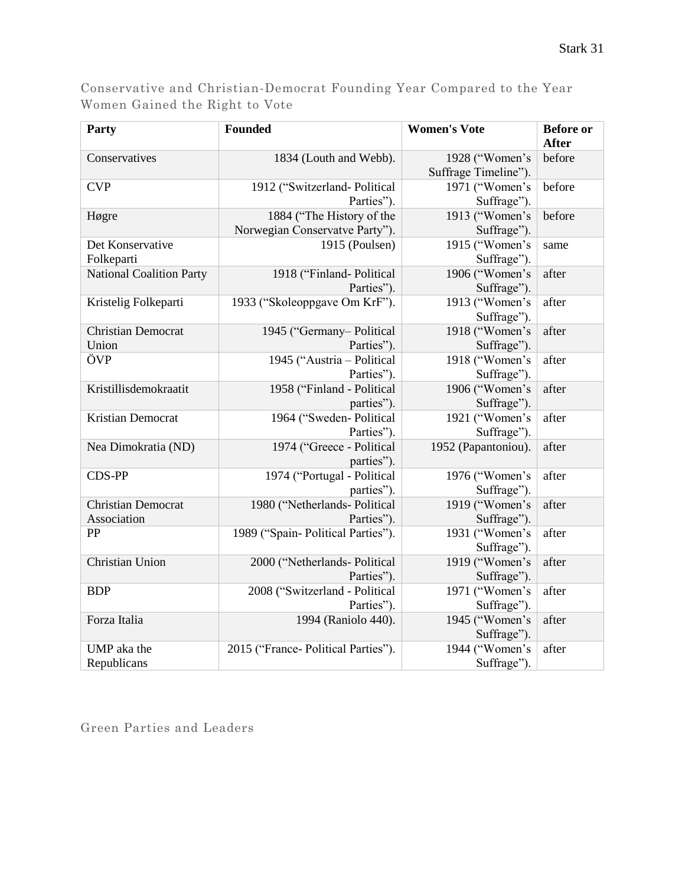## Conservative and Christian-Democrat Founding Year Compared to the Year Women Gained the Right to Vote

| Party | Founded | Women's Vote | Before or After |
|---|---|---|---|
| Conservatives | 1834 (Louth and Webb). | 1928 ("Women's Suffrage Timeline"). | before |
| CVP | 1912 ("Switzerland- Political Parties"). | 1971 ("Women's Suffrage"). | before |
| Høgre | 1884 ("The History of the Norwegian Conservatve Party"). | 1913 ("Women's Suffrage"). | before |
| Det Konservative Folkeparti | 1915 (Poulsen) | 1915 ("Women's Suffrage"). | same |
| National Coalition Party | 1918 ("Finland- Political Parties"). | 1906 ("Women's Suffrage"). | after |
| Kristelig Folkeparti | 1933 ("Skoleoppgave Om KrF"). | 1913 ("Women's Suffrage"). | after |
| Christian Democrat Union | 1945 ("Germany– Political Parties"). | 1918 ("Women's Suffrage"). | after |
| ÖVP | 1945 ("Austria – Political Parties"). | 1918 ("Women's Suffrage"). | after |
| Kristillisdemokraatit | 1958 ("Finland - Political parties"). | 1906 ("Women's Suffrage"). | after |
| Kristian Democrat | 1964 ("Sweden- Political Parties"). | 1921 ("Women's Suffrage"). | after |
| Nea Dimokratia (ND) | 1974 ("Greece - Political parties"). | 1952 (Papantoniou). | after |
| CDS-PP | 1974 ("Portugal - Political parties"). | 1976 ("Women's Suffrage"). | after |
| Christian Democrat Association | 1980 ("Netherlands- Political Parties"). | 1919 ("Women's Suffrage"). | after |
| PP | 1989 ("Spain- Political Parties"). | 1931 ("Women's Suffrage"). | after |
| Christian Union | 2000 ("Netherlands- Political Parties"). | 1919 ("Women's Suffrage"). | after |
| BDP | 2008 ("Switzerland - Political Parties"). | 1971 ("Women's Suffrage"). | after |
| Forza Italia | 1994 (Raniolo 440). | 1945 ("Women's Suffrage"). | after |
| UMP aka the Republicans | 2015 ("France- Political Parties"). | 1944 ("Women's Suffrage"). | after |

## Green Parties and Leaders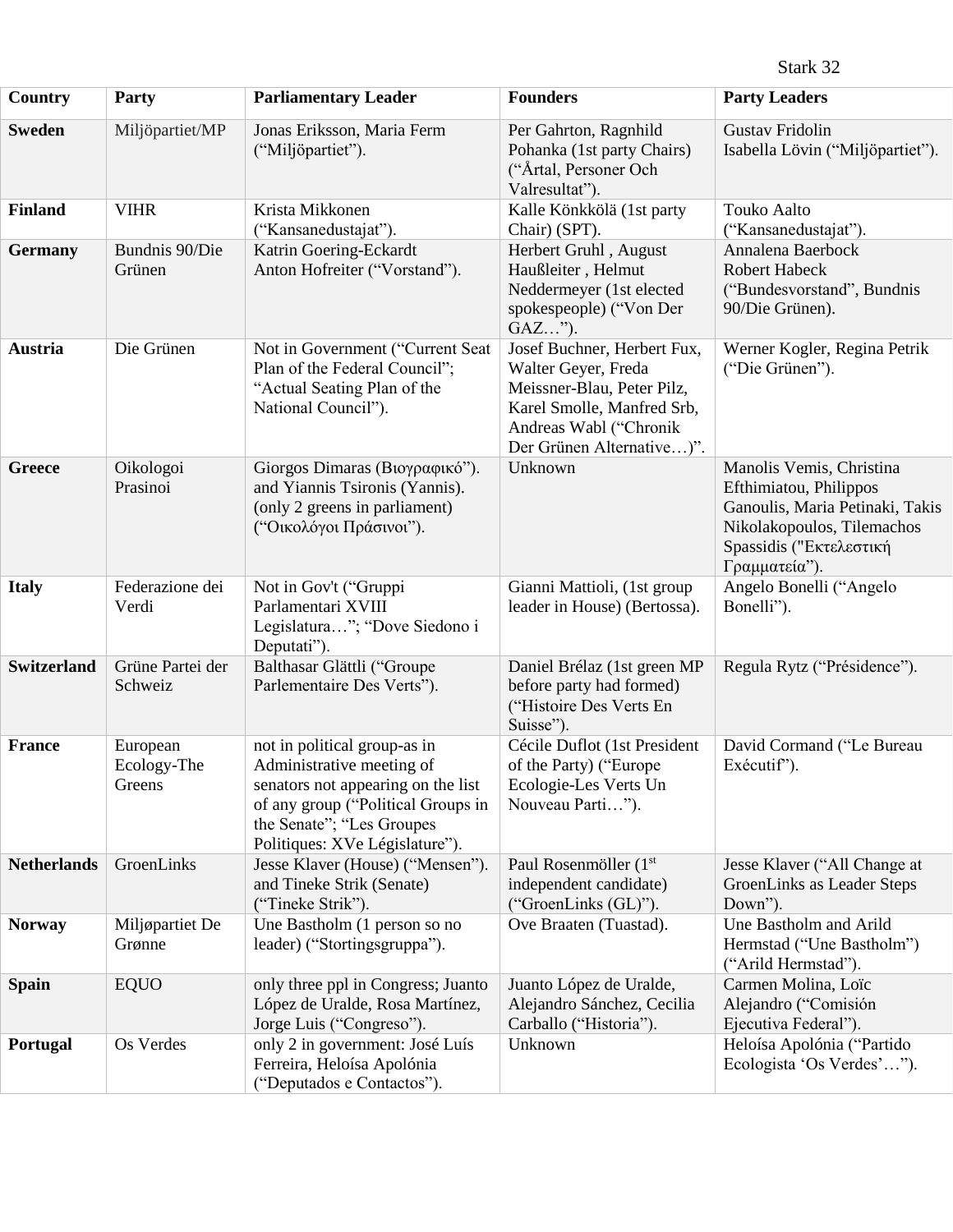| Country | Party | Parliamentary Leader | Founders | Party Leaders |
|---|---|---|---|---|
| **Sweden** | Miljöpartiet/MP | Jonas Eriksson, Maria Ferm ("Miljöpartiet"). | Per Gahrton, Ragnhild Pohanka (1st party Chairs) ("Årtal, Personer Och Valresultat"). | Gustav Fridolin Isabella Lövin ("Miljöpartiet"). |
| **Finland** | VIHR | Krista Mikkonen ("Kansanedustajat"). | Kalle Könkkölä (1st party Chair) (SPT). | Touko Aalto ("Kansanedustajat"). |
| **Germany** | Bundnis 90/Die Grünen | Katrin Goering-Eckardt Anton Hofreiter ("Vorstand"). | Herbert Gruhl , August Haußleiter , Helmut Neddermeyer (1st elected spokespeople) ("Von Der GAZ…"). | Annalena Baerbock Robert Habeck ("Bundesvorstand", Bundnis 90/Die Grünen). |
| **Austria** | Die Grünen | Not in Government ("Current Seat Plan of the Federal Council"; "Actual Seating Plan of the National Council"). | Josef Buchner, Herbert Fux, Walter Geyer, Freda Meissner-Blau, Peter Pilz, Karel Smolle, Manfred Srb, Andreas Wabl ("Chronik Der Grünen Alternative…)". | Werner Kogler, Regina Petrik ("Die Grünen"). |
| **Greece** | Oikologoi Prasinoi | Giorgos Dimaras (Βιογραφικό"). and Yiannis Tsironis (Yannis). (only 2 greens in parliament) ("Οικολόγοι Πράσινοι"). | Unknown | Manolis Vemis, Christina Efthimiatou, Philippos Ganoulis, Maria Petinaki, Takis Nikolakopoulos, Tilemachos Spassidis ("Εκτελεστική Γραμματεία"). |
| **Italy** | Federazione dei Verdi | Not in Gov't ("Gruppi Parlamentari XVIII Legislatura…"; "Dove Siedono i Deputati"). | Gianni Mattioli, (1st group leader in House) (Bertossa). | Angelo Bonelli ("Angelo Bonelli"). |
| **Switzerland** | Grüne Partei der Schweiz | Balthasar Glättli ("Groupe Parlementaire Des Verts"). | Daniel Brélaz (1st green MP before party had formed) ("Histoire Des Verts En Suisse"). | Regula Rytz ("Présidence"). |
| **France** | European Ecology-The Greens | not in political group-as in Administrative meeting of senators not appearing on the list of any group ("Political Groups in the Senate"; "Les Groupes Politiques: XVe Législature"). | Cécile Duflot (1st President of the Party) ("Europe Ecologie-Les Verts Un Nouveau Parti…"). | David Cormand ("Le Bureau Exécutif"). |
| **Netherlands** | GroenLinks | Jesse Klaver (House) ("Mensen"). and Tineke Strik (Senate) ("Tineke Strik"). | Paul Rosenmöller (1st independent candidate) ("GroenLinks (GL)"). | Jesse Klaver ("All Change at GroenLinks as Leader Steps Down"). |
| **Norway** | Miljøpartiet De Grønne | Une Bastholm (1 person so no leader) ("Stortingsgruppa"). | Ove Braaten (Tuastad). | Une Bastholm and Arild Hermstad ("Une Bastholm") ("Arild Hermstad"). |
| **Spain** | EQUO | only three ppl in Congress; Juanto López de Uralde, Rosa Martínez, Jorge Luis ("Congreso"). | Juanto López de Uralde, Alejandro Sánchez, Cecilia Carballo ("Historia"). | Carmen Molina, Loïc Alejandro ("Comisión Ejecutiva Federal"). |
| **Portugal** | Os Verdes | only 2 in government: José Luís Ferreira, Heloísa Apolónia ("Deputados e Contactos"). | Unknown | Heloísa Apolónia ("Partido Ecologista 'Os Verdes'…"). |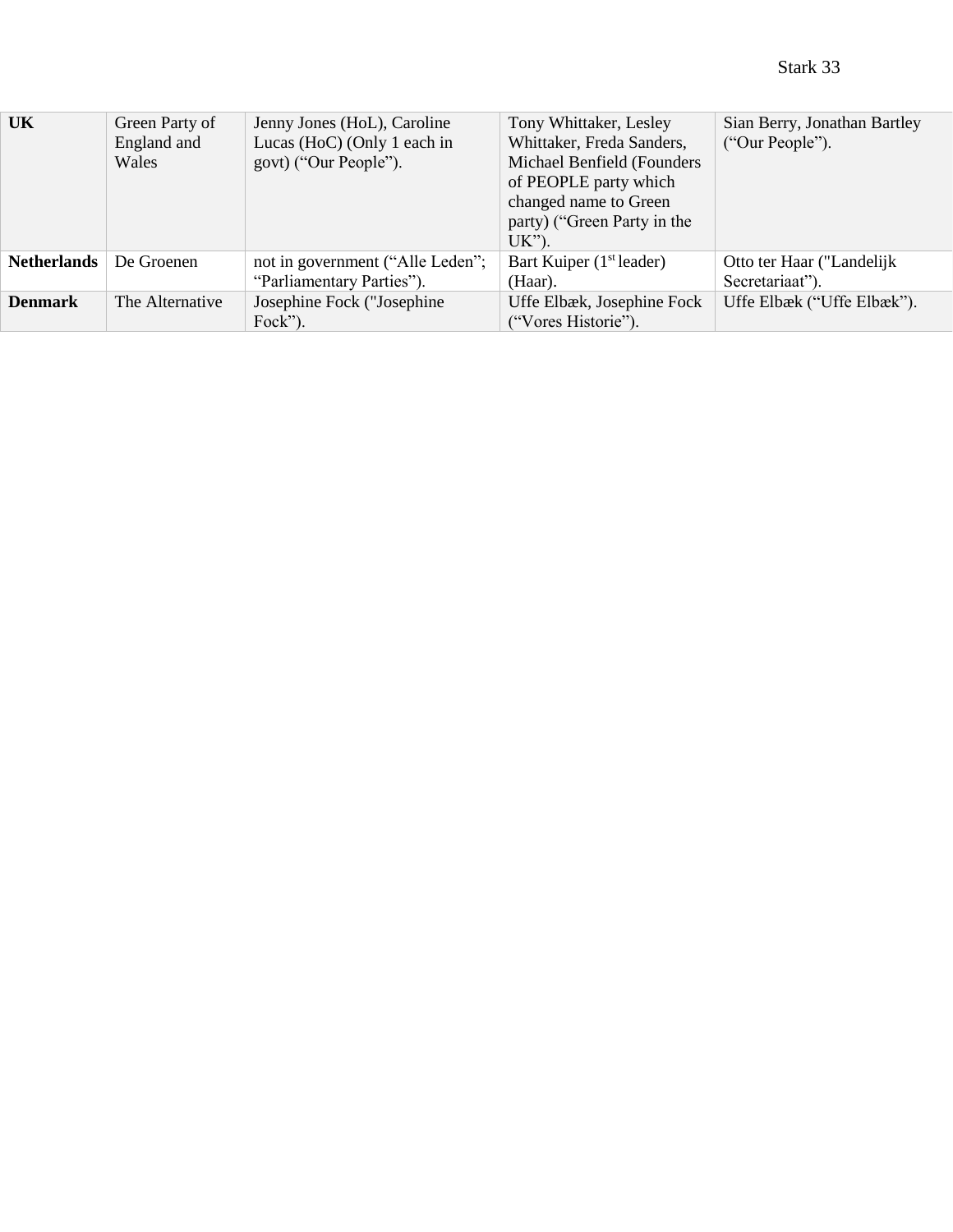| **UK** | Green Party of England and Wales | Jenny Jones (HoL), Caroline Lucas (HoC) (Only 1 each in govt) (“Our People”). | Tony Whittaker, Lesley Whittaker, Freda Sanders, Michael Benfield (Founders of PEOPLE party which changed name to Green party) (“Green Party in the UK”). | Sian Berry, Jonathan Bartley (“Our People”). |
|---|---|---|---|---|
| **Netherlands** | De Groenen | not in government (“Alle Leden”; “Parliamentary Parties”). | Bart Kuiper (1st leader) (Haar). | Otto ter Haar ("Landelijk Secretariaat”). |
| **Denmark** | The Alternative | Josephine Fock ("Josephine Fock”). | Uffe Elbæk, Josephine Fock (“Vores Historie”). | Uffe Elbæk (“Uffe Elbæk”). |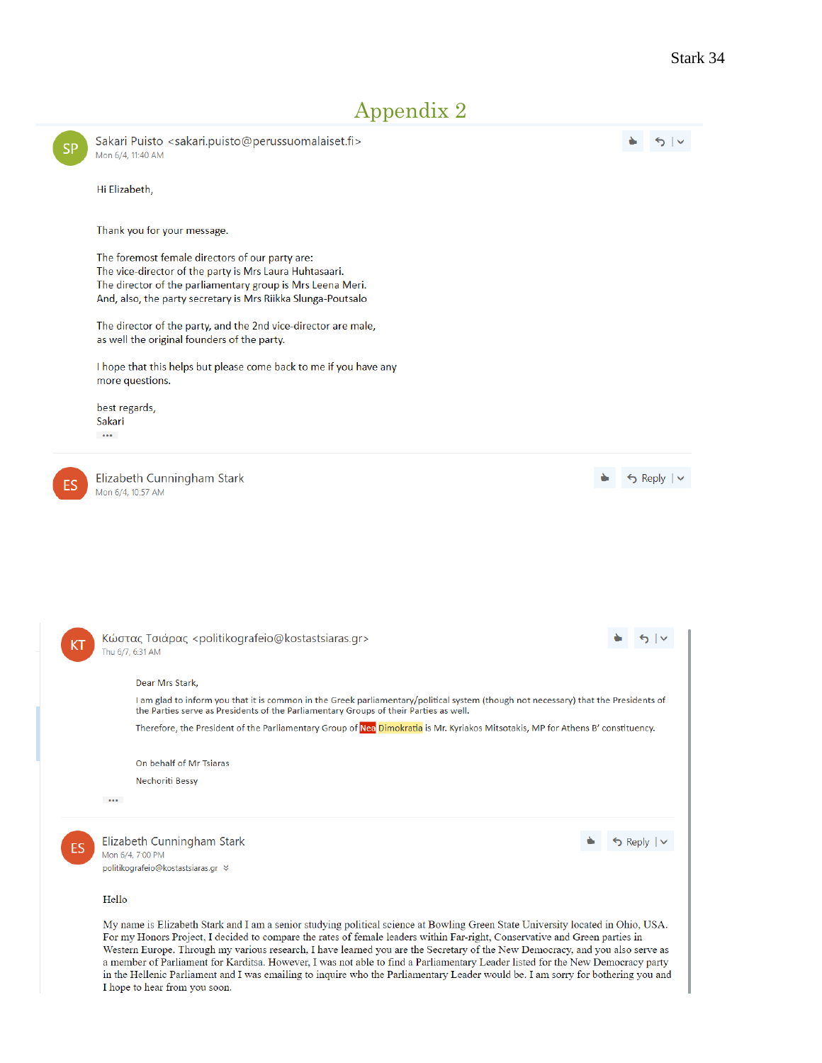# Appendix 2

SP Sakari Puisto <sakari.puisto@perussuomalaiset.fi>
Mon 6/4, 11:40 AM

Hi Elizabeth,

Thank you for your message.

The foremost female directors of our party are:
The vice-director of the party is Mrs Laura Huhtasaari.
The director of the parliamentary group is Mrs Leena Meri.
And, also, the party secretary is Mrs Riikka Slunga-Poutsalo

The director of the party, and the 2nd vice-director are male,
as well the original founders of the party.

I hope that this helps but please come back to me if you have any
more questions.

best regards,
Sakari

...

ES Elizabeth Cunningham Stark
Mon 6/4, 10:57 AM

KT Κώστας Τσιάρας <politikografeio@kostastsiaras.gr>
Thu 6/7, 6:31 AM

Dear Mrs Stark,

I am glad to inform you that it is common in the Greek parliamentary/political system (though not necessary) that the Presidents of the Parties serve as Presidents of the Parliamentary Groups of their Parties as well.

Therefore, the President of the Parliamentary Group of Nea Dimokratia is Mr. Kyriakos Mitsotakis, MP for Athens B' constituency.

On behalf of Mr Tsiaras

Nechoriti Bessy

...

ES Elizabeth Cunningham Stark
Mon 6/4, 7:00 PM
politikografeio@kostastsiaras.gr

Hello

My name is Elizabeth Stark and I am a senior studying political science at Bowling Green State University located in Ohio, USA. For my Honors Project, I decided to compare the rates of female leaders within Far-right, Conservative and Green parties in Western Europe. Through my various research, I have learned you are the Secretary of the New Democracy, and you also serve as a member of Parliament for Karditsa. However, I was not able to find a Parliamentary Leader listed for the New Democracy party in the Hellenic Parliament and I was emailing to inquire who the Parliamentary Leader would be. I am sorry for bothering you and I hope to hear from you soon.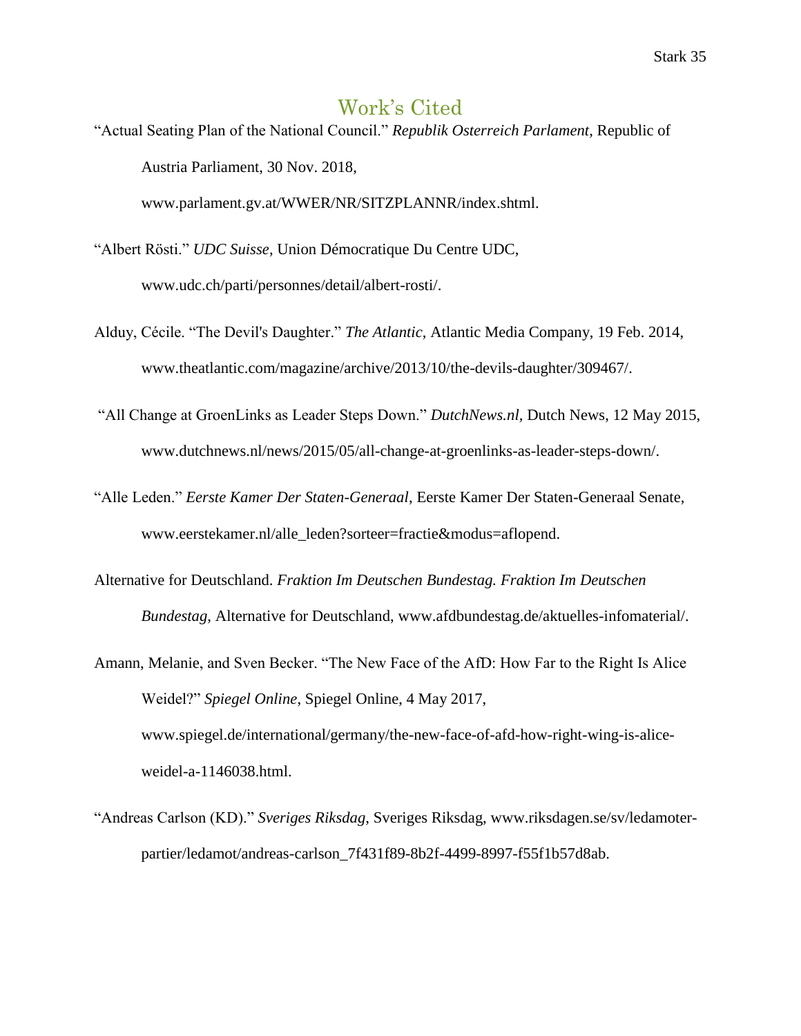# Work's Cited

"Actual Seating Plan of the National Council." *Republik Osterreich Parlament*, Republic of Austria Parliament, 30 Nov. 2018, www.parlament.gv.at/WWER/NR/SITZPLANNR/index.shtml.

"Albert Rösti." *UDC Suisse*, Union Démocratique Du Centre UDC, www.udc.ch/parti/personnes/detail/albert-rosti/.

Alduy, Cécile. "The Devil's Daughter." *The Atlantic*, Atlantic Media Company, 19 Feb. 2014, www.theatlantic.com/magazine/archive/2013/10/the-devils-daughter/309467/.

"All Change at GroenLinks as Leader Steps Down." *DutchNews.nl*, Dutch News, 12 May 2015, www.dutchnews.nl/news/2015/05/all-change-at-groenlinks-as-leader-steps-down/.

"Alle Leden." *Eerste Kamer Der Staten-Generaal*, Eerste Kamer Der Staten-Generaal Senate, www.eerstekamer.nl/alle_leden?sorteer=fractie&modus=aflopend.

Alternative for Deutschland. *Fraktion Im Deutschen Bundestag. Fraktion Im Deutschen Bundestag*, Alternative for Deutschland, www.afdbundestag.de/aktuelles-infomaterial/.

Amann, Melanie, and Sven Becker. "The New Face of the AfD: How Far to the Right Is Alice Weidel?" *Spiegel Online*, Spiegel Online, 4 May 2017, www.spiegel.de/international/germany/the-new-face-of-afd-how-right-wing-is-alice-weidel-a-1146038.html.

"Andreas Carlson (KD)." *Sveriges Riksdag*, Sveriges Riksdag, www.riksdagen.se/sv/ledamoter-partier/ledamot/andreas-carlson_7f431f89-8b2f-4499-8997-f55f1b57d8ab.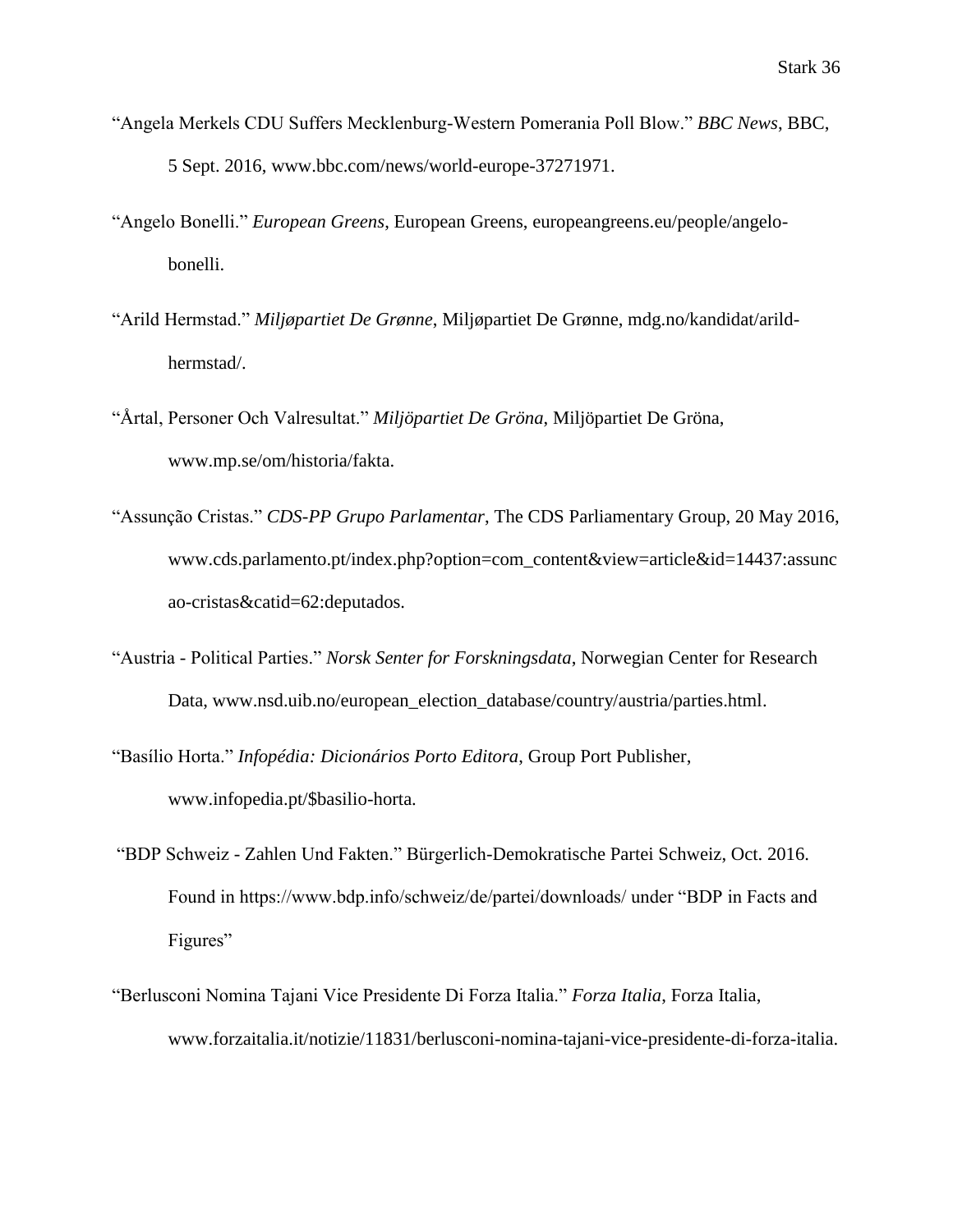“Angela Merkels CDU Suffers Mecklenburg-Western Pomerania Poll Blow.” *BBC News*, BBC, 5 Sept. 2016, www.bbc.com/news/world-europe-37271971.

“Angelo Bonelli.” *European Greens*, European Greens, europeangreens.eu/people/angelo-bonelli.

“Arild Hermstad.” *Miljøpartiet De Grønne*, Miljøpartiet De Grønne, mdg.no/kandidat/arild-hermstad/.

“Årtal, Personer Och Valresultat.” *Miljöpartiet De Gröna*, Miljöpartiet De Gröna, www.mp.se/om/historia/fakta.

“Assunção Cristas.” *CDS-PP Grupo Parlamentar*, The CDS Parliamentary Group, 20 May 2016, www.cds.parlamento.pt/index.php?option=com_content&view=article&id=14437:assuncao-cristas&catid=62:deputados.

“Austria - Political Parties.” *Norsk Senter for Forskningsdata*, Norwegian Center for Research Data, www.nsd.uib.no/european_election_database/country/austria/parties.html.

“Basílio Horta.” *Infopédia: Dicionários Porto Editora*, Group Port Publisher, www.infopedia.pt/$basilio-horta.

“BDP Schweiz - Zahlen Und Fakten.” Bürgerlich-Demokratische Partei Schweiz, Oct. 2016. Found in https://www.bdp.info/schweiz/de/partei/downloads/ under “BDP in Facts and Figures”

“Berlusconi Nomina Tajani Vice Presidente Di Forza Italia.” *Forza Italia*, Forza Italia, www.forzaitalia.it/notizie/11831/berlusconi-nomina-tajani-vice-presidente-di-forza-italia.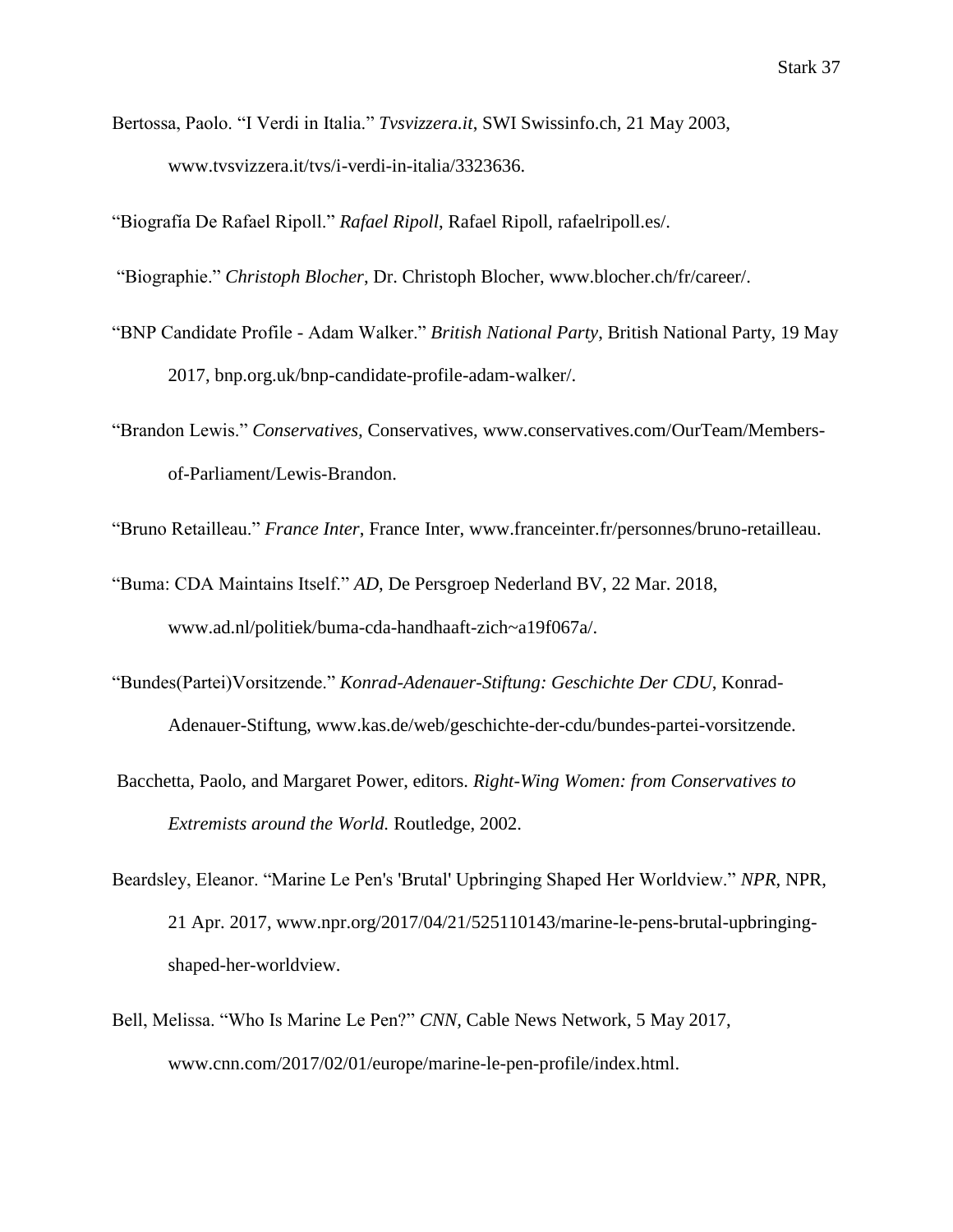Bertossa, Paolo. “I Verdi in Italia.” *Tvsvizzera.it*, SWI Swissinfo.ch, 21 May 2003, www.tvsvizzera.it/tvs/i-verdi-in-italia/3323636.

“Biografía De Rafael Ripoll.” *Rafael Ripoll*, Rafael Ripoll, rafaelripoll.es/.

“Biographie.” *Christoph Blocher*, Dr. Christoph Blocher, www.blocher.ch/fr/career/.

“BNP Candidate Profile - Adam Walker.” *British National Party*, British National Party, 19 May 2017, bnp.org.uk/bnp-candidate-profile-adam-walker/.

“Brandon Lewis.” *Conservatives*, Conservatives, www.conservatives.com/OurTeam/Members-of-Parliament/Lewis-Brandon.

“Bruno Retailleau.” *France Inter*, France Inter, www.franceinter.fr/personnes/bruno-retailleau.

“Buma: CDA Maintains Itself.” *AD*, De Persgroep Nederland BV, 22 Mar. 2018, www.ad.nl/politiek/buma-cda-handhaaft-zich~a19f067a/.

“Bundes(Partei)Vorsitzende.” *Konrad-Adenauer-Stiftung: Geschichte Der CDU*, Konrad-Adenauer-Stiftung, www.kas.de/web/geschichte-der-cdu/bundes-partei-vorsitzende.

Bacchetta, Paolo, and Margaret Power, editors. *Right-Wing Women: from Conservatives to Extremists around the World.* Routledge, 2002.

Beardsley, Eleanor. “Marine Le Pen's 'Brutal' Upbringing Shaped Her Worldview.” *NPR*, NPR, 21 Apr. 2017, www.npr.org/2017/04/21/525110143/marine-le-pens-brutal-upbringing-shaped-her-worldview.

Bell, Melissa. “Who Is Marine Le Pen?” *CNN*, Cable News Network, 5 May 2017, www.cnn.com/2017/02/01/europe/marine-le-pen-profile/index.html.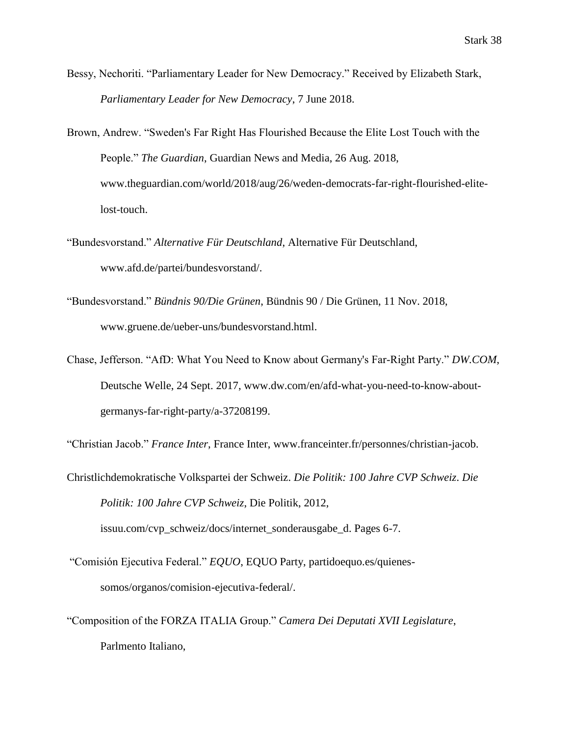Bessy, Nechoriti. "Parliamentary Leader for New Democracy." Received by Elizabeth Stark, *Parliamentary Leader for New Democracy*, 7 June 2018.

Brown, Andrew. "Sweden's Far Right Has Flourished Because the Elite Lost Touch with the People." *The Guardian*, Guardian News and Media, 26 Aug. 2018, www.theguardian.com/world/2018/aug/26/weden-democrats-far-right-flourished-elite-lost-touch.

"Bundesvorstand." *Alternative Für Deutschland*, Alternative Für Deutschland, www.afd.de/partei/bundesvorstand/.

"Bundesvorstand." *Bündnis 90/Die Grünen*, Bündnis 90 / Die Grünen, 11 Nov. 2018, www.gruene.de/ueber-uns/bundesvorstand.html.

Chase, Jefferson. "AfD: What You Need to Know about Germany's Far-Right Party." *DW.COM*, Deutsche Welle, 24 Sept. 2017, www.dw.com/en/afd-what-you-need-to-know-about-germanys-far-right-party/a-37208199.

"Christian Jacob." *France Inter*, France Inter, www.franceinter.fr/personnes/christian-jacob.

Christlichdemokratische Volkspartei der Schweiz. *Die Politik: 100 Jahre CVP Schweiz*. *Die Politik: 100 Jahre CVP Schweiz*, Die Politik, 2012, issuu.com/cvp_schweiz/docs/internet_sonderausgabe_d. Pages 6-7.

"Comisión Ejecutiva Federal." *EQUO*, EQUO Party, partidoequo.es/quienes-somos/organos/comision-ejecutiva-federal/.

"Composition of the FORZA ITALIA Group." *Camera Dei Deputati XVII Legislature*, Parlmento Italiano,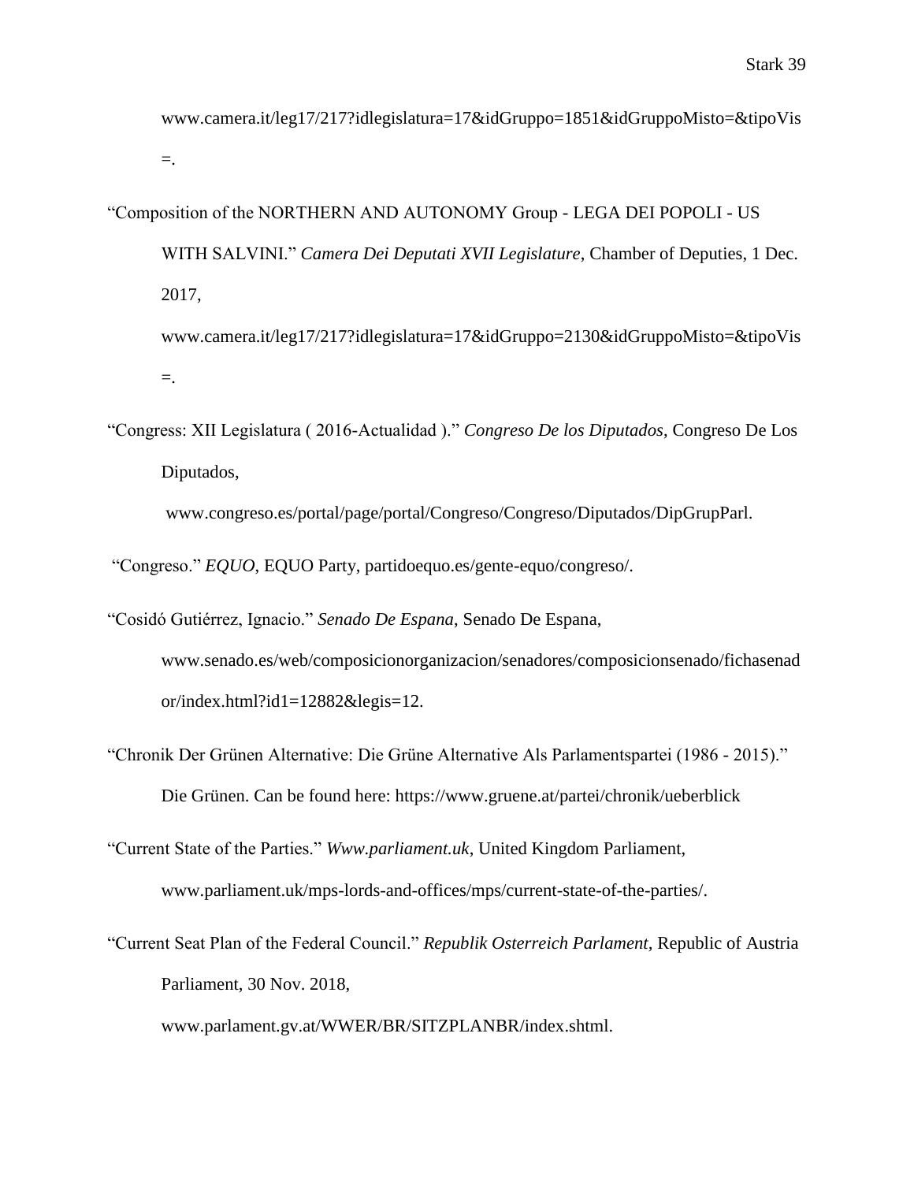www.camera.it/leg17/217?idlegislatura=17&idGruppo=1851&idGruppoMisto=&tipoVis=.

"Composition of the NORTHERN AND AUTONOMY Group - LEGA DEI POPOLI - US WITH SALVINI." *Camera Dei Deputati XVII Legislature*, Chamber of Deputies, 1 Dec. 2017, www.camera.it/leg17/217?idlegislatura=17&idGruppo=2130&idGruppoMisto=&tipoVis=.

"Congress: XII Legislatura ( 2016-Actualidad )." *Congreso De los Diputados*, Congreso De Los Diputados, www.congreso.es/portal/page/portal/Congreso/Congreso/Diputados/DipGrupParl.

"Congreso." *EQUO*, EQUO Party, partidoequo.es/gente-equo/congreso/.

"Cosidó Gutiérrez, Ignacio." *Senado De Espana*, Senado De Espana, www.senado.es/web/composicionorganizacion/senadores/composicionsenado/fichasenador/index.html?id1=12882&legis=12.

"Chronik Der Grünen Alternative: Die Grüne Alternative Als Parlamentspartei (1986 - 2015)." Die Grünen. Can be found here: https://www.gruene.at/partei/chronik/ueberblick

"Current State of the Parties." *Www.parliament.uk*, United Kingdom Parliament, www.parliament.uk/mps-lords-and-offices/mps/current-state-of-the-parties/.

"Current Seat Plan of the Federal Council." *Republik Osterreich Parlament*, Republic of Austria Parliament, 30 Nov. 2018, www.parlament.gv.at/WWER/BR/SITZPLANBR/index.shtml.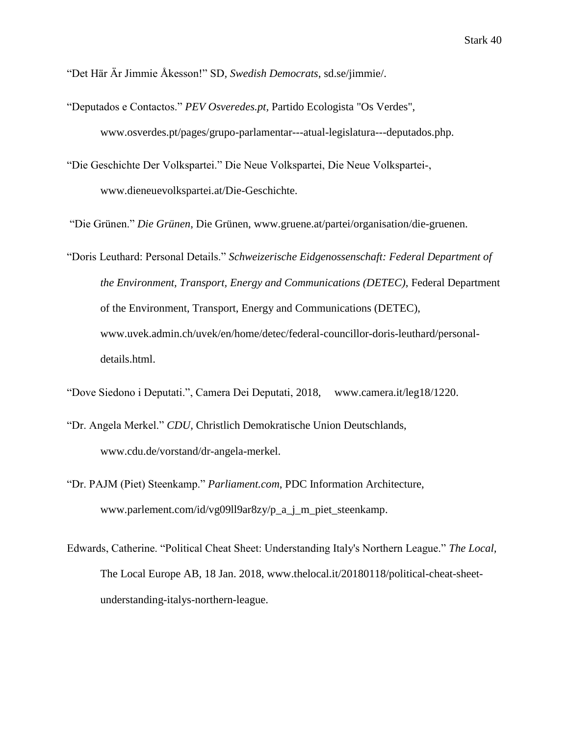“Det Här Är Jimmie Åkesson!” SD, *Swedish Democrats*, sd.se/jimmie/.

“Deputados e Contactos.” *PEV Osveredes.pt*, Partido Ecologista "Os Verdes", www.osverdes.pt/pages/grupo-parlamentar---atual-legislatura---deputados.php.

“Die Geschichte Der Volkspartei.” Die Neue Volkspartei, Die Neue Volkspartei-, www.dieneuevolkspartei.at/Die-Geschichte.

“Die Grünen.” *Die Grünen*, Die Grünen, www.gruene.at/partei/organisation/die-gruenen.

“Doris Leuthard: Personal Details.” *Schweizerische Eidgenossenschaft: Federal Department of the Environment, Transport, Energy and Communications (DETEC)*, Federal Department of the Environment, Transport, Energy and Communications (DETEC), www.uvek.admin.ch/uvek/en/home/detec/federal-councillor-doris-leuthard/personal-details.html.

“Dove Siedono i Deputati.”, Camera Dei Deputati, 2018, www.camera.it/leg18/1220.

“Dr. Angela Merkel.” *CDU*, Christlich Demokratische Union Deutschlands, www.cdu.de/vorstand/dr-angela-merkel.

“Dr. PAJM (Piet) Steenkamp.” *Parliament.com*, PDC Information Architecture, www.parlement.com/id/vg09ll9ar8zy/p_a_j_m_piet_steenkamp.

Edwards, Catherine. “Political Cheat Sheet: Understanding Italy's Northern League.” *The Local*, The Local Europe AB, 18 Jan. 2018, www.thelocal.it/20180118/political-cheat-sheet-understanding-italys-northern-league.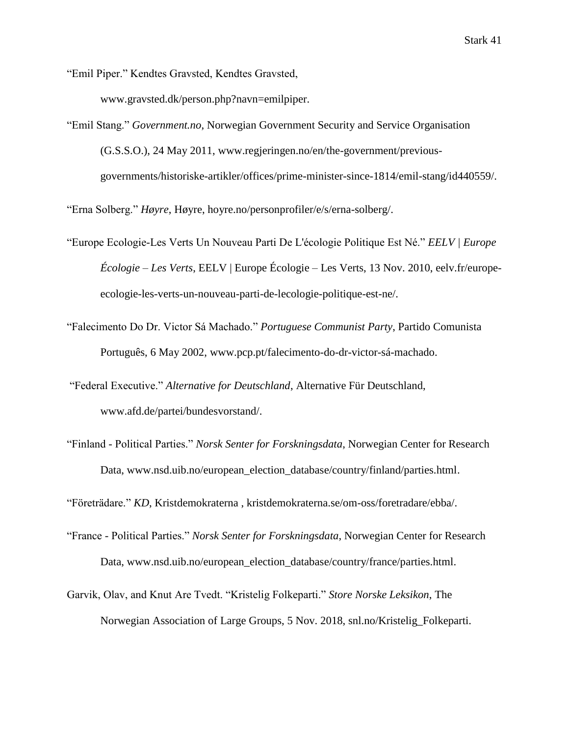"Emil Piper." Kendtes Gravsted, Kendtes Gravsted, www.gravsted.dk/person.php?navn=emilpiper.

"Emil Stang." *Government.no*, Norwegian Government Security and Service Organisation (G.S.S.O.), 24 May 2011, www.regjeringen.no/en/the-government/previous-governments/historiske-artikler/offices/prime-minister-since-1814/emil-stang/id440559/.

"Erna Solberg." *Høyre*, Høyre, hoyre.no/personprofiler/e/s/erna-solberg/.

"Europe Ecologie-Les Verts Un Nouveau Parti De L'écologie Politique Est Né." *EELV | Europe Écologie – Les Verts*, EELV | Europe Écologie – Les Verts, 13 Nov. 2010, eelv.fr/europe-ecologie-les-verts-un-nouveau-parti-de-lecologie-politique-est-ne/.

"Falecimento Do Dr. Victor Sá Machado." *Portuguese Communist Party*, Partido Comunista Português, 6 May 2002, www.pcp.pt/falecimento-do-dr-victor-sá-machado.

"Federal Executive." *Alternative for Deutschland*, Alternative Für Deutschland, www.afd.de/partei/bundesvorstand/.

"Finland - Political Parties." *Norsk Senter for Forskningsdata*, Norwegian Center for Research Data, www.nsd.uib.no/european_election_database/country/finland/parties.html.

"Företrädare." *KD*, Kristdemokraterna , kristdemokraterna.se/om-oss/foretradare/ebba/.

"France - Political Parties." *Norsk Senter for Forskningsdata*, Norwegian Center for Research Data, www.nsd.uib.no/european_election_database/country/france/parties.html.

Garvik, Olav, and Knut Are Tvedt. "Kristelig Folkeparti." *Store Norske Leksikon*, The Norwegian Association of Large Groups, 5 Nov. 2018, snl.no/Kristelig_Folkeparti.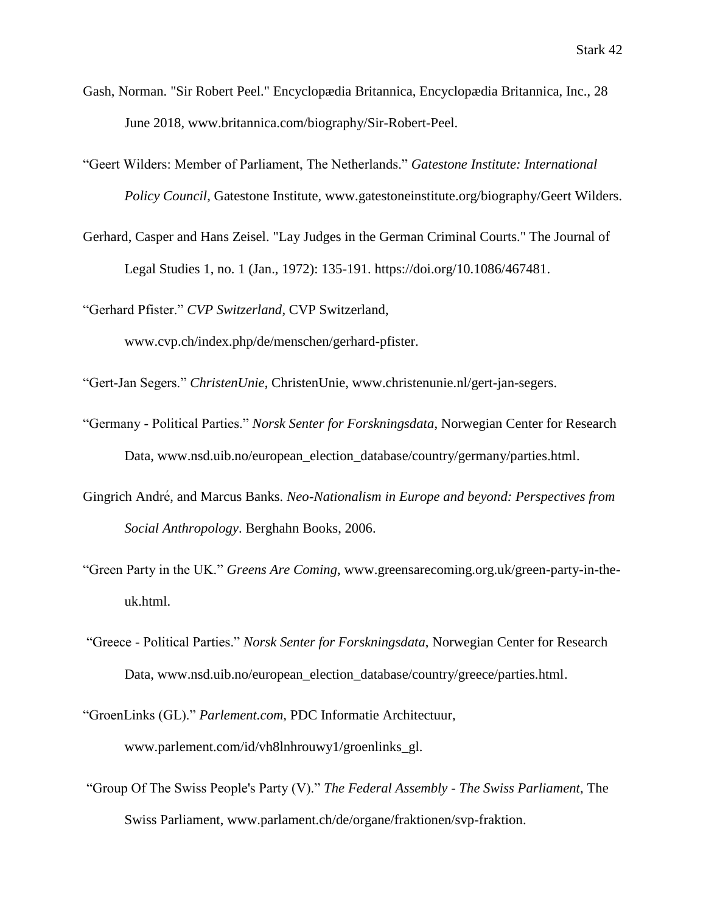Gash, Norman. "Sir Robert Peel." Encyclopædia Britannica, Encyclopædia Britannica, Inc., 28 June 2018, www.britannica.com/biography/Sir-Robert-Peel.

"Geert Wilders: Member of Parliament, The Netherlands." *Gatestone Institute: International Policy Council*, Gatestone Institute, www.gatestoneinstitute.org/biography/Geert Wilders.

Gerhard, Casper and Hans Zeisel. "Lay Judges in the German Criminal Courts." The Journal of Legal Studies 1, no. 1 (Jan., 1972): 135-191. https://doi.org/10.1086/467481.

"Gerhard Pfister." *CVP Switzerland*, CVP Switzerland, www.cvp.ch/index.php/de/menschen/gerhard-pfister.

"Gert-Jan Segers." *ChristenUnie*, ChristenUnie, www.christenunie.nl/gert-jan-segers.

"Germany - Political Parties." *Norsk Senter for Forskningsdata*, Norwegian Center for Research Data, www.nsd.uib.no/european_election_database/country/germany/parties.html.

Gingrich André, and Marcus Banks. *Neo-Nationalism in Europe and beyond: Perspectives from Social Anthropology*. Berghahn Books, 2006.

"Green Party in the UK." *Greens Are Coming*, www.greensarecoming.org.uk/green-party-in-the-uk.html.

"Greece - Political Parties." *Norsk Senter for Forskningsdata*, Norwegian Center for Research Data, www.nsd.uib.no/european_election_database/country/greece/parties.html.

"GroenLinks (GL)." *Parlement.com*, PDC Informatie Architectuur, www.parlement.com/id/vh8lnhrouwy1/groenlinks_gl.

"Group Of The Swiss People's Party (V)." *The Federal Assembly - The Swiss Parliament*, The Swiss Parliament, www.parlament.ch/de/organe/fraktionen/svp-fraktion.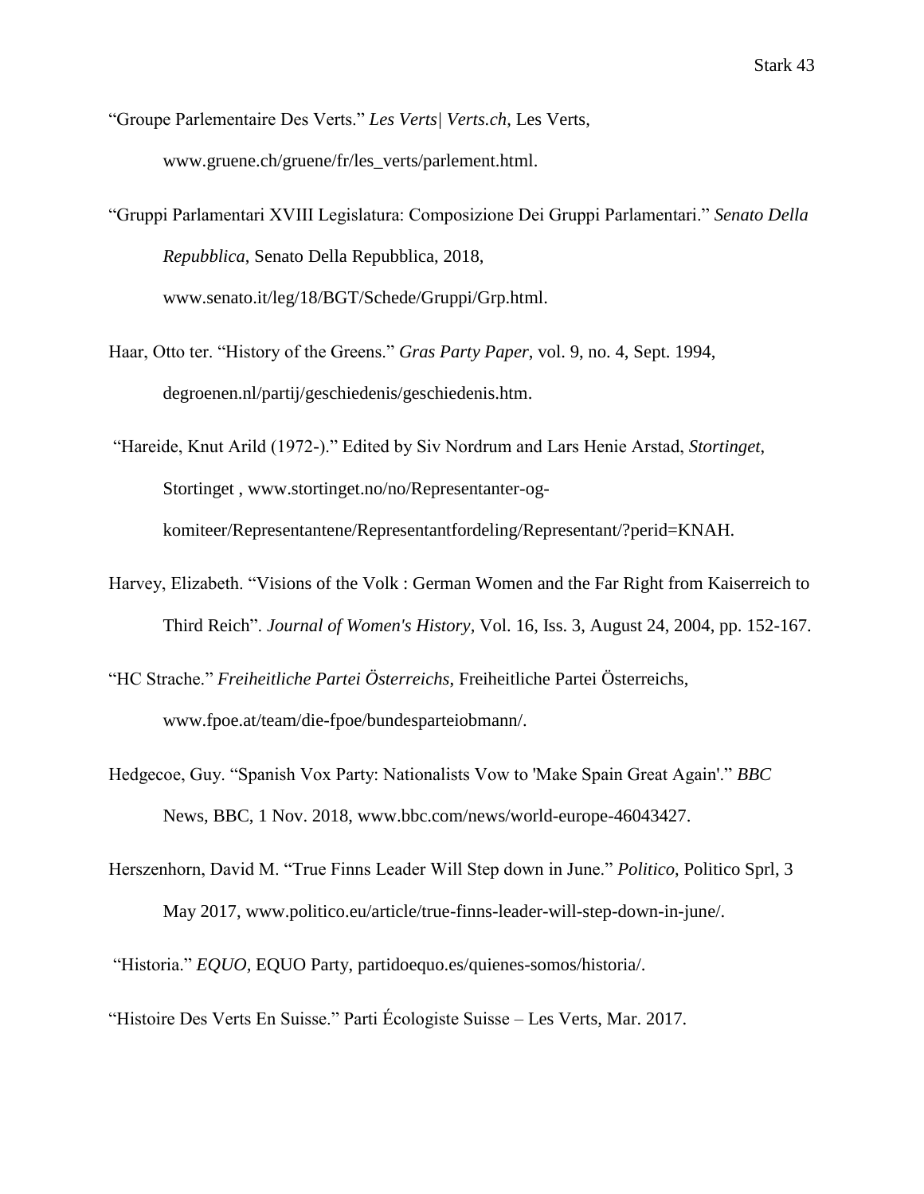"Groupe Parlementaire Des Verts." *Les Verts| Verts.ch*, Les Verts, www.gruene.ch/gruene/fr/les_verts/parlement.html.

"Gruppi Parlamentari XVIII Legislatura: Composizione Dei Gruppi Parlamentari." *Senato Della Repubblica*, Senato Della Repubblica, 2018, www.senato.it/leg/18/BGT/Schede/Gruppi/Grp.html.

Haar, Otto ter. "History of the Greens." *Gras Party Paper*, vol. 9, no. 4, Sept. 1994, degroenen.nl/partij/geschiedenis/geschiedenis.htm.

"Hareide, Knut Arild (1972-)." Edited by Siv Nordrum and Lars Henie Arstad, *Stortinget*, Stortinget , www.stortinget.no/no/Representanter-og-komiteer/Representantene/Representantfordeling/Representant/?perid=KNAH.

Harvey, Elizabeth. "Visions of the Volk : German Women and the Far Right from Kaiserreich to Third Reich". *Journal of Women's History*, Vol. 16, Iss. 3, August 24, 2004, pp. 152-167.

"HC Strache." *Freiheitliche Partei Österreichs*, Freiheitliche Partei Österreichs, www.fpoe.at/team/die-fpoe/bundesparteiobmann/.

Hedgecoe, Guy. "Spanish Vox Party: Nationalists Vow to 'Make Spain Great Again'." *BBC* News, BBC, 1 Nov. 2018, www.bbc.com/news/world-europe-46043427.

Herszenhorn, David M. "True Finns Leader Will Step down in June." *Politico*, Politico Sprl, 3 May 2017, www.politico.eu/article/true-finns-leader-will-step-down-in-june/.

"Historia." *EQUO*, EQUO Party, partidoequo.es/quienes-somos/historia/.

"Histoire Des Verts En Suisse." Parti Écologiste Suisse – Les Verts, Mar. 2017.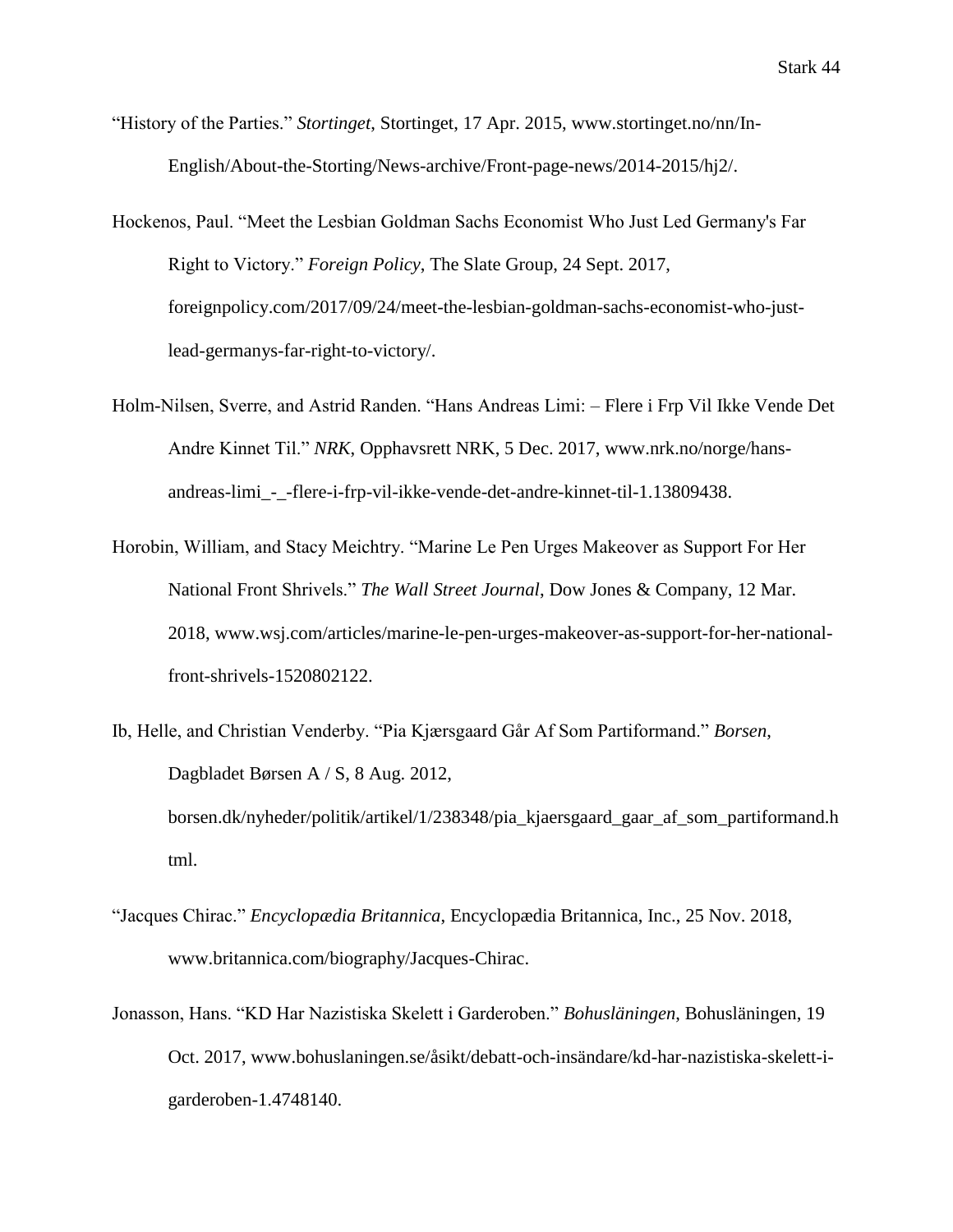"History of the Parties." *Stortinget*, Stortinget, 17 Apr. 2015, www.stortinget.no/nn/In-English/About-the-Storting/News-archive/Front-page-news/2014-2015/hj2/.

Hockenos, Paul. "Meet the Lesbian Goldman Sachs Economist Who Just Led Germany's Far Right to Victory." *Foreign Policy*, The Slate Group, 24 Sept. 2017, foreignpolicy.com/2017/09/24/meet-the-lesbian-goldman-sachs-economist-who-just-lead-germanys-far-right-to-victory/.

Holm-Nilsen, Sverre, and Astrid Randen. "Hans Andreas Limi: – Flere i Frp Vil Ikke Vende Det Andre Kinnet Til." *NRK*, Opphavsrett NRK, 5 Dec. 2017, www.nrk.no/norge/hans-andreas-limi_-_-flere-i-frp-vil-ikke-vende-det-andre-kinnet-til-1.13809438.

Horobin, William, and Stacy Meichtry. "Marine Le Pen Urges Makeover as Support For Her National Front Shrivels." *The Wall Street Journal*, Dow Jones & Company, 12 Mar. 2018, www.wsj.com/articles/marine-le-pen-urges-makeover-as-support-for-her-national-front-shrivels-1520802122.

Ib, Helle, and Christian Venderby. "Pia Kjærsgaard Går Af Som Partiformand." *Borsen*, Dagbladet Børsen A / S, 8 Aug. 2012, borsen.dk/nyheder/politik/artikel/1/238348/pia_kjaersgaard_gaar_af_som_partiformand.html.

"Jacques Chirac." *Encyclopædia Britannica*, Encyclopædia Britannica, Inc., 25 Nov. 2018, www.britannica.com/biography/Jacques-Chirac.

Jonasson, Hans. "KD Har Nazistiska Skelett i Garderoben." *Bohusläningen*, Bohusläningen, 19 Oct. 2017, www.bohuslaningen.se/åsikt/debatt-och-insändare/kd-har-nazistiska-skelett-i-garderoben-1.4748140.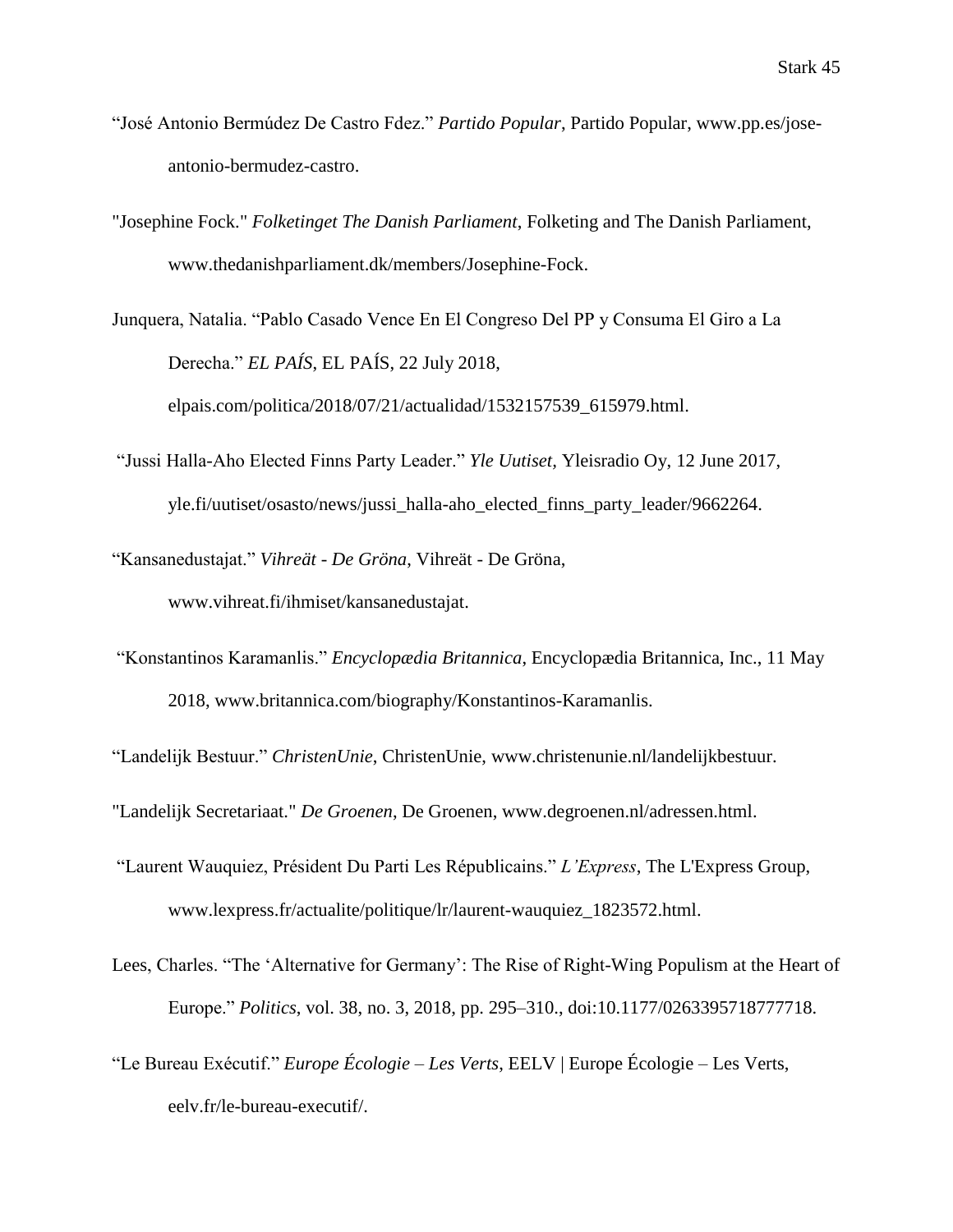"José Antonio Bermúdez De Castro Fdez." *Partido Popular*, Partido Popular, www.pp.es/jose-antonio-bermudez-castro.

"Josephine Fock." *Folketinget The Danish Parliament*, Folketing and The Danish Parliament, www.thedanishparliament.dk/members/Josephine-Fock.

Junquera, Natalia. "Pablo Casado Vence En El Congreso Del PP y Consuma El Giro a La Derecha." *EL PAÍS*, EL PAÍS, 22 July 2018, elpais.com/politica/2018/07/21/actualidad/1532157539_615979.html.

"Jussi Halla-Aho Elected Finns Party Leader." *Yle Uutiset*, Yleisradio Oy, 12 June 2017, yle.fi/uutiset/osasto/news/jussi_halla-aho_elected_finns_party_leader/9662264.

"Kansanedustajat." *Vihreät - De Gröna*, Vihreät - De Gröna, www.vihreat.fi/ihmiset/kansanedustajat.

"Konstantinos Karamanlis." *Encyclopædia Britannica*, Encyclopædia Britannica, Inc., 11 May 2018, www.britannica.com/biography/Konstantinos-Karamanlis.

"Landelijk Bestuur." *ChristenUnie*, ChristenUnie, www.christenunie.nl/landelijkbestuur.

"Landelijk Secretariaat." *De Groenen*, De Groenen, www.degroenen.nl/adressen.html.

"Laurent Wauquiez, Président Du Parti Les Républicains." *L'Express*, The L'Express Group, www.lexpress.fr/actualite/politique/lr/laurent-wauquiez_1823572.html.

Lees, Charles. "The 'Alternative for Germany': The Rise of Right-Wing Populism at the Heart of Europe." *Politics*, vol. 38, no. 3, 2018, pp. 295–310., doi:10.1177/0263395718777718.

"Le Bureau Exécutif." *Europe Écologie – Les Verts*, EELV | Europe Écologie – Les Verts, eelv.fr/le-bureau-executif/.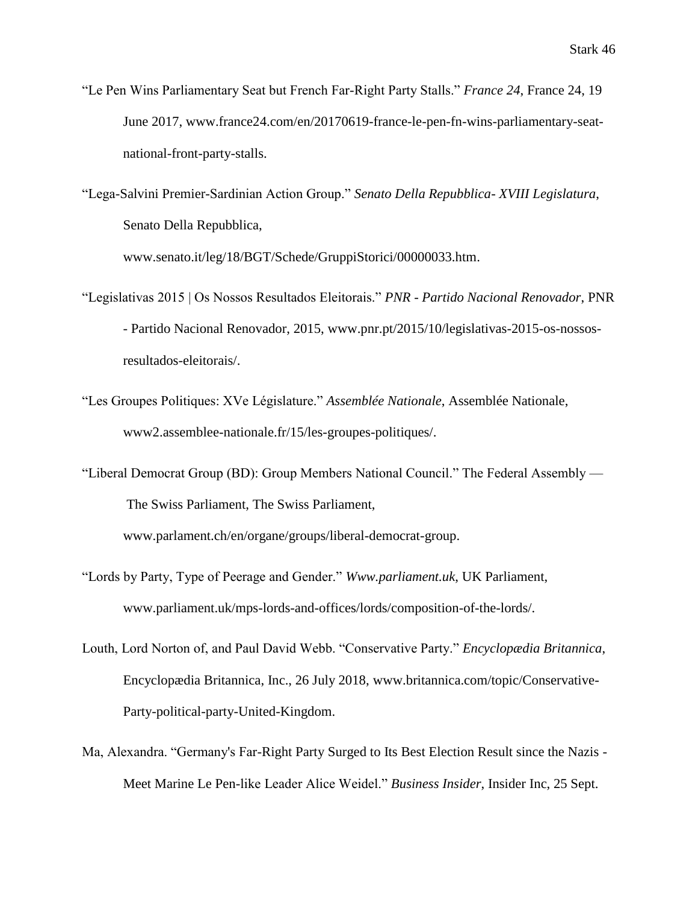“Le Pen Wins Parliamentary Seat but French Far-Right Party Stalls.” *France 24*, France 24, 19 June 2017, www.france24.com/en/20170619-france-le-pen-fn-wins-parliamentary-seat-national-front-party-stalls.

“Lega-Salvini Premier-Sardinian Action Group.” *Senato Della Repubblica- XVIII Legislatura*, Senato Della Repubblica, www.senato.it/leg/18/BGT/Schede/GruppiStorici/00000033.htm.

“Legislativas 2015 | Os Nossos Resultados Eleitorais.” *PNR - Partido Nacional Renovador*, PNR - Partido Nacional Renovador, 2015, www.pnr.pt/2015/10/legislativas-2015-os-nossos-resultados-eleitorais/.

“Les Groupes Politiques: XVe Législature.” *Assemblée Nationale*, Assemblée Nationale, www2.assemblee-nationale.fr/15/les-groupes-politiques/.

“Liberal Democrat Group (BD): Group Members National Council.” The Federal Assembly — The Swiss Parliament, The Swiss Parliament, www.parlament.ch/en/organe/groups/liberal-democrat-group.

“Lords by Party, Type of Peerage and Gender.” *Www.parliament.uk*, UK Parliament, www.parliament.uk/mps-lords-and-offices/lords/composition-of-the-lords/.

Louth, Lord Norton of, and Paul David Webb. “Conservative Party.” *Encyclopædia Britannica*, Encyclopædia Britannica, Inc., 26 July 2018, www.britannica.com/topic/Conservative-Party-political-party-United-Kingdom.

Ma, Alexandra. “Germany's Far-Right Party Surged to Its Best Election Result since the Nazis - Meet Marine Le Pen-like Leader Alice Weidel.” *Business Insider*, Insider Inc, 25 Sept.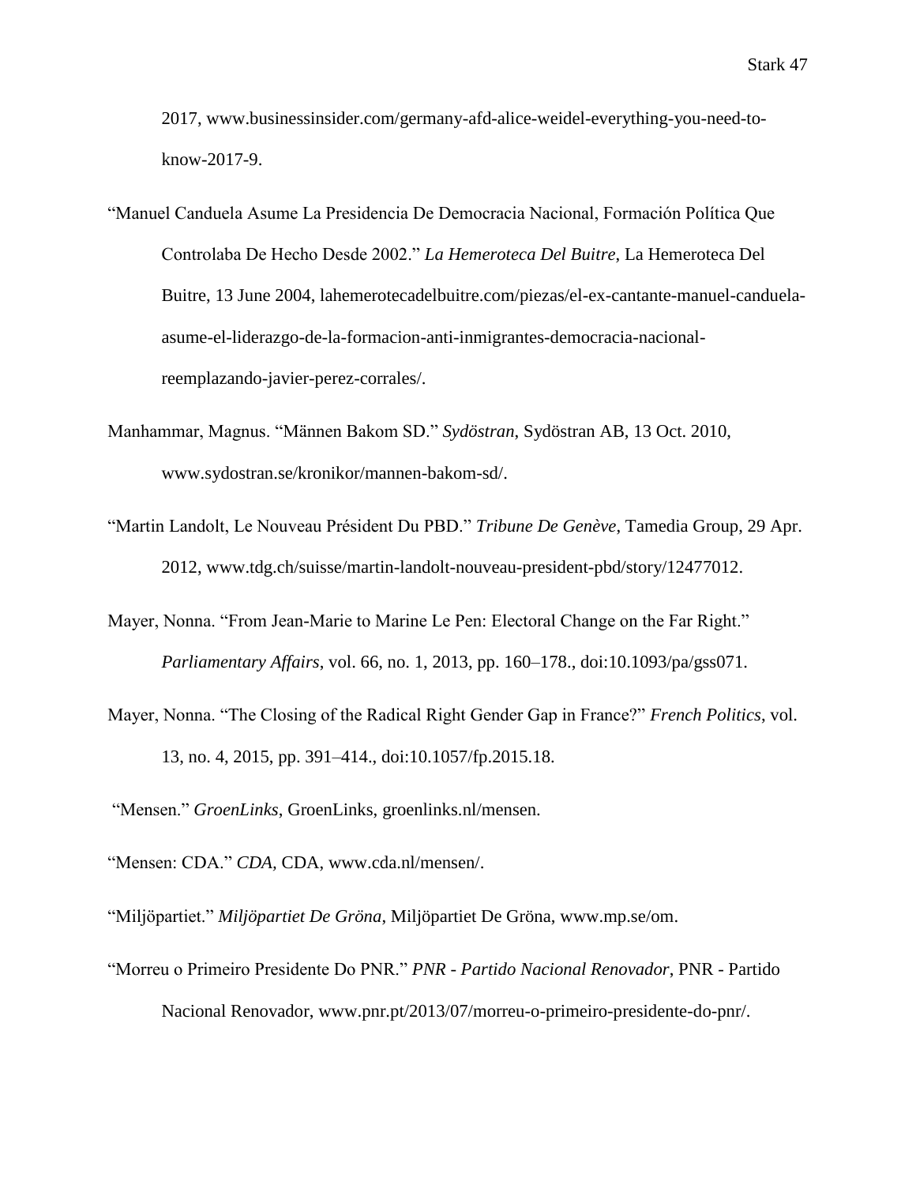2017, www.businessinsider.com/germany-afd-alice-weidel-everything-you-need-to-know-2017-9.

"Manuel Canduela Asume La Presidencia De Democracia Nacional, Formación Política Que Controlaba De Hecho Desde 2002." *La Hemeroteca Del Buitre*, La Hemeroteca Del Buitre, 13 June 2004, lahemerotecadelbuitre.com/piezas/el-ex-cantante-manuel-canduela-asume-el-liderazgo-de-la-formacion-anti-inmigrantes-democracia-nacional-reemplazando-javier-perez-corrales/.

Manhammar, Magnus. "Männen Bakom SD." *Sydöstran*, Sydöstran AB, 13 Oct. 2010, www.sydostran.se/kronikor/mannen-bakom-sd/.

"Martin Landolt, Le Nouveau Président Du PBD." *Tribune De Genève*, Tamedia Group, 29 Apr. 2012, www.tdg.ch/suisse/martin-landolt-nouveau-president-pbd/story/12477012.

Mayer, Nonna. "From Jean-Marie to Marine Le Pen: Electoral Change on the Far Right." *Parliamentary Affairs*, vol. 66, no. 1, 2013, pp. 160–178., doi:10.1093/pa/gss071.

Mayer, Nonna. "The Closing of the Radical Right Gender Gap in France?" *French Politics*, vol. 13, no. 4, 2015, pp. 391–414., doi:10.1057/fp.2015.18.

"Mensen." *GroenLinks*, GroenLinks, groenlinks.nl/mensen.

"Mensen: CDA." *CDA*, CDA, www.cda.nl/mensen/.

"Miljöpartiet." *Miljöpartiet De Gröna*, Miljöpartiet De Gröna, www.mp.se/om.

"Morreu o Primeiro Presidente Do PNR." *PNR - Partido Nacional Renovador*, PNR - Partido Nacional Renovador, www.pnr.pt/2013/07/morreu-o-primeiro-presidente-do-pnr/.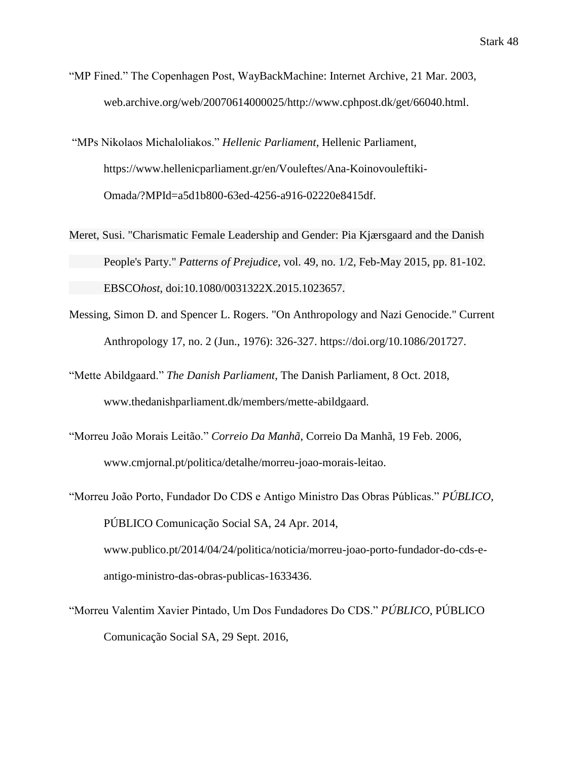"MP Fined." The Copenhagen Post, WayBackMachine: Internet Archive, 21 Mar. 2003, web.archive.org/web/20070614000025/http://www.cphpost.dk/get/66040.html.

"MPs Nikolaos Michaloliakos." *Hellenic Parliament*, Hellenic Parliament, https://www.hellenicparliament.gr/en/Vouleftes/Ana-Koinovouleftiki-Omada/?MPId=a5d1b800-63ed-4256-a916-02220e8415df.

Meret, Susi. "Charismatic Female Leadership and Gender: Pia Kjærsgaard and the Danish People's Party." *Patterns of Prejudice*, vol. 49, no. 1/2, Feb-May 2015, pp. 81-102. EBSCO*host*, doi:10.1080/0031322X.2015.1023657.

Messing, Simon D. and Spencer L. Rogers. "On Anthropology and Nazi Genocide." Current Anthropology 17, no. 2 (Jun., 1976): 326-327. https://doi.org/10.1086/201727.

"Mette Abildgaard." *The Danish Parliament*, The Danish Parliament, 8 Oct. 2018, www.thedanishparliament.dk/members/mette-abildgaard.

"Morreu João Morais Leitão." *Correio Da Manhã*, Correio Da Manhã, 19 Feb. 2006, www.cmjornal.pt/politica/detalhe/morreu-joao-morais-leitao.

"Morreu João Porto, Fundador Do CDS e Antigo Ministro Das Obras Públicas." *PÚBLICO*, PÚBLICO Comunicação Social SA, 24 Apr. 2014, www.publico.pt/2014/04/24/politica/noticia/morreu-joao-porto-fundador-do-cds-e-antigo-ministro-das-obras-publicas-1633436.

"Morreu Valentim Xavier Pintado, Um Dos Fundadores Do CDS." *PÚBLICO*, PÚBLICO Comunicação Social SA, 29 Sept. 2016,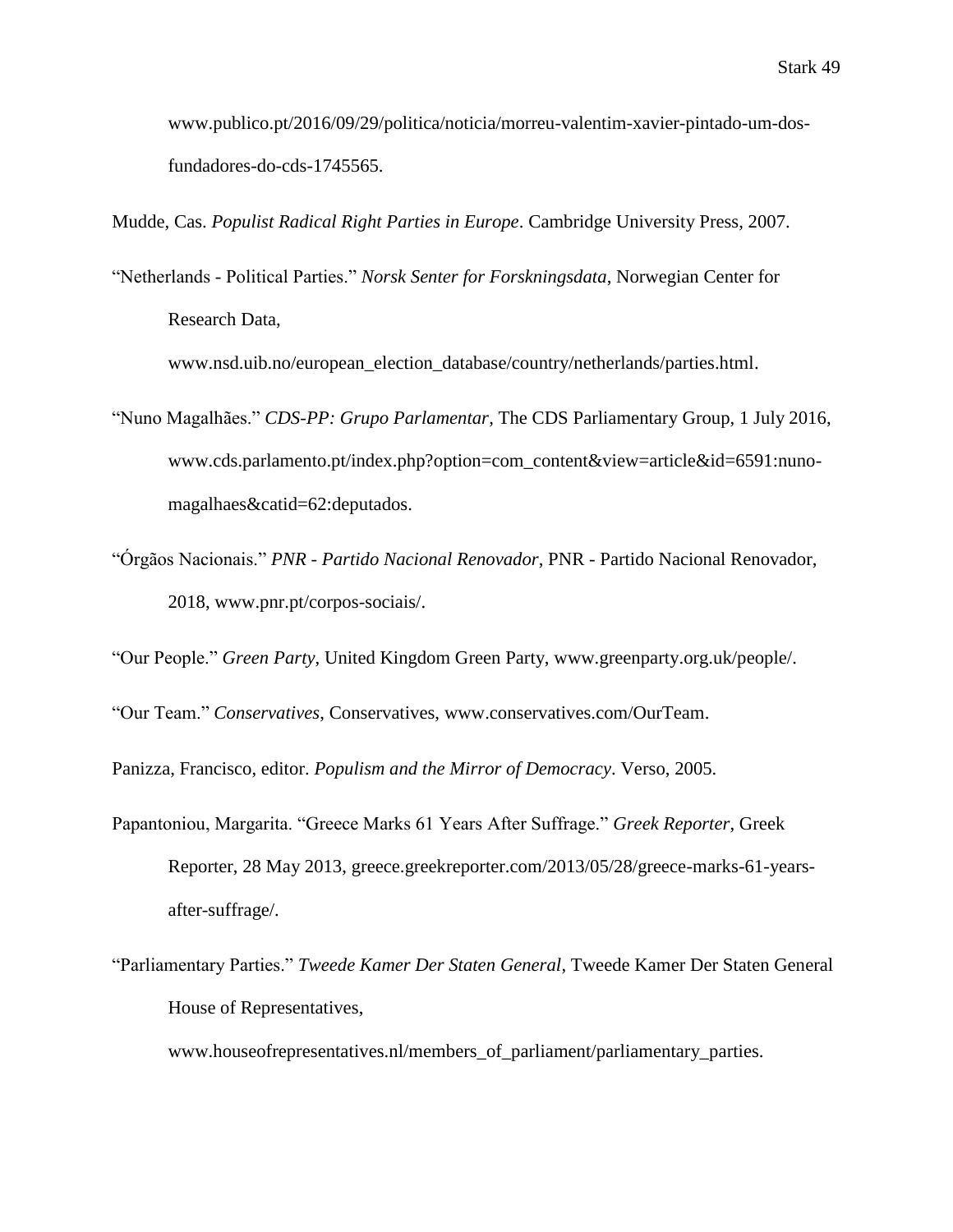www.publico.pt/2016/09/29/politica/noticia/morreu-valentim-xavier-pintado-um-dos-fundadores-do-cds-1745565.

Mudde, Cas. *Populist Radical Right Parties in Europe*. Cambridge University Press, 2007.

"Netherlands - Political Parties." *Norsk Senter for Forskningsdata*, Norwegian Center for Research Data, www.nsd.uib.no/european_election_database/country/netherlands/parties.html.

"Nuno Magalhães." *CDS-PP: Grupo Parlamentar*, The CDS Parliamentary Group, 1 July 2016, www.cds.parlamento.pt/index.php?option=com_content&view=article&id=6591:nuno-magalhaes&catid=62:deputados.

"Órgãos Nacionais." *PNR - Partido Nacional Renovador*, PNR - Partido Nacional Renovador, 2018, www.pnr.pt/corpos-sociais/.

"Our People." *Green Party*, United Kingdom Green Party, www.greenparty.org.uk/people/.

"Our Team." *Conservatives*, Conservatives, www.conservatives.com/OurTeam.

Panizza, Francisco, editor. *Populism and the Mirror of Democracy*. Verso, 2005.

Papantoniou, Margarita. "Greece Marks 61 Years After Suffrage." *Greek Reporter*, Greek Reporter, 28 May 2013, greece.greekreporter.com/2013/05/28/greece-marks-61-years-after-suffrage/.

"Parliamentary Parties." *Tweede Kamer Der Staten General*, Tweede Kamer Der Staten General House of Representatives, www.houseofrepresentatives.nl/members_of_parliament/parliamentary_parties.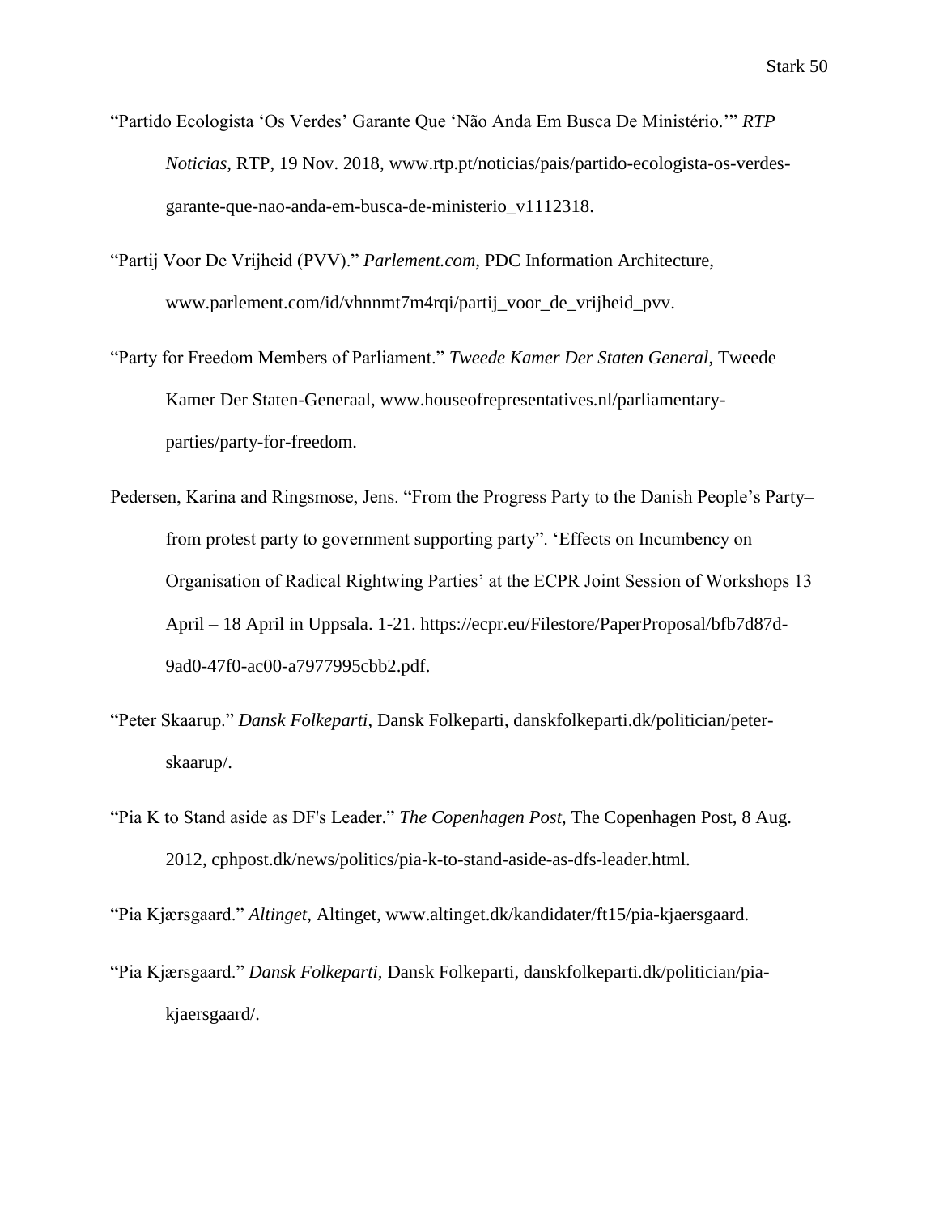“Partido Ecologista ‘Os Verdes’ Garante Que ‘Não Anda Em Busca De Ministério.’” *RTP Noticias*, RTP, 19 Nov. 2018, www.rtp.pt/noticias/pais/partido-ecologista-os-verdes-garante-que-nao-anda-em-busca-de-ministerio_v1112318.

“Partij Voor De Vrijheid (PVV).” *Parlement.com*, PDC Information Architecture, www.parlement.com/id/vhnnmt7m4rqi/partij_voor_de_vrijheid_pvv.

“Party for Freedom Members of Parliament.” *Tweede Kamer Der Staten General*, Tweede Kamer Der Staten-Generaal, www.houseofrepresentatives.nl/parliamentary-parties/party-for-freedom.

Pedersen, Karina and Ringsmose, Jens. “From the Progress Party to the Danish People’s Party– from protest party to government supporting party”. ‘Effects on Incumbency on Organisation of Radical Rightwing Parties’ at the ECPR Joint Session of Workshops 13 April – 18 April in Uppsala. 1-21. https://ecpr.eu/Filestore/PaperProposal/bfb7d87d-9ad0-47f0-ac00-a7977995cbb2.pdf.

“Peter Skaarup.” *Dansk Folkeparti*, Dansk Folkeparti, danskfolkeparti.dk/politician/peter-skaarup/.

“Pia K to Stand aside as DF's Leader.” *The Copenhagen Post*, The Copenhagen Post, 8 Aug. 2012, cphpost.dk/news/politics/pia-k-to-stand-aside-as-dfs-leader.html.

“Pia Kjærsgaard.” *Altinget*, Altinget, www.altinget.dk/kandidater/ft15/pia-kjaersgaard.

“Pia Kjærsgaard.” *Dansk Folkeparti*, Dansk Folkeparti, danskfolkeparti.dk/politician/pia-kjaersgaard/.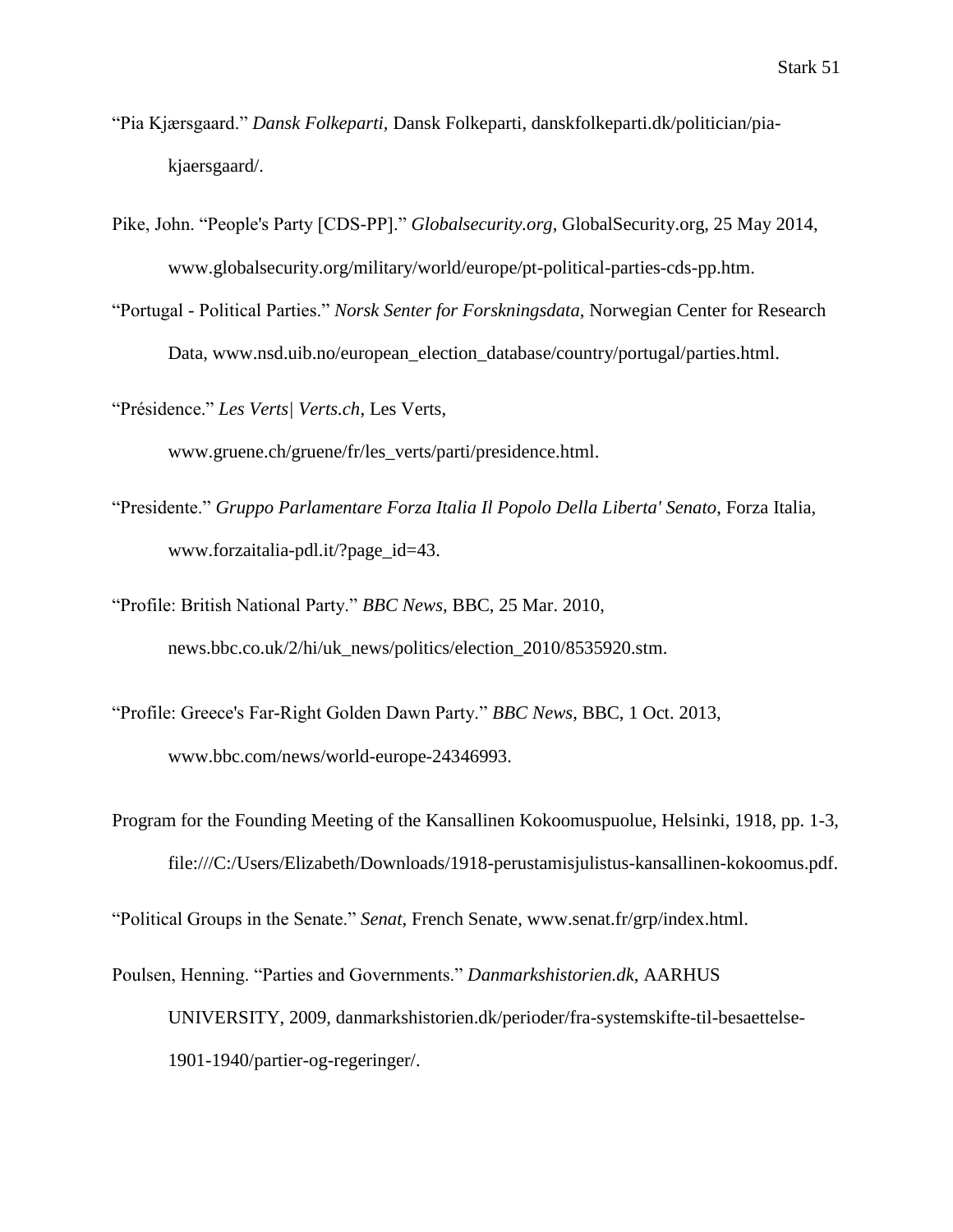“Pia Kjærsgaard.” *Dansk Folkeparti*, Dansk Folkeparti, danskfolkeparti.dk/politician/pia-kjaersgaard/.

Pike, John. “People's Party [CDS-PP].” *Globalsecurity.org*, GlobalSecurity.org, 25 May 2014, www.globalsecurity.org/military/world/europe/pt-political-parties-cds-pp.htm.

“Portugal - Political Parties.” *Norsk Senter for Forskningsdata*, Norwegian Center for Research Data, www.nsd.uib.no/european_election_database/country/portugal/parties.html.

“Présidence.” *Les Verts| Verts.ch*, Les Verts, www.gruene.ch/gruene/fr/les_verts/parti/presidence.html.

“Presidente.” *Gruppo Parlamentare Forza Italia Il Popolo Della Liberta' Senato*, Forza Italia, www.forzaitalia-pdl.it/?page_id=43.

“Profile: British National Party.” *BBC News*, BBC, 25 Mar. 2010, news.bbc.co.uk/2/hi/uk_news/politics/election_2010/8535920.stm.

“Profile: Greece's Far-Right Golden Dawn Party.” *BBC News*, BBC, 1 Oct. 2013, www.bbc.com/news/world-europe-24346993.

Program for the Founding Meeting of the Kansallinen Kokoomuspuolue, Helsinki, 1918, pp. 1-3, file:///C:/Users/Elizabeth/Downloads/1918-perustamisjulistus-kansallinen-kokoomus.pdf.

“Political Groups in the Senate.” *Senat*, French Senate, www.senat.fr/grp/index.html.

Poulsen, Henning. “Parties and Governments.” *Danmarkshistorien.dk*, AARHUS UNIVERSITY, 2009, danmarkshistorien.dk/perioder/fra-systemskifte-til-besaettelse-1901-1940/partier-og-regeringer/.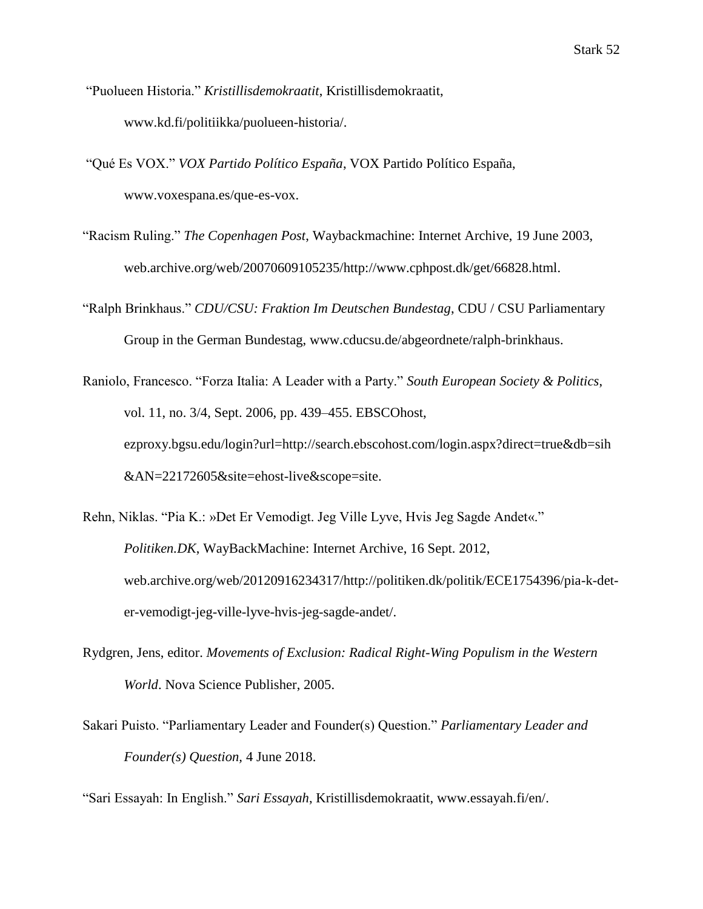"Puolueen Historia." *Kristillisdemokraatit*, Kristillisdemokraatit, www.kd.fi/politiikka/puolueen-historia/.

"Qué Es VOX." *VOX Partido Político España*, VOX Partido Político España, www.voxespana.es/que-es-vox.

"Racism Ruling." *The Copenhagen Post*, Waybackmachine: Internet Archive, 19 June 2003, web.archive.org/web/20070609105235/http://www.cphpost.dk/get/66828.html.

"Ralph Brinkhaus." *CDU/CSU: Fraktion Im Deutschen Bundestag*, CDU / CSU Parliamentary Group in the German Bundestag, www.cducsu.de/abgeordnete/ralph-brinkhaus.

Raniolo, Francesco. "Forza Italia: A Leader with a Party." *South European Society & Politics*, vol. 11, no. 3/4, Sept. 2006, pp. 439–455. EBSCOhost, ezproxy.bgsu.edu/login?url=http://search.ebscohost.com/login.aspx?direct=true&db=sih&AN=22172605&site=ehost-live&scope=site.

Rehn, Niklas. "Pia K.: »Det Er Vemodigt. Jeg Ville Lyve, Hvis Jeg Sagde Andet«." *Politiken.DK*, WayBackMachine: Internet Archive, 16 Sept. 2012, web.archive.org/web/20120916234317/http://politiken.dk/politik/ECE1754396/pia-k-det-er-vemodigt-jeg-ville-lyve-hvis-jeg-sagde-andet/.

Rydgren, Jens, editor. *Movements of Exclusion: Radical Right-Wing Populism in the Western World*. Nova Science Publisher, 2005.

Sakari Puisto. "Parliamentary Leader and Founder(s) Question." *Parliamentary Leader and Founder(s) Question*, 4 June 2018.

"Sari Essayah: In English." *Sari Essayah*, Kristillisdemokraatit, www.essayah.fi/en/.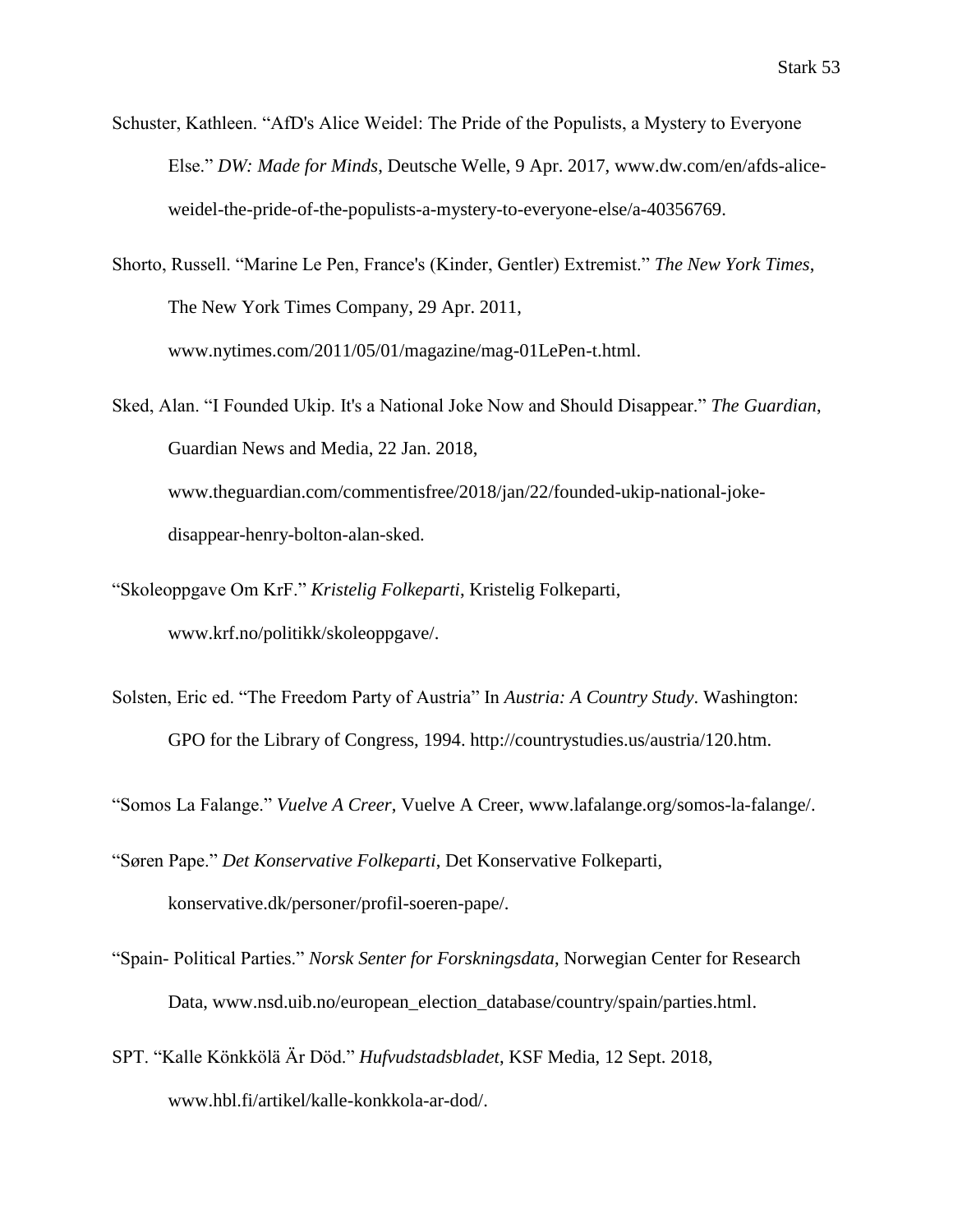Schuster, Kathleen. “AfD's Alice Weidel: The Pride of the Populists, a Mystery to Everyone Else.” *DW: Made for Minds*, Deutsche Welle, 9 Apr. 2017, www.dw.com/en/afds-alice-weidel-the-pride-of-the-populists-a-mystery-to-everyone-else/a-40356769.

Shorto, Russell. “Marine Le Pen, France's (Kinder, Gentler) Extremist.” *The New York Times*, The New York Times Company, 29 Apr. 2011, www.nytimes.com/2011/05/01/magazine/mag-01LePen-t.html.

Sked, Alan. “I Founded Ukip. It's a National Joke Now and Should Disappear.” *The Guardian*, Guardian News and Media, 22 Jan. 2018, www.theguardian.com/commentisfree/2018/jan/22/founded-ukip-national-joke-disappear-henry-bolton-alan-sked.

“Skoleoppgave Om KrF.” *Kristelig Folkeparti*, Kristelig Folkeparti, www.krf.no/politikk/skoleoppgave/.

Solsten, Eric ed. “The Freedom Party of Austria” In *Austria: A Country Study*. Washington: GPO for the Library of Congress, 1994. http://countrystudies.us/austria/120.htm.

“Somos La Falange.” *Vuelve A Creer*, Vuelve A Creer, www.lafalange.org/somos-la-falange/.

“Søren Pape.” *Det Konservative Folkeparti*, Det Konservative Folkeparti, konservative.dk/personer/profil-soeren-pape/.

“Spain- Political Parties.” *Norsk Senter for Forskningsdata*, Norwegian Center for Research Data, www.nsd.uib.no/european_election_database/country/spain/parties.html.

SPT. “Kalle Könkkölä Är Död.” *Hufvudstadsbladet*, KSF Media, 12 Sept. 2018, www.hbl.fi/artikel/kalle-konkkola-ar-dod/.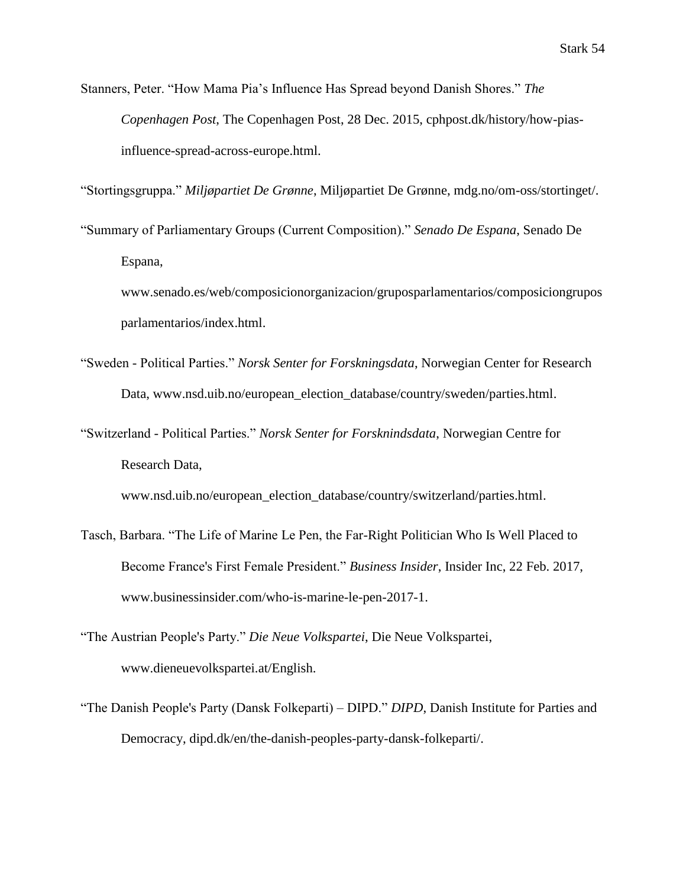Stanners, Peter. "How Mama Pia's Influence Has Spread beyond Danish Shores." *The Copenhagen Post*, The Copenhagen Post, 28 Dec. 2015, cphpost.dk/history/how-pias-influence-spread-across-europe.html.

"Stortingsgruppa." *Miljøpartiet De Grønne*, Miljøpartiet De Grønne, mdg.no/om-oss/stortinget/.

"Summary of Parliamentary Groups (Current Composition)." *Senado De Espana*, Senado De Espana, www.senado.es/web/composicionorganizacion/gruposparlamentarios/composiciongruposparlamentarios/index.html.

"Sweden - Political Parties." *Norsk Senter for Forskningsdata*, Norwegian Center for Research Data, www.nsd.uib.no/european_election_database/country/sweden/parties.html.

"Switzerland - Political Parties." *Norsk Senter for Forsknindsdata*, Norwegian Centre for Research Data, www.nsd.uib.no/european_election_database/country/switzerland/parties.html.

Tasch, Barbara. "The Life of Marine Le Pen, the Far-Right Politician Who Is Well Placed to Become France's First Female President." *Business Insider*, Insider Inc, 22 Feb. 2017, www.businessinsider.com/who-is-marine-le-pen-2017-1.

"The Austrian People's Party." *Die Neue Volkspartei*, Die Neue Volkspartei, www.dieneuevolkspartei.at/English.

"The Danish People's Party (Dansk Folkeparti) – DIPD." *DIPD*, Danish Institute for Parties and Democracy, dipd.dk/en/the-danish-peoples-party-dansk-folkeparti/.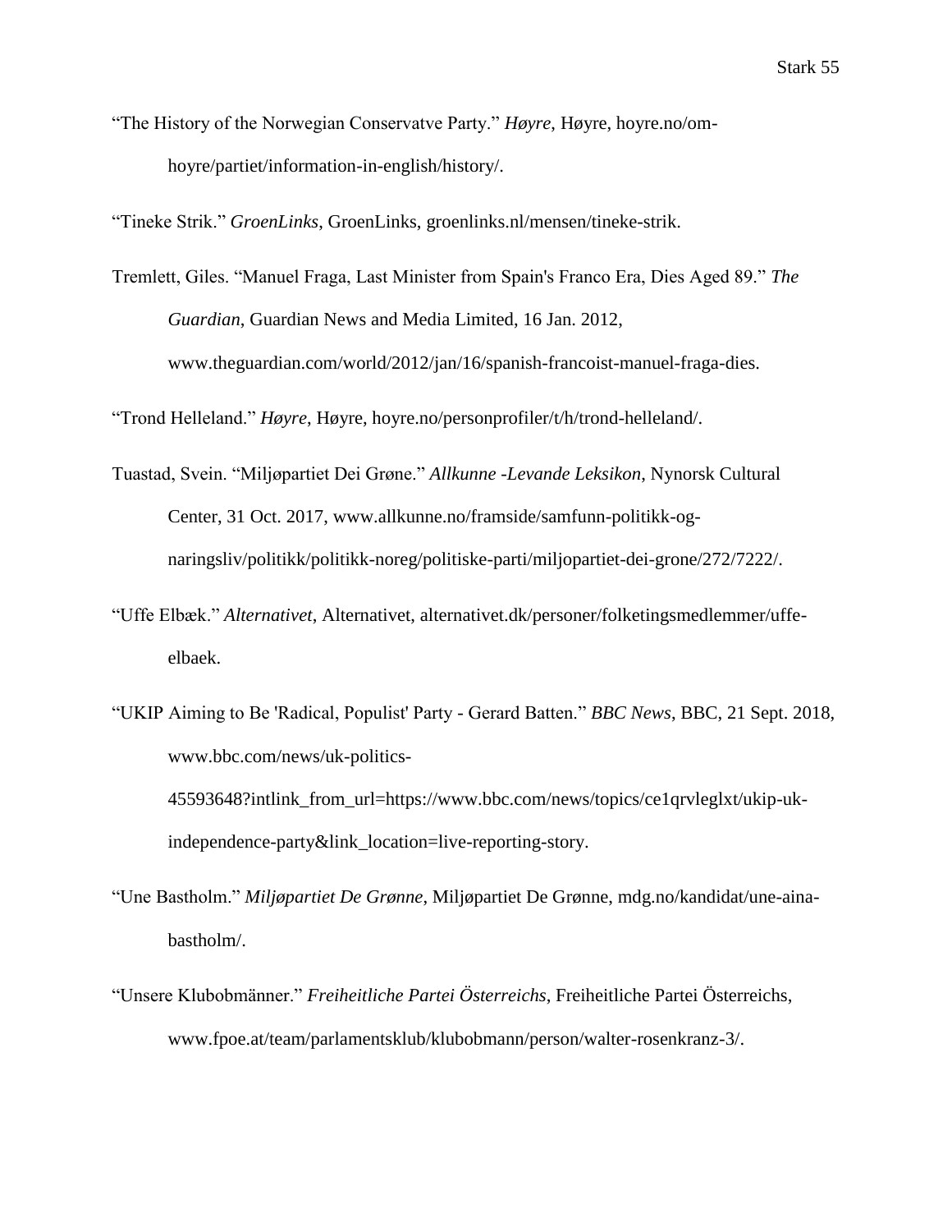"The History of the Norwegian Conservatve Party." *Høyre*, Høyre, hoyre.no/om-hoyre/partiet/information-in-english/history/.

"Tineke Strik." *GroenLinks*, GroenLinks, groenlinks.nl/mensen/tineke-strik.

Tremlett, Giles. "Manuel Fraga, Last Minister from Spain's Franco Era, Dies Aged 89." *The Guardian*, Guardian News and Media Limited, 16 Jan. 2012, www.theguardian.com/world/2012/jan/16/spanish-francoist-manuel-fraga-dies.

"Trond Helleland." *Høyre*, Høyre, hoyre.no/personprofiler/t/h/trond-helleland/.

Tuastad, Svein. "Miljøpartiet Dei Grøne." *Allkunne -Levande Leksikon*, Nynorsk Cultural Center, 31 Oct. 2017, www.allkunne.no/framside/samfunn-politikk-og-naringsliv/politikk/politikk-noreg/politiske-parti/miljopartiet-dei-grone/272/7222/.

"Uffe Elbæk." *Alternativet*, Alternativet, alternativet.dk/personer/folketingsmedlemmer/uffe-elbaek.

"UKIP Aiming to Be 'Radical, Populist' Party - Gerard Batten." *BBC News*, BBC, 21 Sept. 2018, www.bbc.com/news/uk-politics-45593648?intlink_from_url=https://www.bbc.com/news/topics/ce1qrvleglxt/ukip-uk-independence-party&link_location=live-reporting-story.

"Une Bastholm." *Miljøpartiet De Grønne*, Miljøpartiet De Grønne, mdg.no/kandidat/une-aina-bastholm/.

"Unsere Klubobmänner." *Freiheitliche Partei Österreichs*, Freiheitliche Partei Österreichs, www.fpoe.at/team/parlamentsklub/klubobmann/person/walter-rosenkranz-3/.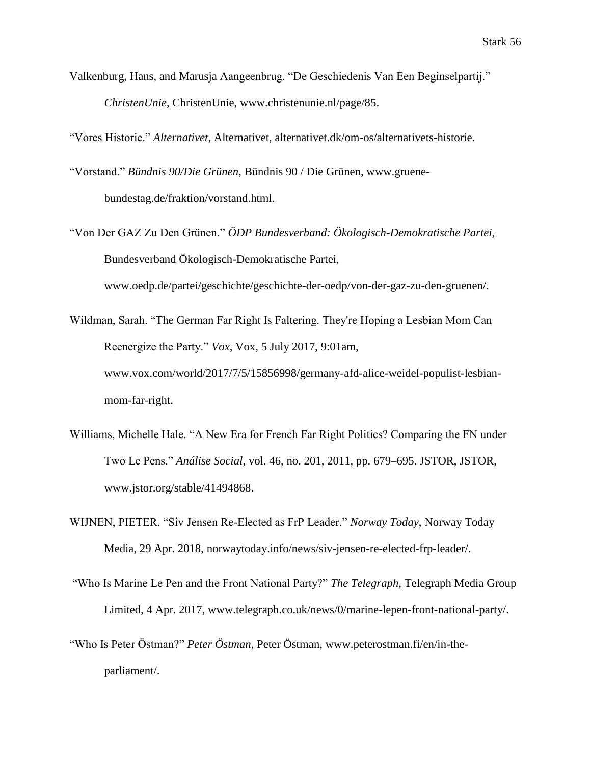Valkenburg, Hans, and Marusja Aangeenbrug. "De Geschiedenis Van Een Beginselpartij." *ChristenUnie*, ChristenUnie, www.christenunie.nl/page/85.

"Vores Historie." *Alternativet*, Alternativet, alternativet.dk/om-os/alternativets-historie.

"Vorstand." *Bündnis 90/Die Grünen*, Bündnis 90 / Die Grünen, www.gruene-bundestag.de/fraktion/vorstand.html.

"Von Der GAZ Zu Den Grünen." *ÖDP Bundesverband: Ökologisch-Demokratische Partei*, Bundesverband Ökologisch-Demokratische Partei, www.oedp.de/partei/geschichte/geschichte-der-oedp/von-der-gaz-zu-den-gruenen/.

Wildman, Sarah. "The German Far Right Is Faltering. They're Hoping a Lesbian Mom Can Reenergize the Party." *Vox*, Vox, 5 July 2017, 9:01am, www.vox.com/world/2017/7/5/15856998/germany-afd-alice-weidel-populist-lesbian-mom-far-right.

Williams, Michelle Hale. "A New Era for French Far Right Politics? Comparing the FN under Two Le Pens." *Análise Social*, vol. 46, no. 201, 2011, pp. 679–695. JSTOR, JSTOR, www.jstor.org/stable/41494868.

WIJNEN, PIETER. "Siv Jensen Re-Elected as FrP Leader." *Norway Today*, Norway Today Media, 29 Apr. 2018, norwaytoday.info/news/siv-jensen-re-elected-frp-leader/.

"Who Is Marine Le Pen and the Front National Party?" *The Telegraph*, Telegraph Media Group Limited, 4 Apr. 2017, www.telegraph.co.uk/news/0/marine-lepen-front-national-party/.

"Who Is Peter Östman?" *Peter Östman*, Peter Östman, www.peterostman.fi/en/in-the-parliament/.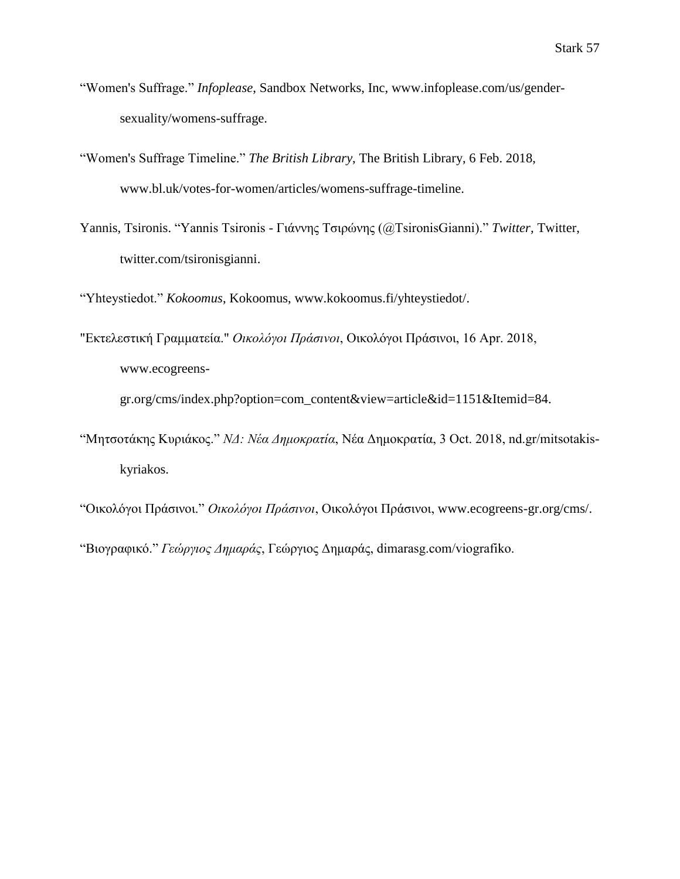"Women's Suffrage." *Infoplease*, Sandbox Networks, Inc, www.infoplease.com/us/gender-sexuality/womens-suffrage.

"Women's Suffrage Timeline." *The British Library*, The British Library, 6 Feb. 2018, www.bl.uk/votes-for-women/articles/womens-suffrage-timeline.

Yannis, Tsironis. "Yannis Tsironis - Γιάννης Τσιρώνης (@TsironisGianni)." *Twitter*, Twitter, twitter.com/tsironisgianni.

"Yhteystiedot." *Kokoomus*, Kokoomus, www.kokoomus.fi/yhteystiedot/.

"Εκτελεστική Γραμματεία." *Οικολόγοι Πράσινοι*, Οικολόγοι Πράσινοι, 16 Apr. 2018, www.ecogreens-gr.org/cms/index.php?option=com_content&view=article&id=1151&Itemid=84.

"Μητσοτάκης Κυριάκος." *ΝΔ: Νέα Δημοκρατία*, Νέα Δημοκρατία, 3 Oct. 2018, nd.gr/mitsotakis-kyriakos.

"Οικολόγοι Πράσινοι." *Οικολόγοι Πράσινοι*, Οικολόγοι Πράσινοι, www.ecogreens-gr.org/cms/.

"Βιογραφικό." *Γεώργιος Δημαράς*, Γεώργιος Δημαράς, dimarasg.com/viografiko.